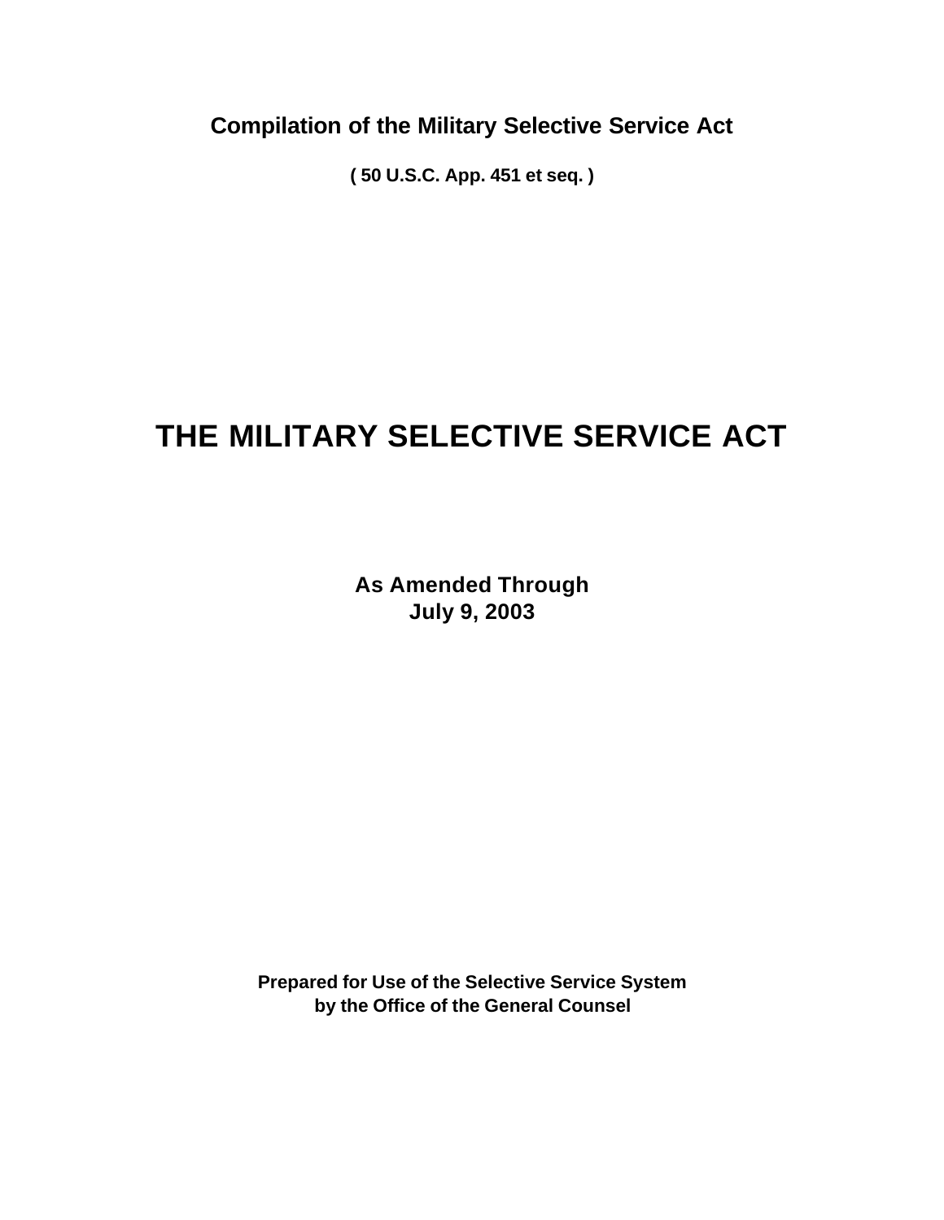**Compilation of the Military Selective Service Act**

**( 50 U.S.C. App. 451 et seq. )**

# THE MILITARY SELECTIVE SERVICE ACT

**As Amended Through**
**July 9, 2003**

**Prepared for Use of the Selective Service System**
**by the Office of the General Counsel**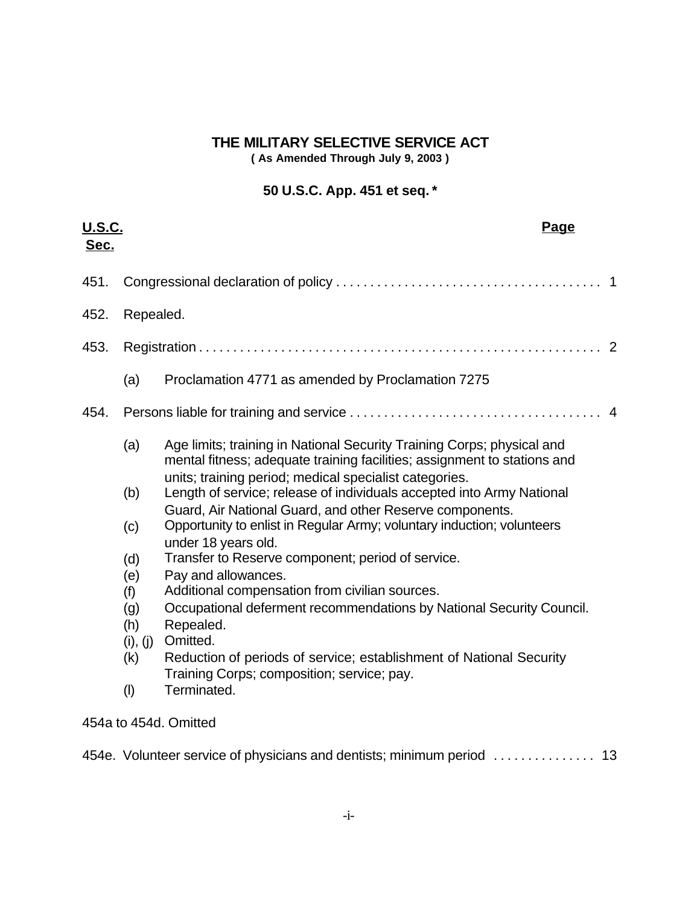# THE MILITARY SELECTIVE SERVICE ACT

**( As Amended Through July 9, 2003 )**

**50 U.S.C. App. 451 et seq. ***

| **U.S.C. Sec.** | | | **Page** |
|---|---|---|---|
| 451. | Congressional declaration of policy | | 1 |
| 452. | Repealed. | | |
| 453. | Registration | | 2 |
| | (a) | Proclamation 4771 as amended by Proclamation 7275 | |
| 454. | Persons liable for training and service | | 4 |
| | (a) | Age limits; training in National Security Training Corps; physical and mental fitness; adequate training facilities; assignment to stations and units; training period; medical specialist categories. | |
| | (b) | Length of service; release of individuals accepted into Army National Guard, Air National Guard, and other Reserve components. | |
| | (c) | Opportunity to enlist in Regular Army; voluntary induction; volunteers under 18 years old. | |
| | (d) | Transfer to Reserve component; period of service. | |
| | (e) | Pay and allowances. | |
| | (f) | Additional compensation from civilian sources. | |
| | (g) | Occupational deferment recommendations by National Security Council. | |
| | (h) | Repealed. | |
| | (i), (j) | Omitted. | |
| | (k) | Reduction of periods of service; establishment of National Security Training Corps; composition; service; pay. | |
| | (l) | Terminated. | |
| 454a to 454d. | Omitted | | |
| 454e. | Volunteer service of physicians and dentists; minimum period | | 13 |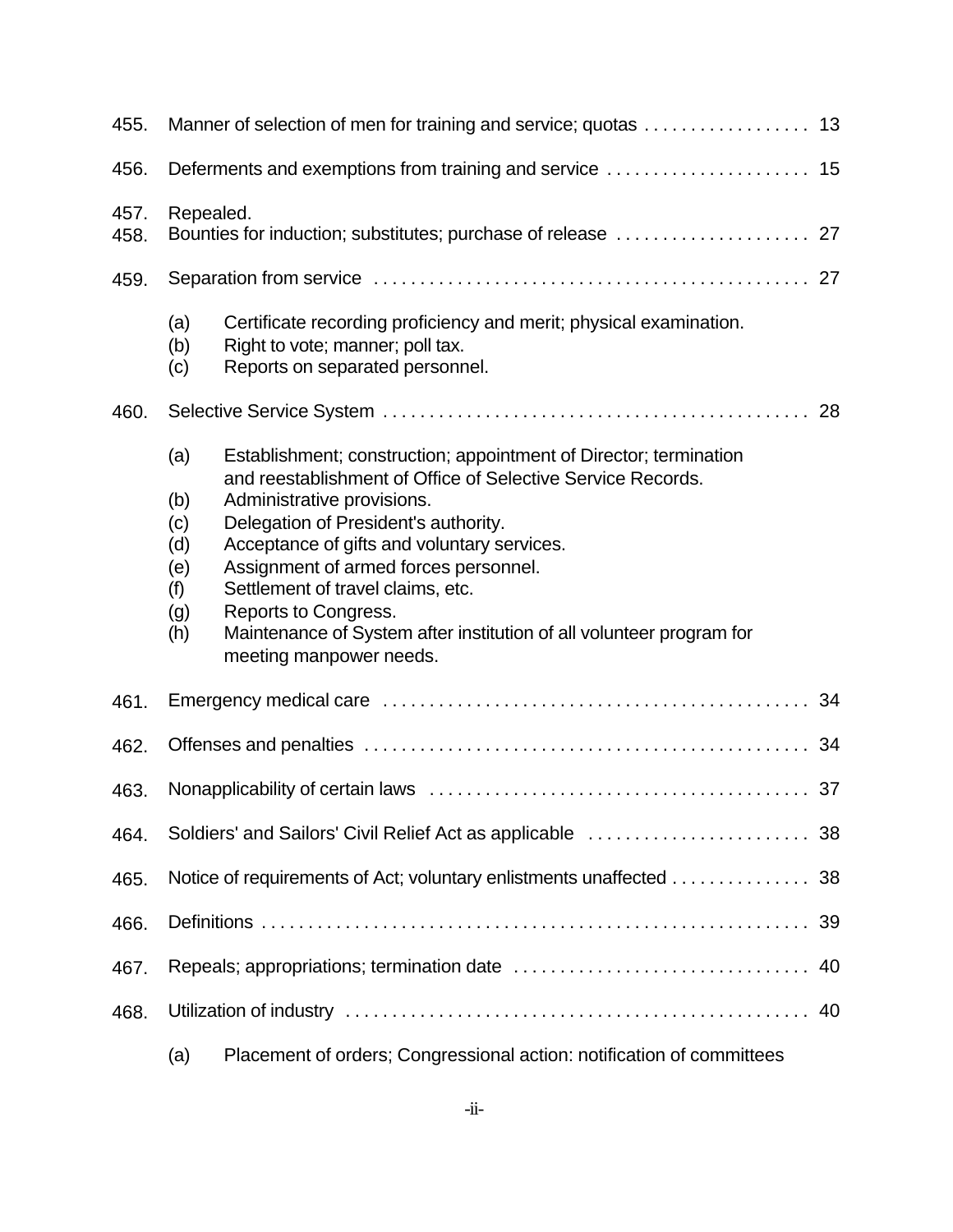455. Manner of selection of men for training and service; quotas . . . . . . . . . . . . . . . . . . 13

456. Deferments and exemptions from training and service . . . . . . . . . . . . . . . . . . . . . . 15

457. Repealed.

458. Bounties for induction; substitutes; purchase of release . . . . . . . . . . . . . . . . . . . . . 27

459. Separation from service . . . . . . . . . . . . . . . . . . . . . . . . . . . . . . . . . . . . . . . . . . . . . . 27

- (a) Certificate recording proficiency and merit; physical examination.
- (b) Right to vote; manner; poll tax.
- (c) Reports on separated personnel.

460. Selective Service System . . . . . . . . . . . . . . . . . . . . . . . . . . . . . . . . . . . . . . . . . . . . . 28

- (a) Establishment; construction; appointment of Director; termination and reestablishment of Office of Selective Service Records.
- (b) Administrative provisions.
- (c) Delegation of President's authority.
- (d) Acceptance of gifts and voluntary services.
- (e) Assignment of armed forces personnel.
- (f) Settlement of travel claims, etc.
- (g) Reports to Congress.
- (h) Maintenance of System after institution of all volunteer program for meeting manpower needs.

461. Emergency medical care . . . . . . . . . . . . . . . . . . . . . . . . . . . . . . . . . . . . . . . . . . . . . 34

462. Offenses and penalties . . . . . . . . . . . . . . . . . . . . . . . . . . . . . . . . . . . . . . . . . . . . . . . 34

463. Nonapplicability of certain laws . . . . . . . . . . . . . . . . . . . . . . . . . . . . . . . . . . . . . . . . 37

464. Soldiers' and Sailors' Civil Relief Act as applicable . . . . . . . . . . . . . . . . . . . . . . . . 38

465. Notice of requirements of Act; voluntary enlistments unaffected . . . . . . . . . . . . . . . 38

466. Definitions . . . . . . . . . . . . . . . . . . . . . . . . . . . . . . . . . . . . . . . . . . . . . . . . . . . . . . . . . . . 39

467. Repeals; appropriations; termination date . . . . . . . . . . . . . . . . . . . . . . . . . . . . . . . . 40

468. Utilization of industry . . . . . . . . . . . . . . . . . . . . . . . . . . . . . . . . . . . . . . . . . . . . . . . . . . 40

- (a) Placement of orders; Congressional action: notification of committees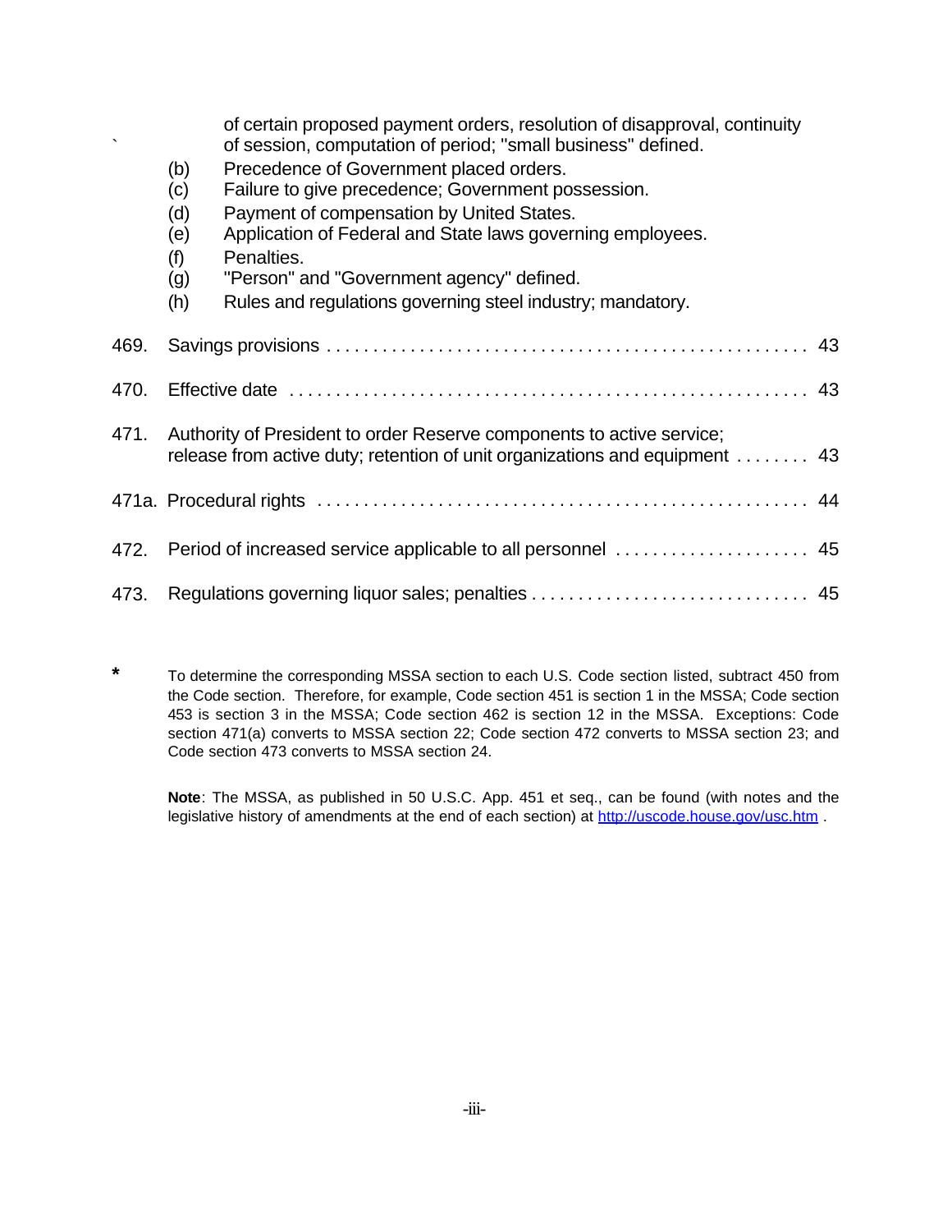of certain proposed payment orders, resolution of disapproval, continuity of session, computation of period; "small business" defined.

(b) Precedence of Government placed orders.
(c) Failure to give precedence; Government possession.
(d) Payment of compensation by United States.
(e) Application of Federal and State laws governing employees.
(f) Penalties.
(g) "Person" and "Government agency" defined.
(h) Rules and regulations governing steel industry; mandatory.

469. Savings provisions . . . . . . . . . . . . . . . . . . . . . . . . . . . . . . . . . . . . . . . . . . . . . . . . . . . 43

470. Effective date . . . . . . . . . . . . . . . . . . . . . . . . . . . . . . . . . . . . . . . . . . . . . . . . . . . . . . 43

471. Authority of President to order Reserve components to active service; release from active duty; retention of unit organizations and equipment . . . . . . . . 43

471a. Procedural rights . . . . . . . . . . . . . . . . . . . . . . . . . . . . . . . . . . . . . . . . . . . . . . . . . . . 44

472. Period of increased service applicable to all personnel . . . . . . . . . . . . . . . . . . . . . 45

473. Regulations governing liquor sales; penalties . . . . . . . . . . . . . . . . . . . . . . . . . . . . . . 45

\* To determine the corresponding MSSA section to each U.S. Code section listed, subtract 450 from the Code section. Therefore, for example, Code section 451 is section 1 in the MSSA; Code section 453 is section 3 in the MSSA; Code section 462 is section 12 in the MSSA. Exceptions: Code section 471(a) converts to MSSA section 22; Code section 472 converts to MSSA section 23; and Code section 473 converts to MSSA section 24.

**Note**: The MSSA, as published in 50 U.S.C. App. 451 et seq., can be found (with notes and the legislative history of amendments at the end of each section) at http://uscode.house.gov/usc.htm .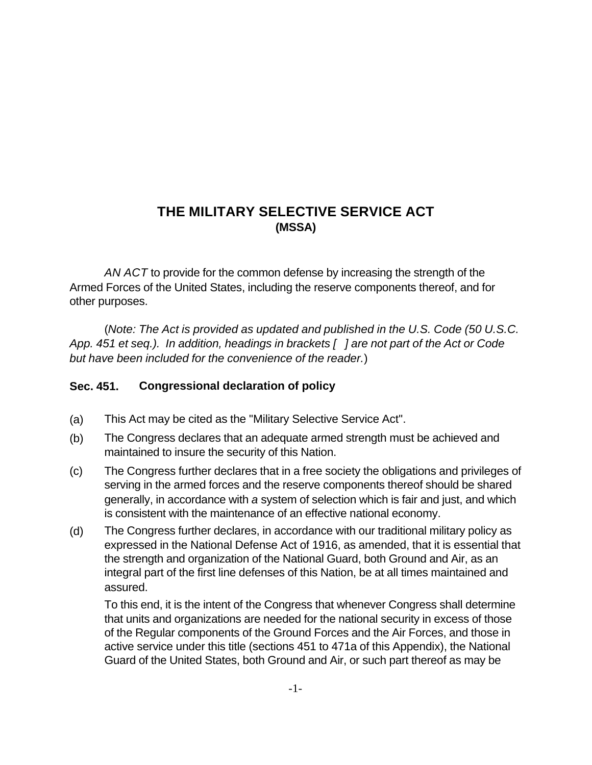# THE MILITARY SELECTIVE SERVICE ACT
## (MSSA)

*AN ACT* to provide for the common defense by increasing the strength of the Armed Forces of the United States, including the reserve components thereof, and for other purposes.

(*Note: The Act is provided as updated and published in the U.S. Code (50 U.S.C. App. 451 et seq.). In addition, headings in brackets [ ] are not part of the Act or Code but have been included for the convenience of the reader.*)

### Sec. 451. Congressional declaration of policy

(a) This Act may be cited as the "Military Selective Service Act".

(b) The Congress declares that an adequate armed strength must be achieved and maintained to insure the security of this Nation.

(c) The Congress further declares that in a free society the obligations and privileges of serving in the armed forces and the reserve components thereof should be shared generally, in accordance with *a* system of selection which is fair and just, and which is consistent with the maintenance of an effective national economy.

(d) The Congress further declares, in accordance with our traditional military policy as expressed in the National Defense Act of 1916, as amended, that it is essential that the strength and organization of the National Guard, both Ground and Air, as an integral part of the first line defenses of this Nation, be at all times maintained and assured.

To this end, it is the intent of the Congress that whenever Congress shall determine that units and organizations are needed for the national security in excess of those of the Regular components of the Ground Forces and the Air Forces, and those in active service under this title (sections 451 to 471a of this Appendix), the National Guard of the United States, both Ground and Air, or such part thereof as may be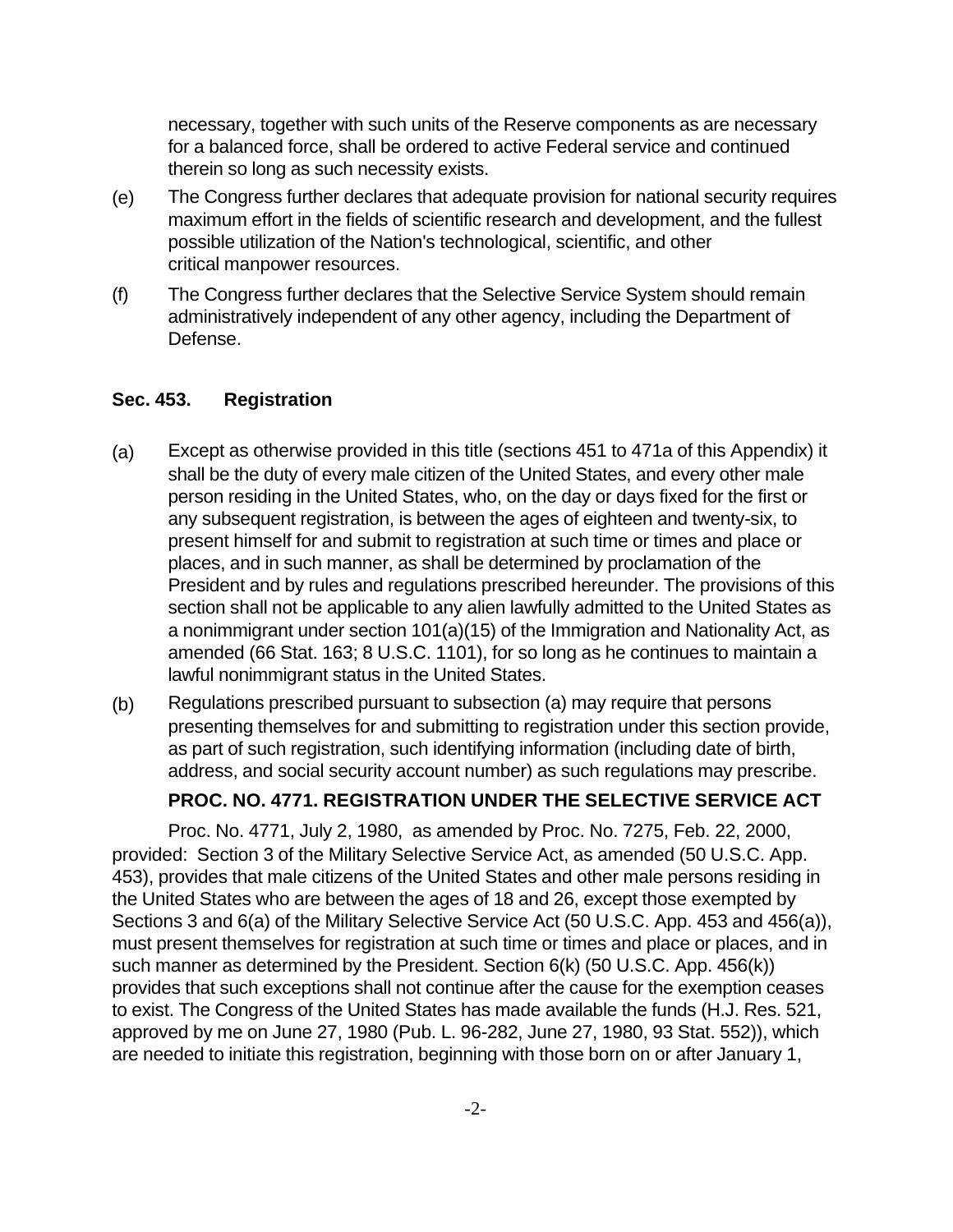necessary, together with such units of the Reserve components as are necessary for a balanced force, shall be ordered to active Federal service and continued therein so long as such necessity exists.

(e) The Congress further declares that adequate provision for national security requires maximum effort in the fields of scientific research and development, and the fullest possible utilization of the Nation's technological, scientific, and other critical manpower resources.

(f) The Congress further declares that the Selective Service System should remain administratively independent of any other agency, including the Department of Defense.

### Sec. 453. Registration

(a) Except as otherwise provided in this title (sections 451 to 471a of this Appendix) it shall be the duty of every male citizen of the United States, and every other male person residing in the United States, who, on the day or days fixed for the first or any subsequent registration, is between the ages of eighteen and twenty-six, to present himself for and submit to registration at such time or times and place or places, and in such manner, as shall be determined by proclamation of the President and by rules and regulations prescribed hereunder. The provisions of this section shall not be applicable to any alien lawfully admitted to the United States as a nonimmigrant under section 101(a)(15) of the Immigration and Nationality Act, as amended (66 Stat. 163; 8 U.S.C. 1101), for so long as he continues to maintain a lawful nonimmigrant status in the United States.

(b) Regulations prescribed pursuant to subsection (a) may require that persons presenting themselves for and submitting to registration under this section provide, as part of such registration, such identifying information (including date of birth, address, and social security account number) as such regulations may prescribe.

**PROC. NO. 4771. REGISTRATION UNDER THE SELECTIVE SERVICE ACT**

Proc. No. 4771, July 2, 1980, as amended by Proc. No. 7275, Feb. 22, 2000, provided: Section 3 of the Military Selective Service Act, as amended (50 U.S.C. App. 453), provides that male citizens of the United States and other male persons residing in the United States who are between the ages of 18 and 26, except those exempted by Sections 3 and 6(a) of the Military Selective Service Act (50 U.S.C. App. 453 and 456(a)), must present themselves for registration at such time or times and place or places, and in such manner as determined by the President. Section 6(k) (50 U.S.C. App. 456(k)) provides that such exceptions shall not continue after the cause for the exemption ceases to exist. The Congress of the United States has made available the funds (H.J. Res. 521, approved by me on June 27, 1980 (Pub. L. 96-282, June 27, 1980, 93 Stat. 552)), which are needed to initiate this registration, beginning with those born on or after January 1,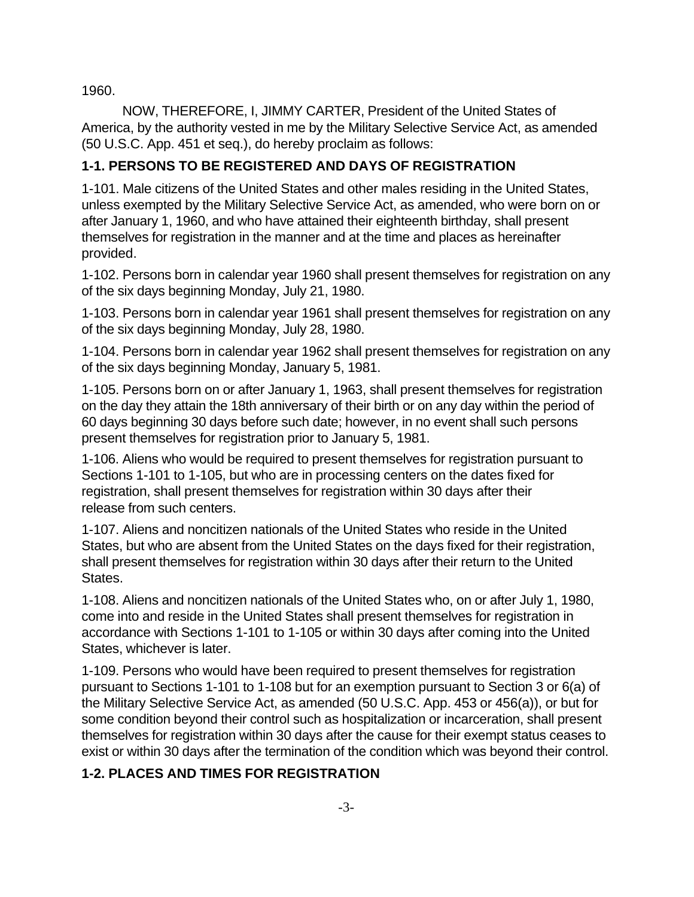1960.

NOW, THEREFORE, I, JIMMY CARTER, President of the United States of America, by the authority vested in me by the Military Selective Service Act, as amended (50 U.S.C. App. 451 et seq.), do hereby proclaim as follows:

### 1-1. PERSONS TO BE REGISTERED AND DAYS OF REGISTRATION

1-101. Male citizens of the United States and other males residing in the United States, unless exempted by the Military Selective Service Act, as amended, who were born on or after January 1, 1960, and who have attained their eighteenth birthday, shall present themselves for registration in the manner and at the time and places as hereinafter provided.

1-102. Persons born in calendar year 1960 shall present themselves for registration on any of the six days beginning Monday, July 21, 1980.

1-103. Persons born in calendar year 1961 shall present themselves for registration on any of the six days beginning Monday, July 28, 1980.

1-104. Persons born in calendar year 1962 shall present themselves for registration on any of the six days beginning Monday, January 5, 1981.

1-105. Persons born on or after January 1, 1963, shall present themselves for registration on the day they attain the 18th anniversary of their birth or on any day within the period of 60 days beginning 30 days before such date; however, in no event shall such persons present themselves for registration prior to January 5, 1981.

1-106. Aliens who would be required to present themselves for registration pursuant to Sections 1-101 to 1-105, but who are in processing centers on the dates fixed for registration, shall present themselves for registration within 30 days after their release from such centers.

1-107. Aliens and noncitizen nationals of the United States who reside in the United States, but who are absent from the United States on the days fixed for their registration, shall present themselves for registration within 30 days after their return to the United States.

1-108. Aliens and noncitizen nationals of the United States who, on or after July 1, 1980, come into and reside in the United States shall present themselves for registration in accordance with Sections 1-101 to 1-105 or within 30 days after coming into the United States, whichever is later.

1-109. Persons who would have been required to present themselves for registration pursuant to Sections 1-101 to 1-108 but for an exemption pursuant to Section 3 or 6(a) of the Military Selective Service Act, as amended (50 U.S.C. App. 453 or 456(a)), or but for some condition beyond their control such as hospitalization or incarceration, shall present themselves for registration within 30 days after the cause for their exempt status ceases to exist or within 30 days after the termination of the condition which was beyond their control.

### 1-2. PLACES AND TIMES FOR REGISTRATION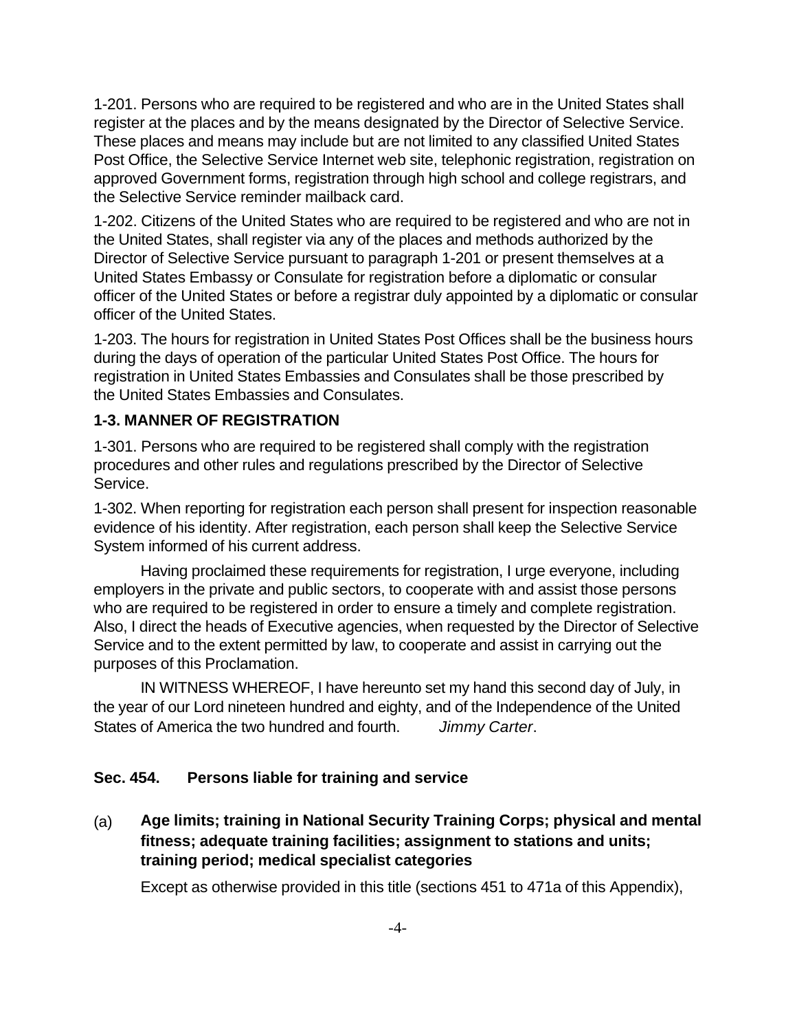1-201. Persons who are required to be registered and who are in the United States shall register at the places and by the means designated by the Director of Selective Service. These places and means may include but are not limited to any classified United States Post Office, the Selective Service Internet web site, telephonic registration, registration on approved Government forms, registration through high school and college registrars, and the Selective Service reminder mailback card.

1-202. Citizens of the United States who are required to be registered and who are not in the United States, shall register via any of the places and methods authorized by the Director of Selective Service pursuant to paragraph 1-201 or present themselves at a United States Embassy or Consulate for registration before a diplomatic or consular officer of the United States or before a registrar duly appointed by a diplomatic or consular officer of the United States.

1-203. The hours for registration in United States Post Offices shall be the business hours during the days of operation of the particular United States Post Office. The hours for registration in United States Embassies and Consulates shall be those prescribed by the United States Embassies and Consulates.

**1-3. MANNER OF REGISTRATION**

1-301. Persons who are required to be registered shall comply with the registration procedures and other rules and regulations prescribed by the Director of Selective Service.

1-302. When reporting for registration each person shall present for inspection reasonable evidence of his identity. After registration, each person shall keep the Selective Service System informed of his current address.

Having proclaimed these requirements for registration, I urge everyone, including employers in the private and public sectors, to cooperate with and assist those persons who are required to be registered in order to ensure a timely and complete registration. Also, I direct the heads of Executive agencies, when requested by the Director of Selective Service and to the extent permitted by law, to cooperate and assist in carrying out the purposes of this Proclamation.

IN WITNESS WHEREOF, I have hereunto set my hand this second day of July, in the year of our Lord nineteen hundred and eighty, and of the Independence of the United States of America the two hundred and fourth. *Jimmy Carter*.

### Sec. 454. Persons liable for training and service

**(a) Age limits; training in National Security Training Corps; physical and mental fitness; adequate training facilities; assignment to stations and units; training period; medical specialist categories**

Except as otherwise provided in this title (sections 451 to 471a of this Appendix),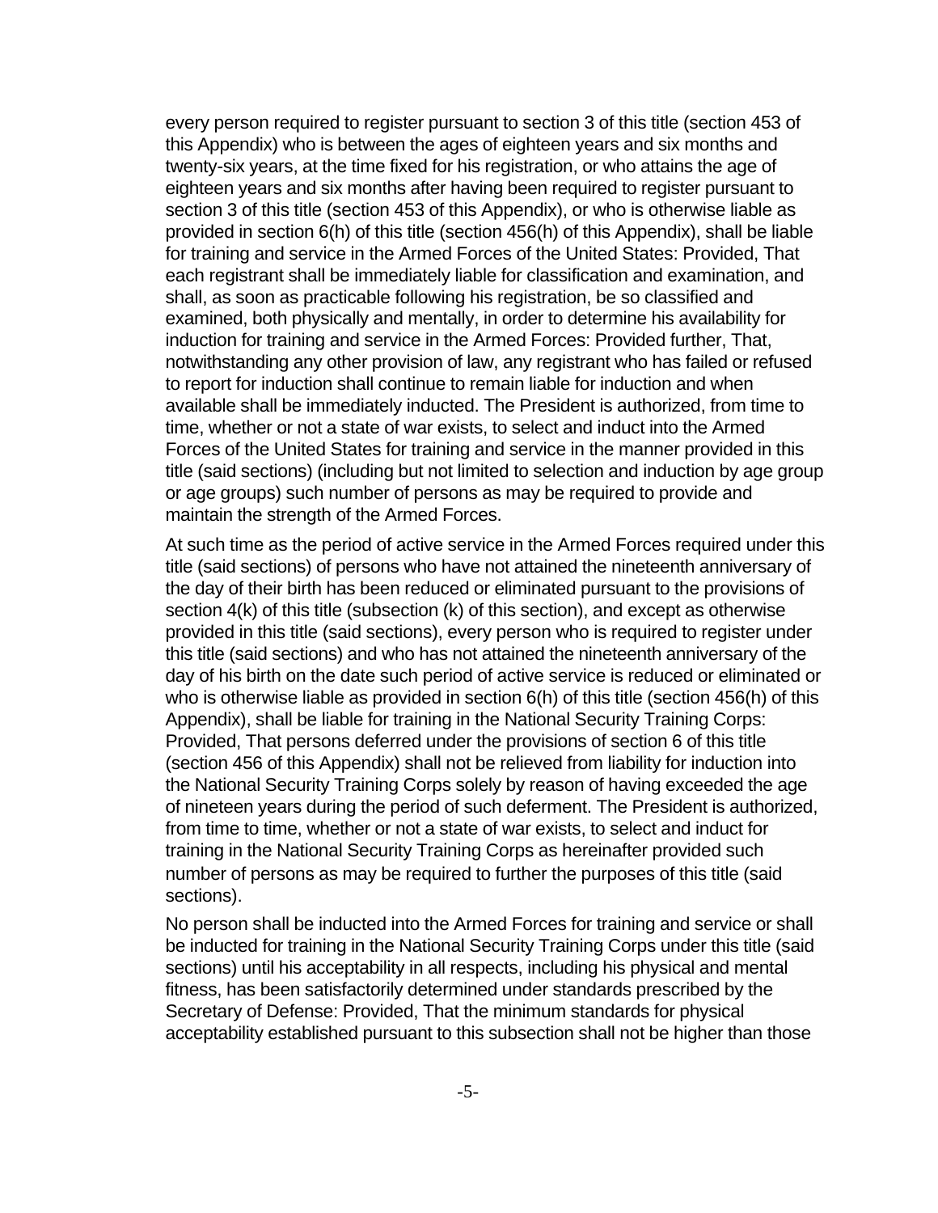every person required to register pursuant to section 3 of this title (section 453 of this Appendix) who is between the ages of eighteen years and six months and twenty-six years, at the time fixed for his registration, or who attains the age of eighteen years and six months after having been required to register pursuant to section 3 of this title (section 453 of this Appendix), or who is otherwise liable as provided in section 6(h) of this title (section 456(h) of this Appendix), shall be liable for training and service in the Armed Forces of the United States: Provided, That each registrant shall be immediately liable for classification and examination, and shall, as soon as practicable following his registration, be so classified and examined, both physically and mentally, in order to determine his availability for induction for training and service in the Armed Forces: Provided further, That, notwithstanding any other provision of law, any registrant who has failed or refused to report for induction shall continue to remain liable for induction and when available shall be immediately inducted. The President is authorized, from time to time, whether or not a state of war exists, to select and induct into the Armed Forces of the United States for training and service in the manner provided in this title (said sections) (including but not limited to selection and induction by age group or age groups) such number of persons as may be required to provide and maintain the strength of the Armed Forces.

At such time as the period of active service in the Armed Forces required under this title (said sections) of persons who have not attained the nineteenth anniversary of the day of their birth has been reduced or eliminated pursuant to the provisions of section 4(k) of this title (subsection (k) of this section), and except as otherwise provided in this title (said sections), every person who is required to register under this title (said sections) and who has not attained the nineteenth anniversary of the day of his birth on the date such period of active service is reduced or eliminated or who is otherwise liable as provided in section 6(h) of this title (section 456(h) of this Appendix), shall be liable for training in the National Security Training Corps: Provided, That persons deferred under the provisions of section 6 of this title (section 456 of this Appendix) shall not be relieved from liability for induction into the National Security Training Corps solely by reason of having exceeded the age of nineteen years during the period of such deferment. The President is authorized, from time to time, whether or not a state of war exists, to select and induct for training in the National Security Training Corps as hereinafter provided such number of persons as may be required to further the purposes of this title (said sections).

No person shall be inducted into the Armed Forces for training and service or shall be inducted for training in the National Security Training Corps under this title (said sections) until his acceptability in all respects, including his physical and mental fitness, has been satisfactorily determined under standards prescribed by the Secretary of Defense: Provided, That the minimum standards for physical acceptability established pursuant to this subsection shall not be higher than those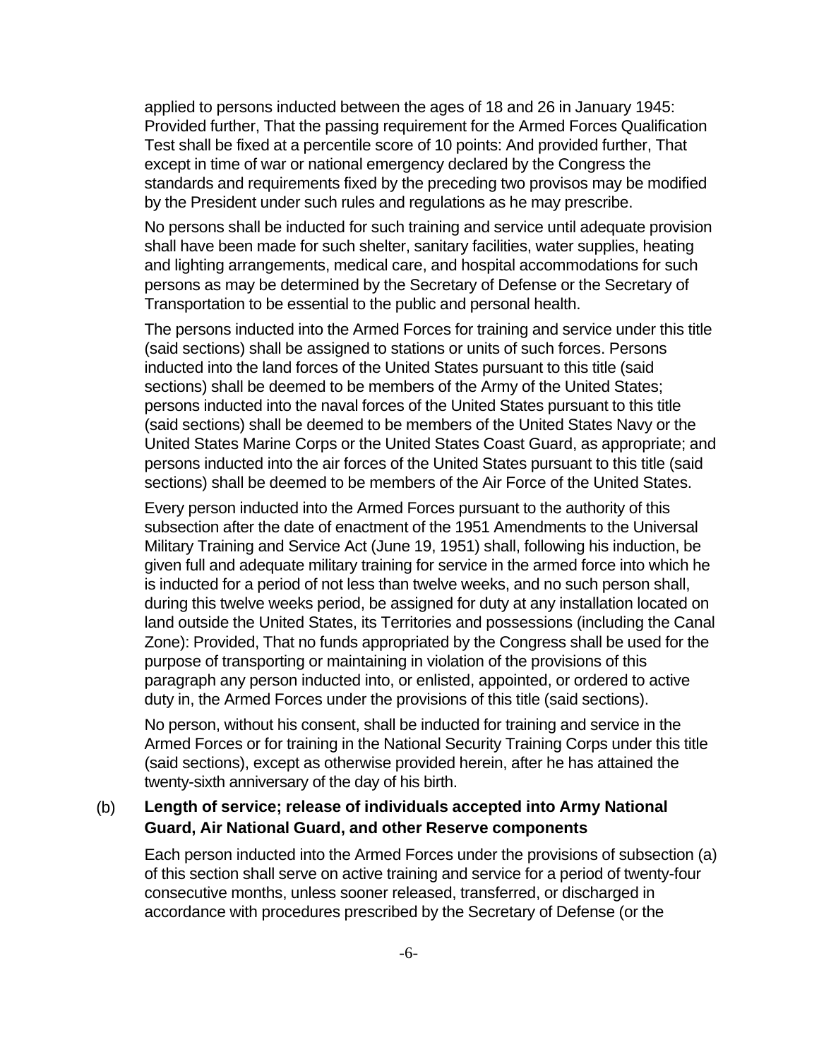applied to persons inducted between the ages of 18 and 26 in January 1945: Provided further, That the passing requirement for the Armed Forces Qualification Test shall be fixed at a percentile score of 10 points: And provided further, That except in time of war or national emergency declared by the Congress the standards and requirements fixed by the preceding two provisos may be modified by the President under such rules and regulations as he may prescribe.

No persons shall be inducted for such training and service until adequate provision shall have been made for such shelter, sanitary facilities, water supplies, heating and lighting arrangements, medical care, and hospital accommodations for such persons as may be determined by the Secretary of Defense or the Secretary of Transportation to be essential to the public and personal health.

The persons inducted into the Armed Forces for training and service under this title (said sections) shall be assigned to stations or units of such forces. Persons inducted into the land forces of the United States pursuant to this title (said sections) shall be deemed to be members of the Army of the United States; persons inducted into the naval forces of the United States pursuant to this title (said sections) shall be deemed to be members of the United States Navy or the United States Marine Corps or the United States Coast Guard, as appropriate; and persons inducted into the air forces of the United States pursuant to this title (said sections) shall be deemed to be members of the Air Force of the United States.

Every person inducted into the Armed Forces pursuant to the authority of this subsection after the date of enactment of the 1951 Amendments to the Universal Military Training and Service Act (June 19, 1951) shall, following his induction, be given full and adequate military training for service in the armed force into which he is inducted for a period of not less than twelve weeks, and no such person shall, during this twelve weeks period, be assigned for duty at any installation located on land outside the United States, its Territories and possessions (including the Canal Zone): Provided, That no funds appropriated by the Congress shall be used for the purpose of transporting or maintaining in violation of the provisions of this paragraph any person inducted into, or enlisted, appointed, or ordered to active duty in, the Armed Forces under the provisions of this title (said sections).

No person, without his consent, shall be inducted for training and service in the Armed Forces or for training in the National Security Training Corps under this title (said sections), except as otherwise provided herein, after he has attained the twenty-sixth anniversary of the day of his birth.

(b) **Length of service; release of individuals accepted into Army National Guard, Air National Guard, and other Reserve components**

Each person inducted into the Armed Forces under the provisions of subsection (a) of this section shall serve on active training and service for a period of twenty-four consecutive months, unless sooner released, transferred, or discharged in accordance with procedures prescribed by the Secretary of Defense (or the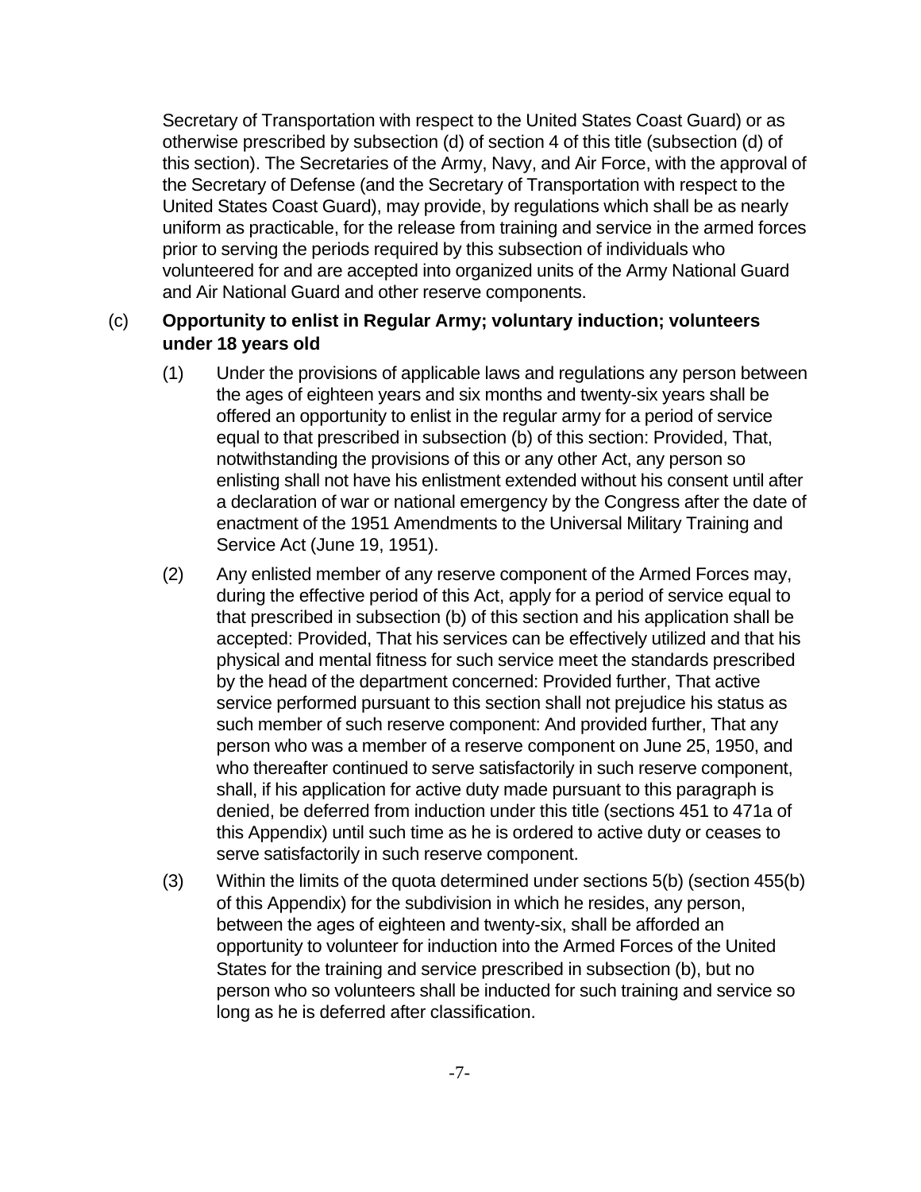Secretary of Transportation with respect to the United States Coast Guard) or as otherwise prescribed by subsection (d) of section 4 of this title (subsection (d) of this section). The Secretaries of the Army, Navy, and Air Force, with the approval of the Secretary of Defense (and the Secretary of Transportation with respect to the United States Coast Guard), may provide, by regulations which shall be as nearly uniform as practicable, for the release from training and service in the armed forces prior to serving the periods required by this subsection of individuals who volunteered for and are accepted into organized units of the Army National Guard and Air National Guard and other reserve components.

(c) **Opportunity to enlist in Regular Army; voluntary induction; volunteers under 18 years old**

(1) Under the provisions of applicable laws and regulations any person between the ages of eighteen years and six months and twenty-six years shall be offered an opportunity to enlist in the regular army for a period of service equal to that prescribed in subsection (b) of this section: Provided, That, notwithstanding the provisions of this or any other Act, any person so enlisting shall not have his enlistment extended without his consent until after a declaration of war or national emergency by the Congress after the date of enactment of the 1951 Amendments to the Universal Military Training and Service Act (June 19, 1951).

(2) Any enlisted member of any reserve component of the Armed Forces may, during the effective period of this Act, apply for a period of service equal to that prescribed in subsection (b) of this section and his application shall be accepted: Provided, That his services can be effectively utilized and that his physical and mental fitness for such service meet the standards prescribed by the head of the department concerned: Provided further, That active service performed pursuant to this section shall not prejudice his status as such member of such reserve component: And provided further, That any person who was a member of a reserve component on June 25, 1950, and who thereafter continued to serve satisfactorily in such reserve component, shall, if his application for active duty made pursuant to this paragraph is denied, be deferred from induction under this title (sections 451 to 471a of this Appendix) until such time as he is ordered to active duty or ceases to serve satisfactorily in such reserve component.

(3) Within the limits of the quota determined under sections 5(b) (section 455(b) of this Appendix) for the subdivision in which he resides, any person, between the ages of eighteen and twenty-six, shall be afforded an opportunity to volunteer for induction into the Armed Forces of the United States for the training and service prescribed in subsection (b), but no person who so volunteers shall be inducted for such training and service so long as he is deferred after classification.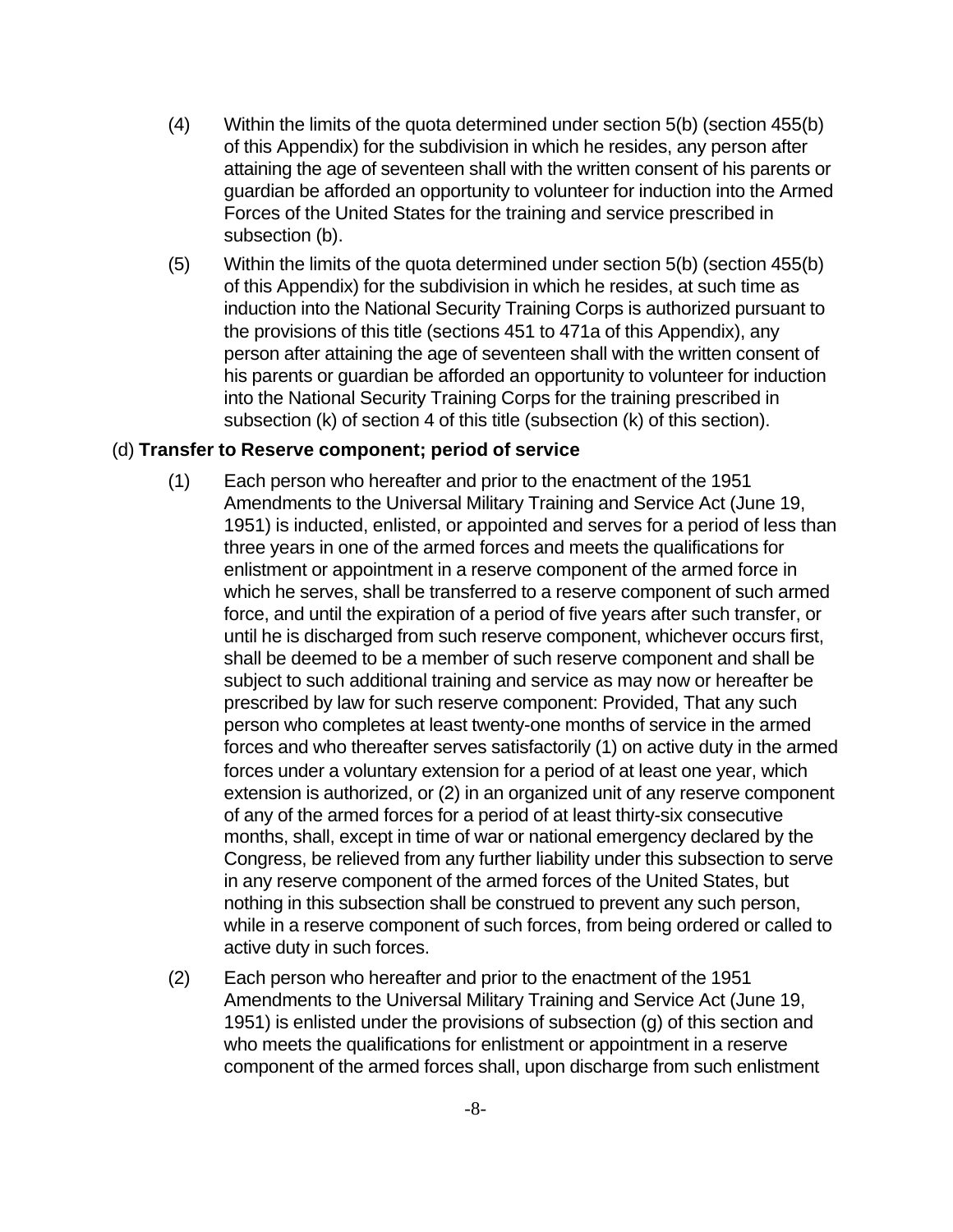(4) Within the limits of the quota determined under section 5(b) (section 455(b) of this Appendix) for the subdivision in which he resides, any person after attaining the age of seventeen shall with the written consent of his parents or guardian be afforded an opportunity to volunteer for induction into the Armed Forces of the United States for the training and service prescribed in subsection (b).

(5) Within the limits of the quota determined under section 5(b) (section 455(b) of this Appendix) for the subdivision in which he resides, at such time as induction into the National Security Training Corps is authorized pursuant to the provisions of this title (sections 451 to 471a of this Appendix), any person after attaining the age of seventeen shall with the written consent of his parents or guardian be afforded an opportunity to volunteer for induction into the National Security Training Corps for the training prescribed in subsection (k) of section 4 of this title (subsection (k) of this section).

(d) **Transfer to Reserve component; period of service**

(1) Each person who hereafter and prior to the enactment of the 1951 Amendments to the Universal Military Training and Service Act (June 19, 1951) is inducted, enlisted, or appointed and serves for a period of less than three years in one of the armed forces and meets the qualifications for enlistment or appointment in a reserve component of the armed force in which he serves, shall be transferred to a reserve component of such armed force, and until the expiration of a period of five years after such transfer, or until he is discharged from such reserve component, whichever occurs first, shall be deemed to be a member of such reserve component and shall be subject to such additional training and service as may now or hereafter be prescribed by law for such reserve component: Provided, That any such person who completes at least twenty-one months of service in the armed forces and who thereafter serves satisfactorily (1) on active duty in the armed forces under a voluntary extension for a period of at least one year, which extension is authorized, or (2) in an organized unit of any reserve component of any of the armed forces for a period of at least thirty-six consecutive months, shall, except in time of war or national emergency declared by the Congress, be relieved from any further liability under this subsection to serve in any reserve component of the armed forces of the United States, but nothing in this subsection shall be construed to prevent any such person, while in a reserve component of such forces, from being ordered or called to active duty in such forces.

(2) Each person who hereafter and prior to the enactment of the 1951 Amendments to the Universal Military Training and Service Act (June 19, 1951) is enlisted under the provisions of subsection (g) of this section and who meets the qualifications for enlistment or appointment in a reserve component of the armed forces shall, upon discharge from such enlistment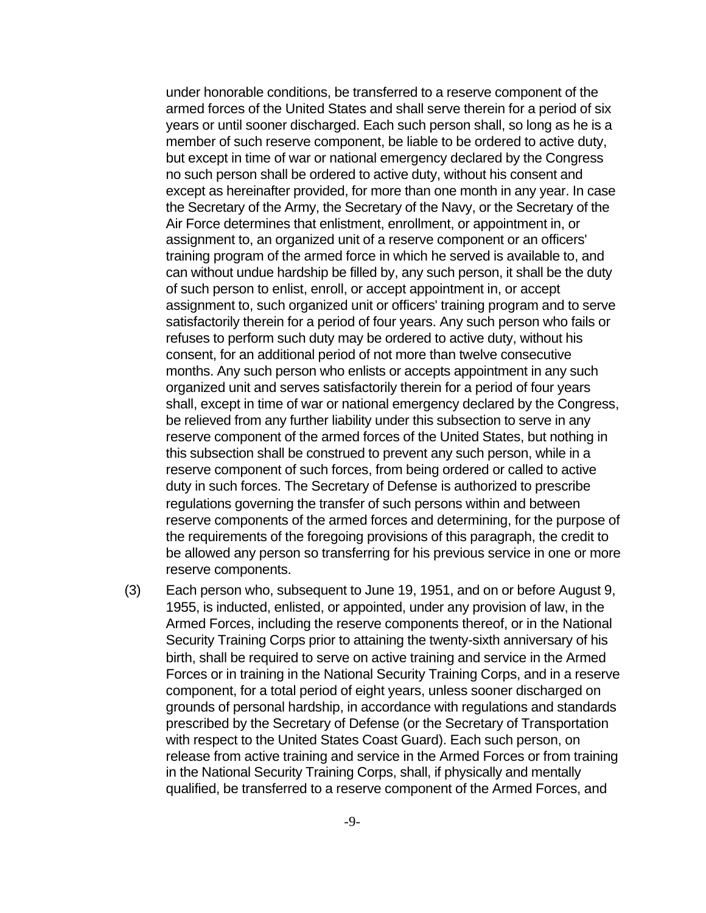under honorable conditions, be transferred to a reserve component of the armed forces of the United States and shall serve therein for a period of six years or until sooner discharged. Each such person shall, so long as he is a member of such reserve component, be liable to be ordered to active duty, but except in time of war or national emergency declared by the Congress no such person shall be ordered to active duty, without his consent and except as hereinafter provided, for more than one month in any year. In case the Secretary of the Army, the Secretary of the Navy, or the Secretary of the Air Force determines that enlistment, enrollment, or appointment in, or assignment to, an organized unit of a reserve component or an officers' training program of the armed force in which he served is available to, and can without undue hardship be filled by, any such person, it shall be the duty of such person to enlist, enroll, or accept appointment in, or accept assignment to, such organized unit or officers' training program and to serve satisfactorily therein for a period of four years. Any such person who fails or refuses to perform such duty may be ordered to active duty, without his consent, for an additional period of not more than twelve consecutive months. Any such person who enlists or accepts appointment in any such organized unit and serves satisfactorily therein for a period of four years shall, except in time of war or national emergency declared by the Congress, be relieved from any further liability under this subsection to serve in any reserve component of the armed forces of the United States, but nothing in this subsection shall be construed to prevent any such person, while in a reserve component of such forces, from being ordered or called to active duty in such forces. The Secretary of Defense is authorized to prescribe regulations governing the transfer of such persons within and between reserve components of the armed forces and determining, for the purpose of the requirements of the foregoing provisions of this paragraph, the credit to be allowed any person so transferring for his previous service in one or more reserve components.

(3) Each person who, subsequent to June 19, 1951, and on or before August 9, 1955, is inducted, enlisted, or appointed, under any provision of law, in the Armed Forces, including the reserve components thereof, or in the National Security Training Corps prior to attaining the twenty-sixth anniversary of his birth, shall be required to serve on active training and service in the Armed Forces or in training in the National Security Training Corps, and in a reserve component, for a total period of eight years, unless sooner discharged on grounds of personal hardship, in accordance with regulations and standards prescribed by the Secretary of Defense (or the Secretary of Transportation with respect to the United States Coast Guard). Each such person, on release from active training and service in the Armed Forces or from training in the National Security Training Corps, shall, if physically and mentally qualified, be transferred to a reserve component of the Armed Forces, and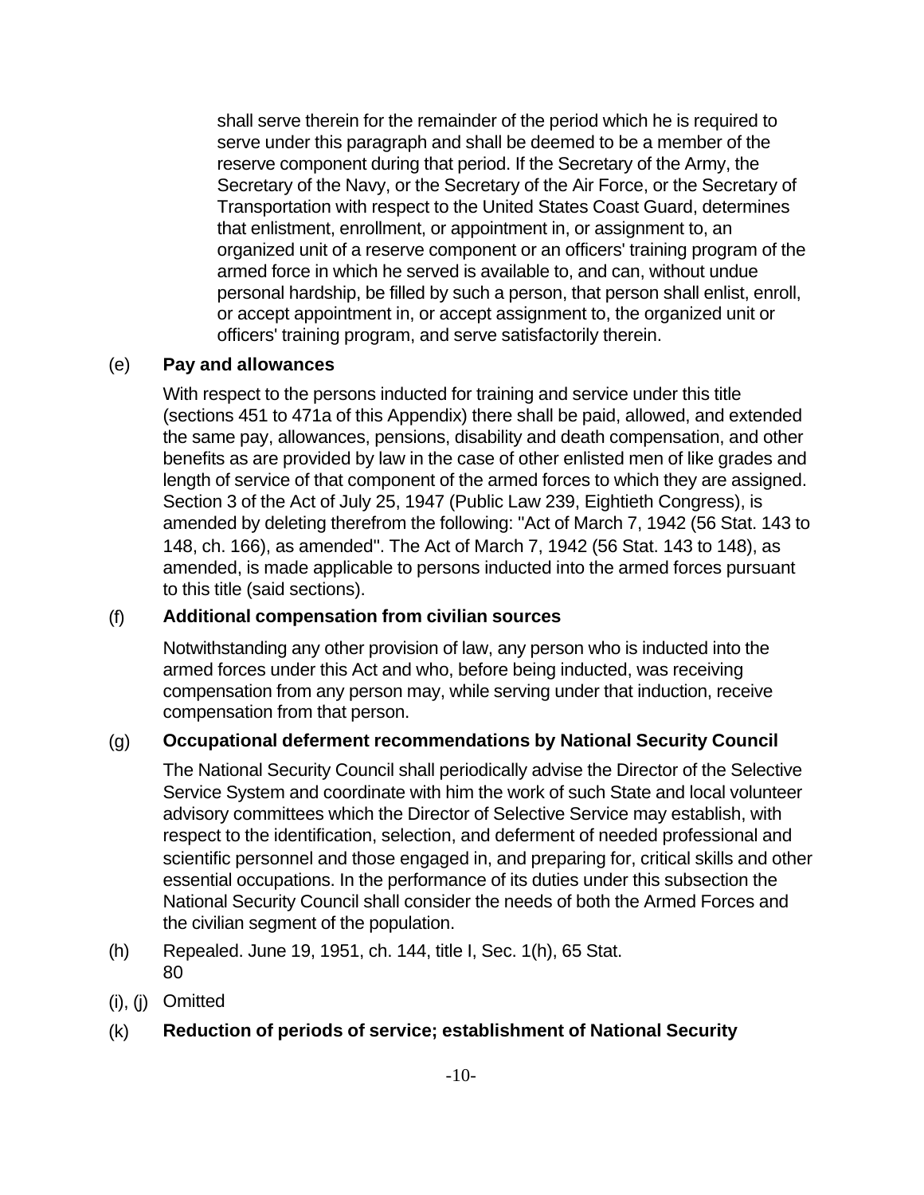shall serve therein for the remainder of the period which he is required to serve under this paragraph and shall be deemed to be a member of the reserve component during that period. If the Secretary of the Army, the Secretary of the Navy, or the Secretary of the Air Force, or the Secretary of Transportation with respect to the United States Coast Guard, determines that enlistment, enrollment, or appointment in, or assignment to, an organized unit of a reserve component or an officers' training program of the armed force in which he served is available to, and can, without undue personal hardship, be filled by such a person, that person shall enlist, enroll, or accept appointment in, or accept assignment to, the organized unit or officers' training program, and serve satisfactorily therein.

(e) **Pay and allowances**

With respect to the persons inducted for training and service under this title (sections 451 to 471a of this Appendix) there shall be paid, allowed, and extended the same pay, allowances, pensions, disability and death compensation, and other benefits as are provided by law in the case of other enlisted men of like grades and length of service of that component of the armed forces to which they are assigned. Section 3 of the Act of July 25, 1947 (Public Law 239, Eightieth Congress), is amended by deleting therefrom the following: "Act of March 7, 1942 (56 Stat. 143 to 148, ch. 166), as amended". The Act of March 7, 1942 (56 Stat. 143 to 148), as amended, is made applicable to persons inducted into the armed forces pursuant to this title (said sections).

(f) **Additional compensation from civilian sources**

Notwithstanding any other provision of law, any person who is inducted into the armed forces under this Act and who, before being inducted, was receiving compensation from any person may, while serving under that induction, receive compensation from that person.

(g) **Occupational deferment recommendations by National Security Council**

The National Security Council shall periodically advise the Director of the Selective Service System and coordinate with him the work of such State and local volunteer advisory committees which the Director of Selective Service may establish, with respect to the identification, selection, and deferment of needed professional and scientific personnel and those engaged in, and preparing for, critical skills and other essential occupations. In the performance of its duties under this subsection the National Security Council shall consider the needs of both the Armed Forces and the civilian segment of the population.

(h) Repealed. June 19, 1951, ch. 144, title I, Sec. 1(h), 65 Stat. 80

(i), (j) Omitted

(k) **Reduction of periods of service; establishment of National Security**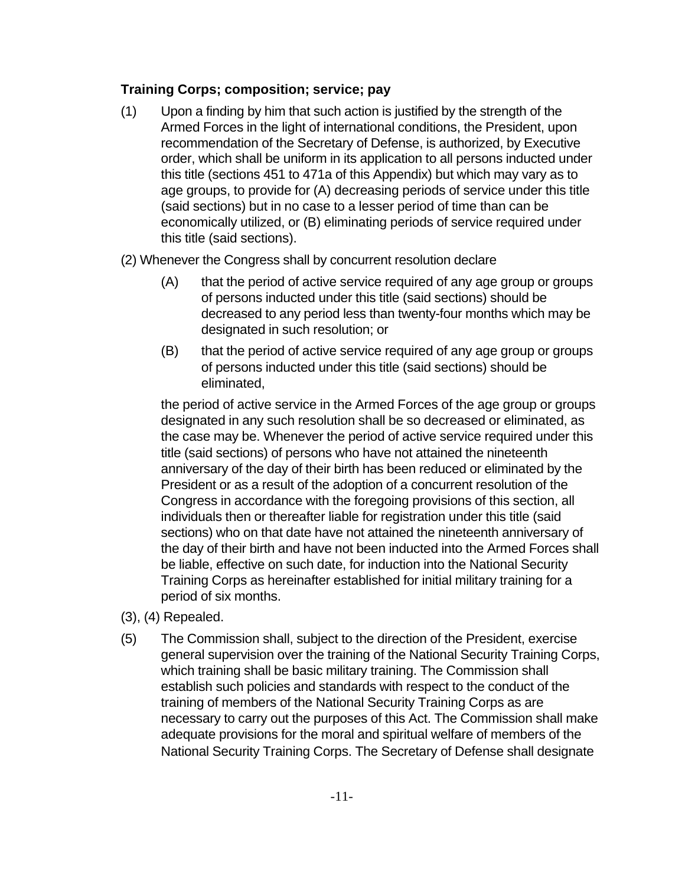### Training Corps; composition; service; pay

(1) Upon a finding by him that such action is justified by the strength of the Armed Forces in the light of international conditions, the President, upon recommendation of the Secretary of Defense, is authorized, by Executive order, which shall be uniform in its application to all persons inducted under this title (sections 451 to 471a of this Appendix) but which may vary as to age groups, to provide for (A) decreasing periods of service under this title (said sections) but in no case to a lesser period of time than can be economically utilized, or (B) eliminating periods of service required under this title (said sections).

(2) Whenever the Congress shall by concurrent resolution declare

> (A) that the period of active service required of any age group or groups of persons inducted under this title (said sections) should be decreased to any period less than twenty-four months which may be designated in such resolution; or
>
> (B) that the period of active service required of any age group or groups of persons inducted under this title (said sections) should be eliminated,

the period of active service in the Armed Forces of the age group or groups designated in any such resolution shall be so decreased or eliminated, as the case may be. Whenever the period of active service required under this title (said sections) of persons who have not attained the nineteenth anniversary of the day of their birth has been reduced or eliminated by the President or as a result of the adoption of a concurrent resolution of the Congress in accordance with the foregoing provisions of this section, all individuals then or thereafter liable for registration under this title (said sections) who on that date have not attained the nineteenth anniversary of the day of their birth and have not been inducted into the Armed Forces shall be liable, effective on such date, for induction into the National Security Training Corps as hereinafter established for initial military training for a period of six months.

(3), (4) Repealed.

(5) The Commission shall, subject to the direction of the President, exercise general supervision over the training of the National Security Training Corps, which training shall be basic military training. The Commission shall establish such policies and standards with respect to the conduct of the training of members of the National Security Training Corps as are necessary to carry out the purposes of this Act. The Commission shall make adequate provisions for the moral and spiritual welfare of members of the National Security Training Corps. The Secretary of Defense shall designate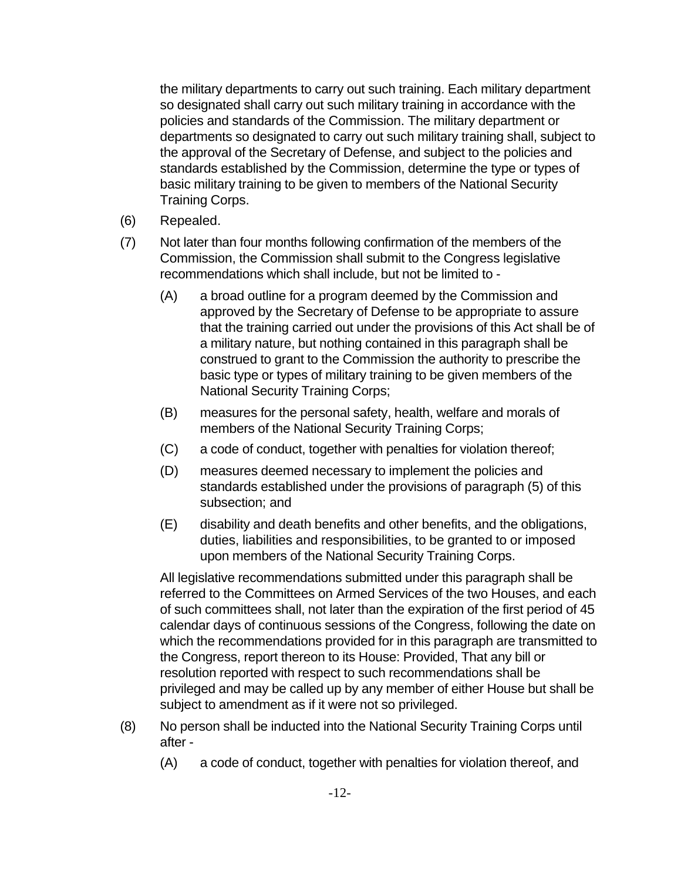the military departments to carry out such training. Each military department so designated shall carry out such military training in accordance with the policies and standards of the Commission. The military department or departments so designated to carry out such military training shall, subject to the approval of the Secretary of Defense, and subject to the policies and standards established by the Commission, determine the type or types of basic military training to be given to members of the National Security Training Corps.

(6) Repealed.

(7) Not later than four months following confirmation of the members of the Commission, the Commission shall submit to the Congress legislative recommendations which shall include, but not be limited to -

  (A) a broad outline for a program deemed by the Commission and approved by the Secretary of Defense to be appropriate to assure that the training carried out under the provisions of this Act shall be of a military nature, but nothing contained in this paragraph shall be construed to grant to the Commission the authority to prescribe the basic type or types of military training to be given members of the National Security Training Corps;

  (B) measures for the personal safety, health, welfare and morals of members of the National Security Training Corps;

  (C) a code of conduct, together with penalties for violation thereof;

  (D) measures deemed necessary to implement the policies and standards established under the provisions of paragraph (5) of this subsection; and

  (E) disability and death benefits and other benefits, and the obligations, duties, liabilities and responsibilities, to be granted to or imposed upon members of the National Security Training Corps.

  All legislative recommendations submitted under this paragraph shall be referred to the Committees on Armed Services of the two Houses, and each of such committees shall, not later than the expiration of the first period of 45 calendar days of continuous sessions of the Congress, following the date on which the recommendations provided for in this paragraph are transmitted to the Congress, report thereon to its House: Provided, That any bill or resolution reported with respect to such recommendations shall be privileged and may be called up by any member of either House but shall be subject to amendment as if it were not so privileged.

(8) No person shall be inducted into the National Security Training Corps until after -

  (A) a code of conduct, together with penalties for violation thereof, and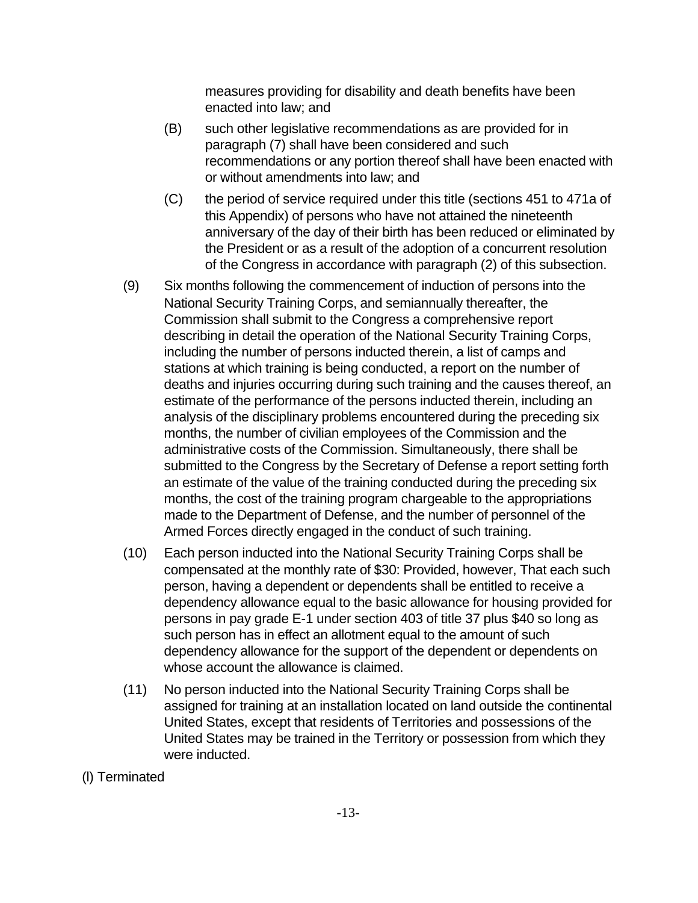measures providing for disability and death benefits have been enacted into law; and

(B) such other legislative recommendations as are provided for in paragraph (7) shall have been considered and such recommendations or any portion thereof shall have been enacted with or without amendments into law; and

(C) the period of service required under this title (sections 451 to 471a of this Appendix) of persons who have not attained the nineteenth anniversary of the day of their birth has been reduced or eliminated by the President or as a result of the adoption of a concurrent resolution of the Congress in accordance with paragraph (2) of this subsection.

(9) Six months following the commencement of induction of persons into the National Security Training Corps, and semiannually thereafter, the Commission shall submit to the Congress a comprehensive report describing in detail the operation of the National Security Training Corps, including the number of persons inducted therein, a list of camps and stations at which training is being conducted, a report on the number of deaths and injuries occurring during such training and the causes thereof, an estimate of the performance of the persons inducted therein, including an analysis of the disciplinary problems encountered during the preceding six months, the number of civilian employees of the Commission and the administrative costs of the Commission. Simultaneously, there shall be submitted to the Congress by the Secretary of Defense a report setting forth an estimate of the value of the training conducted during the preceding six months, the cost of the training program chargeable to the appropriations made to the Department of Defense, and the number of personnel of the Armed Forces directly engaged in the conduct of such training.

(10) Each person inducted into the National Security Training Corps shall be compensated at the monthly rate of $30: Provided, however, That each such person, having a dependent or dependents shall be entitled to receive a dependency allowance equal to the basic allowance for housing provided for persons in pay grade E-1 under section 403 of title 37 plus $40 so long as such person has in effect an allotment equal to the amount of such dependency allowance for the support of the dependent or dependents on whose account the allowance is claimed.

(11) No person inducted into the National Security Training Corps shall be assigned for training at an installation located on land outside the continental United States, except that residents of Territories and possessions of the United States may be trained in the Territory or possession from which they were inducted.

(l) Terminated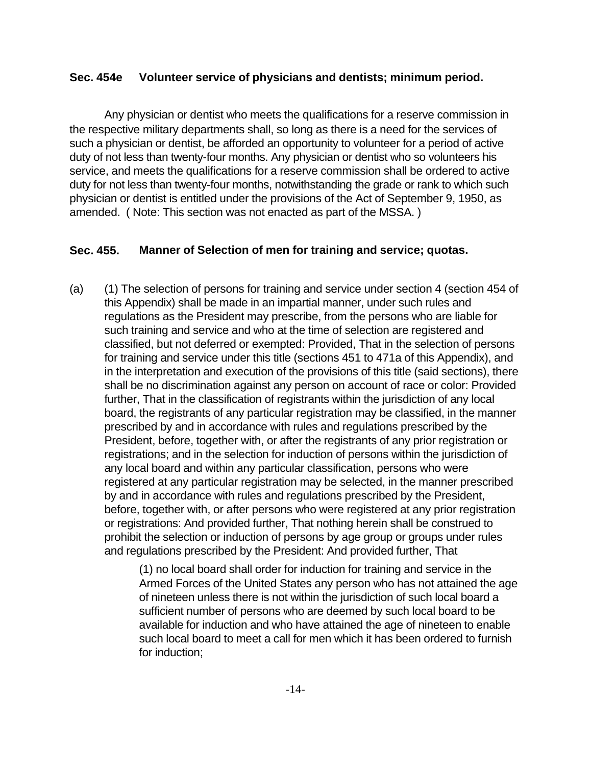### Sec. 454e Volunteer service of physicians and dentists; minimum period.

Any physician or dentist who meets the qualifications for a reserve commission in the respective military departments shall, so long as there is a need for the services of such a physician or dentist, be afforded an opportunity to volunteer for a period of active duty of not less than twenty-four months. Any physician or dentist who so volunteers his service, and meets the qualifications for a reserve commission shall be ordered to active duty for not less than twenty-four months, notwithstanding the grade or rank to which such physician or dentist is entitled under the provisions of the Act of September 9, 1950, as amended. ( Note: This section was not enacted as part of the MSSA. )

### Sec. 455. Manner of Selection of men for training and service; quotas.

(a) (1) The selection of persons for training and service under section 4 (section 454 of this Appendix) shall be made in an impartial manner, under such rules and regulations as the President may prescribe, from the persons who are liable for such training and service and who at the time of selection are registered and classified, but not deferred or exempted: Provided, That in the selection of persons for training and service under this title (sections 451 to 471a of this Appendix), and in the interpretation and execution of the provisions of this title (said sections), there shall be no discrimination against any person on account of race or color: Provided further, That in the classification of registrants within the jurisdiction of any local board, the registrants of any particular registration may be classified, in the manner prescribed by and in accordance with rules and regulations prescribed by the President, before, together with, or after the registrants of any prior registration or registrations; and in the selection for induction of persons within the jurisdiction of any local board and within any particular classification, persons who were registered at any particular registration may be selected, in the manner prescribed by and in accordance with rules and regulations prescribed by the President, before, together with, or after persons who were registered at any prior registration or registrations: And provided further, That nothing herein shall be construed to prohibit the selection or induction of persons by age group or groups under rules and regulations prescribed by the President: And provided further, That

> (1) no local board shall order for induction for training and service in the Armed Forces of the United States any person who has not attained the age of nineteen unless there is not within the jurisdiction of such local board a sufficient number of persons who are deemed by such local board to be available for induction and who have attained the age of nineteen to enable such local board to meet a call for men which it has been ordered to furnish for induction;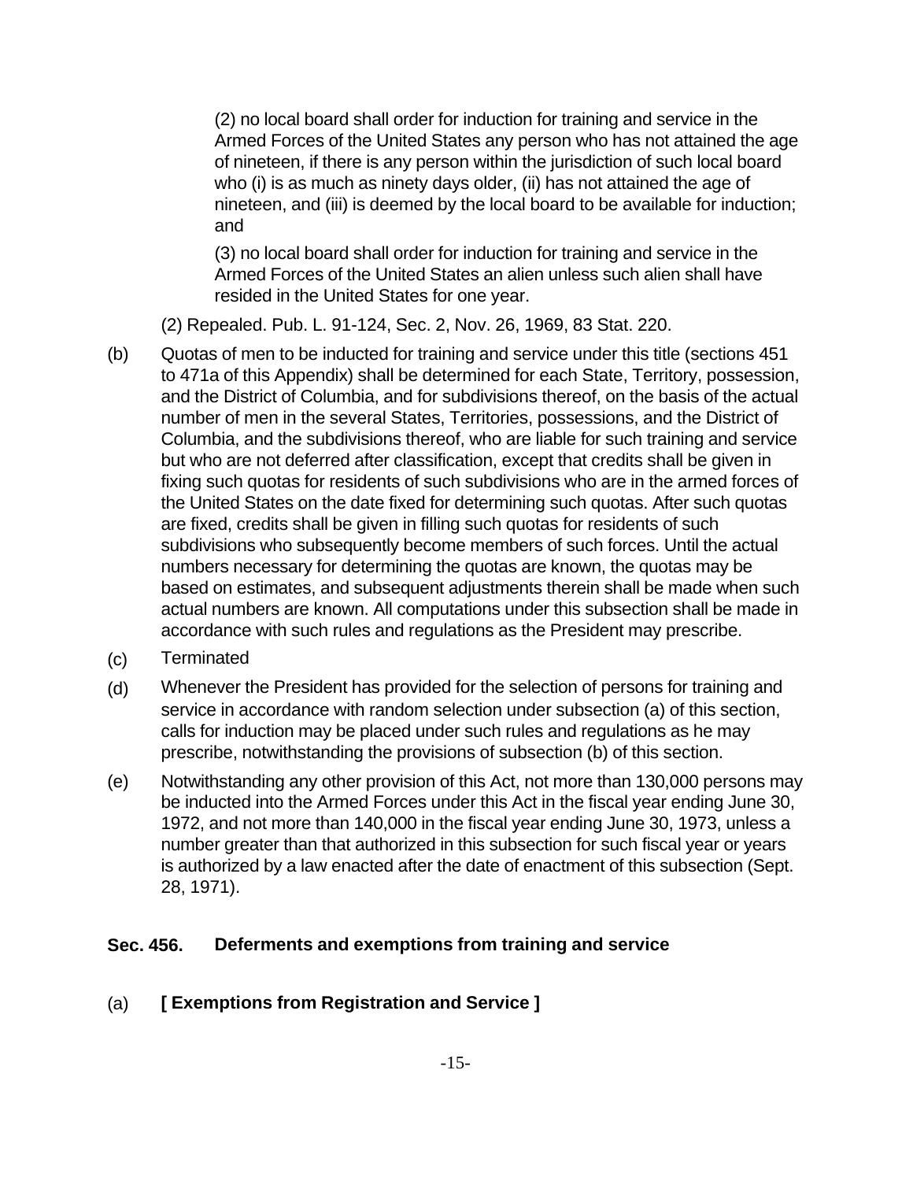(2) no local board shall order for induction for training and service in the Armed Forces of the United States any person who has not attained the age of nineteen, if there is any person within the jurisdiction of such local board who (i) is as much as ninety days older, (ii) has not attained the age of nineteen, and (iii) is deemed by the local board to be available for induction; and

(3) no local board shall order for induction for training and service in the Armed Forces of the United States an alien unless such alien shall have resided in the United States for one year.

(2) Repealed. Pub. L. 91-124, Sec. 2, Nov. 26, 1969, 83 Stat. 220.

(b) Quotas of men to be inducted for training and service under this title (sections 451 to 471a of this Appendix) shall be determined for each State, Territory, possession, and the District of Columbia, and for subdivisions thereof, on the basis of the actual number of men in the several States, Territories, possessions, and the District of Columbia, and the subdivisions thereof, who are liable for such training and service but who are not deferred after classification, except that credits shall be given in fixing such quotas for residents of such subdivisions who are in the armed forces of the United States on the date fixed for determining such quotas. After such quotas are fixed, credits shall be given in filling such quotas for residents of such subdivisions who subsequently become members of such forces. Until the actual numbers necessary for determining the quotas are known, the quotas may be based on estimates, and subsequent adjustments therein shall be made when such actual numbers are known. All computations under this subsection shall be made in accordance with such rules and regulations as the President may prescribe.

(c) Terminated

(d) Whenever the President has provided for the selection of persons for training and service in accordance with random selection under subsection (a) of this section, calls for induction may be placed under such rules and regulations as he may prescribe, notwithstanding the provisions of subsection (b) of this section.

(e) Notwithstanding any other provision of this Act, not more than 130,000 persons may be inducted into the Armed Forces under this Act in the fiscal year ending June 30, 1972, and not more than 140,000 in the fiscal year ending June 30, 1973, unless a number greater than that authorized in this subsection for such fiscal year or years is authorized by a law enacted after the date of enactment of this subsection (Sept. 28, 1971).

## Sec. 456. Deferments and exemptions from training and service

### (a) [ Exemptions from Registration and Service ]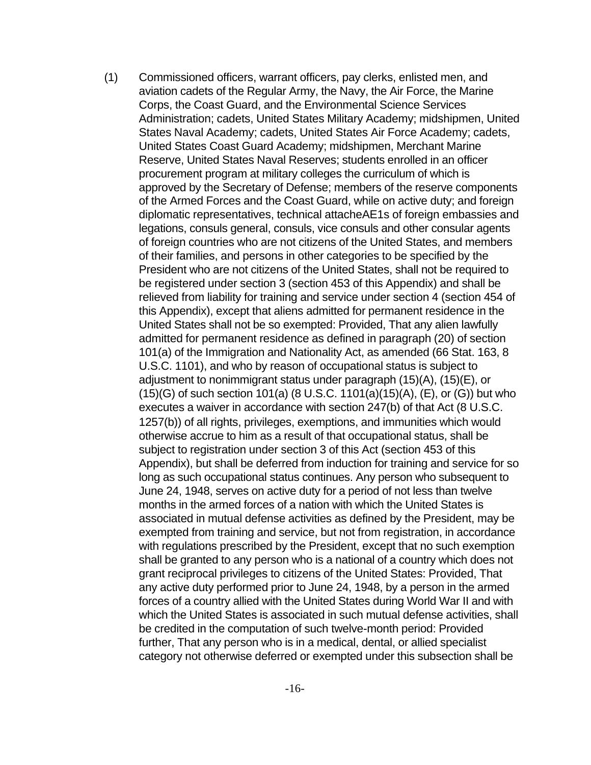(1) Commissioned officers, warrant officers, pay clerks, enlisted men, and aviation cadets of the Regular Army, the Navy, the Air Force, the Marine Corps, the Coast Guard, and the Environmental Science Services Administration; cadets, United States Military Academy; midshipmen, United States Naval Academy; cadets, United States Air Force Academy; cadets, United States Coast Guard Academy; midshipmen, Merchant Marine Reserve, United States Naval Reserves; students enrolled in an officer procurement program at military colleges the curriculum of which is approved by the Secretary of Defense; members of the reserve components of the Armed Forces and the Coast Guard, while on active duty; and foreign diplomatic representatives, technical attacheAE1s of foreign embassies and legations, consuls general, consuls, vice consuls and other consular agents of foreign countries who are not citizens of the United States, and members of their families, and persons in other categories to be specified by the President who are not citizens of the United States, shall not be required to be registered under section 3 (section 453 of this Appendix) and shall be relieved from liability for training and service under section 4 (section 454 of this Appendix), except that aliens admitted for permanent residence in the United States shall not be so exempted: Provided, That any alien lawfully admitted for permanent residence as defined in paragraph (20) of section 101(a) of the Immigration and Nationality Act, as amended (66 Stat. 163, 8 U.S.C. 1101), and who by reason of occupational status is subject to adjustment to nonimmigrant status under paragraph (15)(A), (15)(E), or (15)(G) of such section 101(a) (8 U.S.C. 1101(a)(15)(A), (E), or (G)) but who executes a waiver in accordance with section 247(b) of that Act (8 U.S.C. 1257(b)) of all rights, privileges, exemptions, and immunities which would otherwise accrue to him as a result of that occupational status, shall be subject to registration under section 3 of this Act (section 453 of this Appendix), but shall be deferred from induction for training and service for so long as such occupational status continues. Any person who subsequent to June 24, 1948, serves on active duty for a period of not less than twelve months in the armed forces of a nation with which the United States is associated in mutual defense activities as defined by the President, may be exempted from training and service, but not from registration, in accordance with regulations prescribed by the President, except that no such exemption shall be granted to any person who is a national of a country which does not grant reciprocal privileges to citizens of the United States: Provided, That any active duty performed prior to June 24, 1948, by a person in the armed forces of a country allied with the United States during World War II and with which the United States is associated in such mutual defense activities, shall be credited in the computation of such twelve-month period: Provided further, That any person who is in a medical, dental, or allied specialist category not otherwise deferred or exempted under this subsection shall be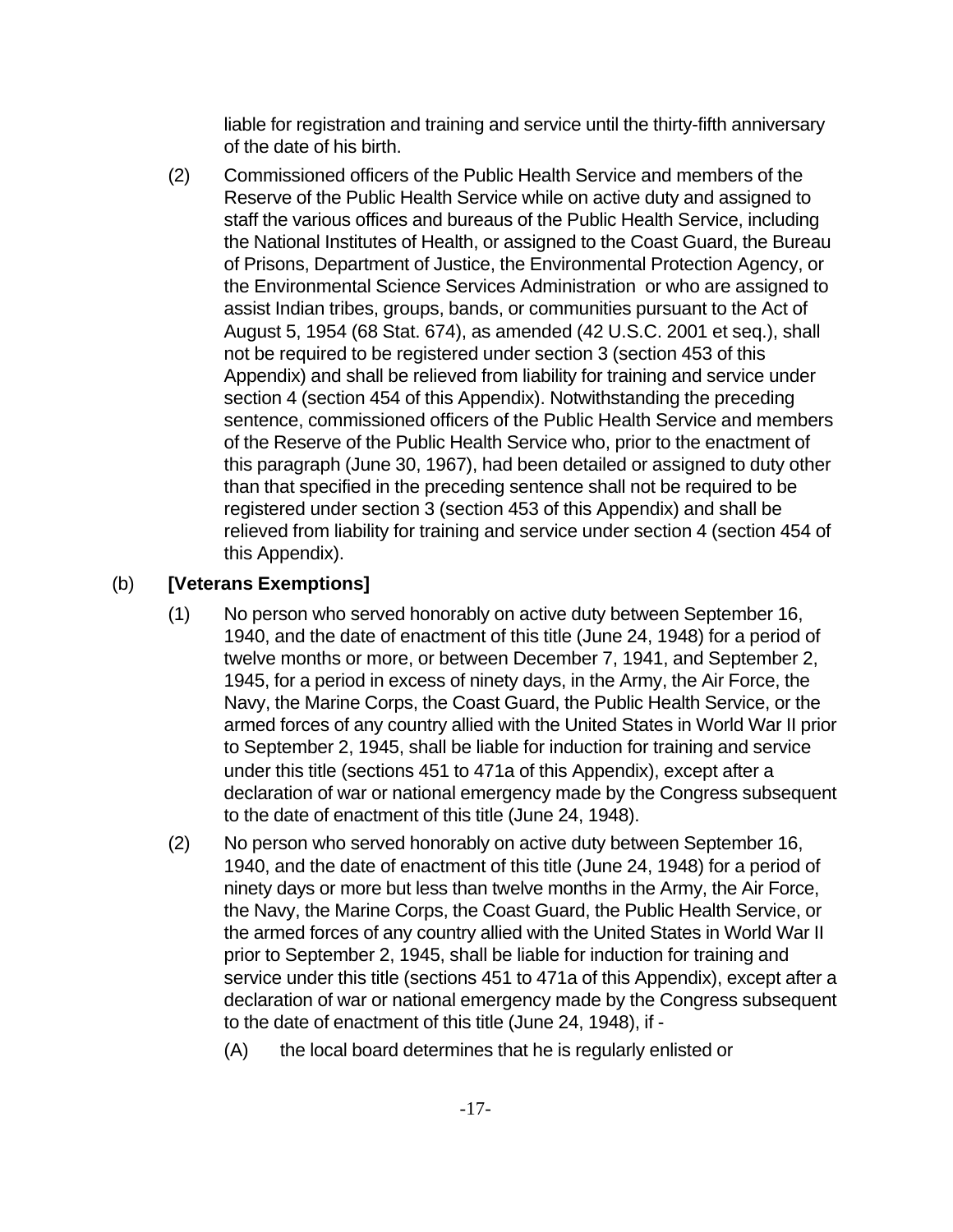liable for registration and training and service until the thirty-fifth anniversary of the date of his birth.

(2) Commissioned officers of the Public Health Service and members of the Reserve of the Public Health Service while on active duty and assigned to staff the various offices and bureaus of the Public Health Service, including the National Institutes of Health, or assigned to the Coast Guard, the Bureau of Prisons, Department of Justice, the Environmental Protection Agency, or the Environmental Science Services Administration or who are assigned to assist Indian tribes, groups, bands, or communities pursuant to the Act of August 5, 1954 (68 Stat. 674), as amended (42 U.S.C. 2001 et seq.), shall not be required to be registered under section 3 (section 453 of this Appendix) and shall be relieved from liability for training and service under section 4 (section 454 of this Appendix). Notwithstanding the preceding sentence, commissioned officers of the Public Health Service and members of the Reserve of the Public Health Service who, prior to the enactment of this paragraph (June 30, 1967), had been detailed or assigned to duty other than that specified in the preceding sentence shall not be required to be registered under section 3 (section 453 of this Appendix) and shall be relieved from liability for training and service under section 4 (section 454 of this Appendix).

(b) **[Veterans Exemptions]**

(1) No person who served honorably on active duty between September 16, 1940, and the date of enactment of this title (June 24, 1948) for a period of twelve months or more, or between December 7, 1941, and September 2, 1945, for a period in excess of ninety days, in the Army, the Air Force, the Navy, the Marine Corps, the Coast Guard, the Public Health Service, or the armed forces of any country allied with the United States in World War II prior to September 2, 1945, shall be liable for induction for training and service under this title (sections 451 to 471a of this Appendix), except after a declaration of war or national emergency made by the Congress subsequent to the date of enactment of this title (June 24, 1948).

(2) No person who served honorably on active duty between September 16, 1940, and the date of enactment of this title (June 24, 1948) for a period of ninety days or more but less than twelve months in the Army, the Air Force, the Navy, the Marine Corps, the Coast Guard, the Public Health Service, or the armed forces of any country allied with the United States in World War II prior to September 2, 1945, shall be liable for induction for training and service under this title (sections 451 to 471a of this Appendix), except after a declaration of war or national emergency made by the Congress subsequent to the date of enactment of this title (June 24, 1948), if -

(A) the local board determines that he is regularly enlisted or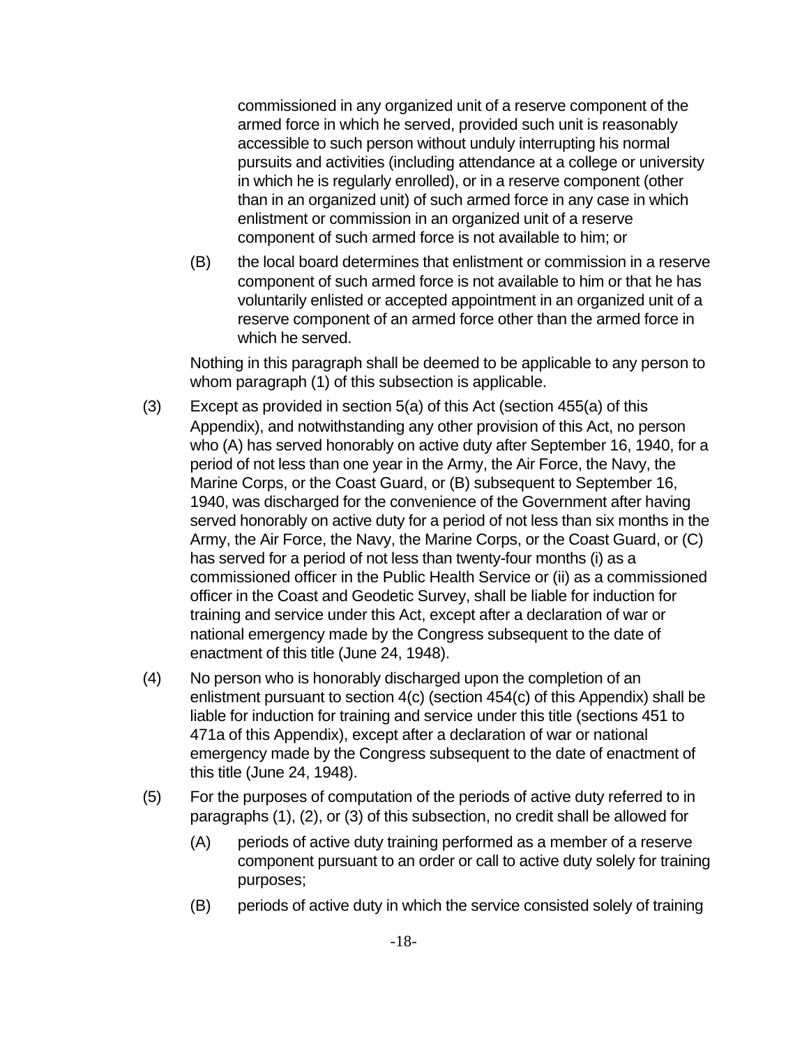commissioned in any organized unit of a reserve component of the armed force in which he served, provided such unit is reasonably accessible to such person without unduly interrupting his normal pursuits and activities (including attendance at a college or university in which he is regularly enrolled), or in a reserve component (other than in an organized unit) of such armed force in any case in which enlistment or commission in an organized unit of a reserve component of such armed force is not available to him; or

(B) the local board determines that enlistment or commission in a reserve component of such armed force is not available to him or that he has voluntarily enlisted or accepted appointment in an organized unit of a reserve component of an armed force other than the armed force in which he served.

Nothing in this paragraph shall be deemed to be applicable to any person to whom paragraph (1) of this subsection is applicable.

(3) Except as provided in section 5(a) of this Act (section 455(a) of this Appendix), and notwithstanding any other provision of this Act, no person who (A) has served honorably on active duty after September 16, 1940, for a period of not less than one year in the Army, the Air Force, the Navy, the Marine Corps, or the Coast Guard, or (B) subsequent to September 16, 1940, was discharged for the convenience of the Government after having served honorably on active duty for a period of not less than six months in the Army, the Air Force, the Navy, the Marine Corps, or the Coast Guard, or (C) has served for a period of not less than twenty-four months (i) as a commissioned officer in the Public Health Service or (ii) as a commissioned officer in the Coast and Geodetic Survey, shall be liable for induction for training and service under this Act, except after a declaration of war or national emergency made by the Congress subsequent to the date of enactment of this title (June 24, 1948).

(4) No person who is honorably discharged upon the completion of an enlistment pursuant to section 4(c) (section 454(c) of this Appendix) shall be liable for induction for training and service under this title (sections 451 to 471a of this Appendix), except after a declaration of war or national emergency made by the Congress subsequent to the date of enactment of this title (June 24, 1948).

(5) For the purposes of computation of the periods of active duty referred to in paragraphs (1), (2), or (3) of this subsection, no credit shall be allowed for

(A) periods of active duty training performed as a member of a reserve component pursuant to an order or call to active duty solely for training purposes;

(B) periods of active duty in which the service consisted solely of training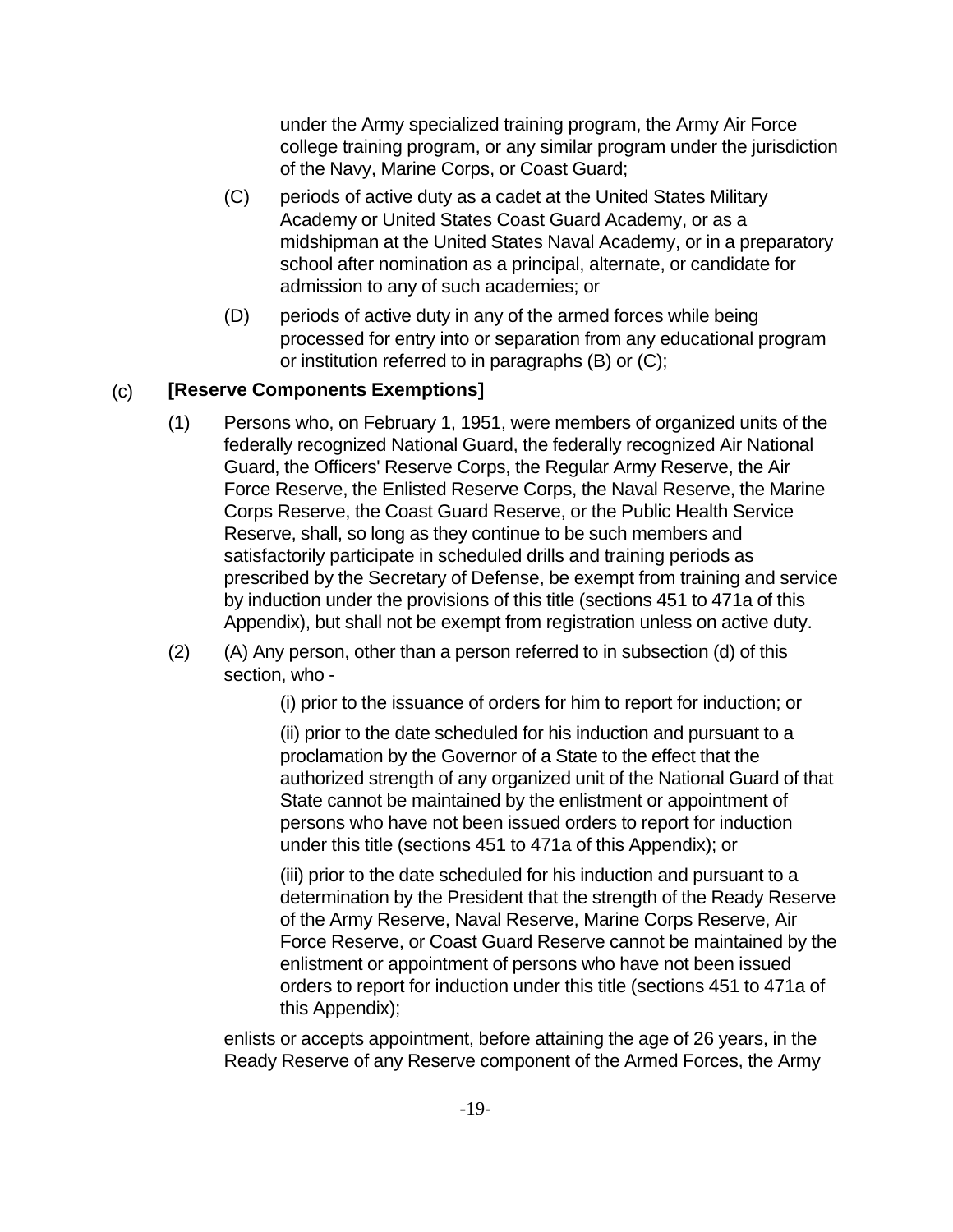under the Army specialized training program, the Army Air Force college training program, or any similar program under the jurisdiction of the Navy, Marine Corps, or Coast Guard;

(C) periods of active duty as a cadet at the United States Military Academy or United States Coast Guard Academy, or as a midshipman at the United States Naval Academy, or in a preparatory school after nomination as a principal, alternate, or candidate for admission to any of such academies; or

(D) periods of active duty in any of the armed forces while being processed for entry into or separation from any educational program or institution referred to in paragraphs (B) or (C);

(c) **[Reserve Components Exemptions]**

(1) Persons who, on February 1, 1951, were members of organized units of the federally recognized National Guard, the federally recognized Air National Guard, the Officers' Reserve Corps, the Regular Army Reserve, the Air Force Reserve, the Enlisted Reserve Corps, the Naval Reserve, the Marine Corps Reserve, the Coast Guard Reserve, or the Public Health Service Reserve, shall, so long as they continue to be such members and satisfactorily participate in scheduled drills and training periods as prescribed by the Secretary of Defense, be exempt from training and service by induction under the provisions of this title (sections 451 to 471a of this Appendix), but shall not be exempt from registration unless on active duty.

(2) (A) Any person, other than a person referred to in subsection (d) of this section, who -

(i) prior to the issuance of orders for him to report for induction; or

(ii) prior to the date scheduled for his induction and pursuant to a proclamation by the Governor of a State to the effect that the authorized strength of any organized unit of the National Guard of that State cannot be maintained by the enlistment or appointment of persons who have not been issued orders to report for induction under this title (sections 451 to 471a of this Appendix); or

(iii) prior to the date scheduled for his induction and pursuant to a determination by the President that the strength of the Ready Reserve of the Army Reserve, Naval Reserve, Marine Corps Reserve, Air Force Reserve, or Coast Guard Reserve cannot be maintained by the enlistment or appointment of persons who have not been issued orders to report for induction under this title (sections 451 to 471a of this Appendix);

enlists or accepts appointment, before attaining the age of 26 years, in the Ready Reserve of any Reserve component of the Armed Forces, the Army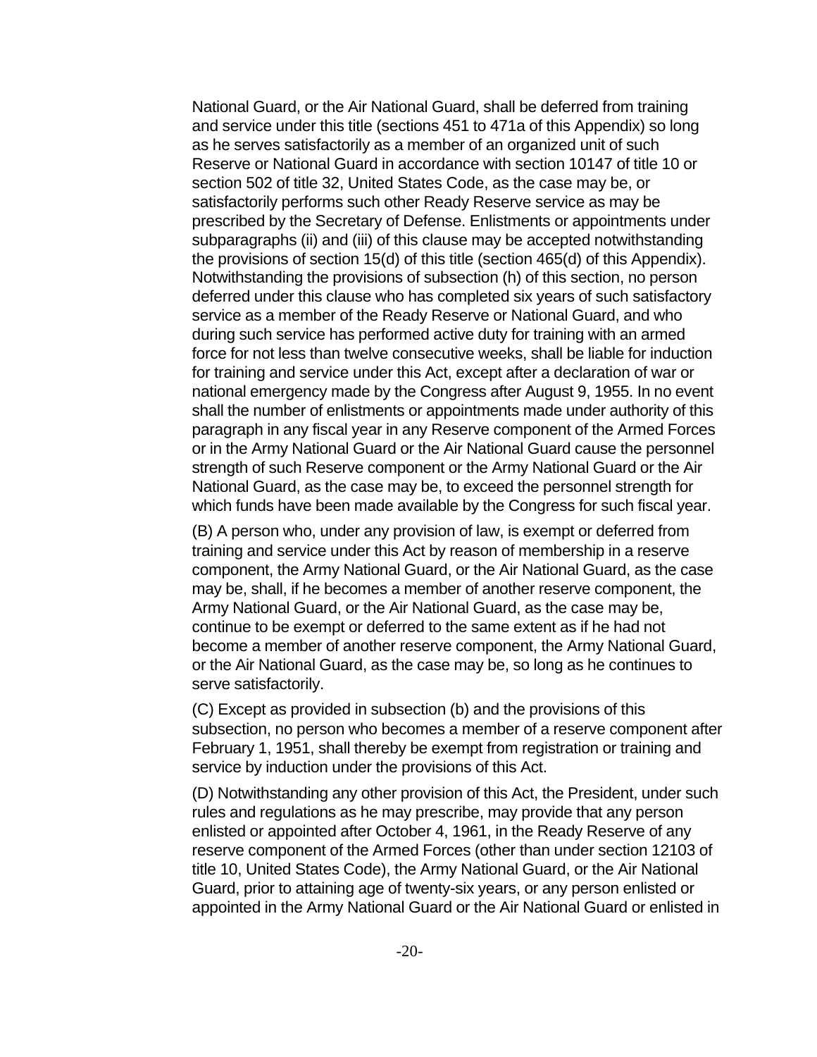National Guard, or the Air National Guard, shall be deferred from training and service under this title (sections 451 to 471a of this Appendix) so long as he serves satisfactorily as a member of an organized unit of such Reserve or National Guard in accordance with section 10147 of title 10 or section 502 of title 32, United States Code, as the case may be, or satisfactorily performs such other Ready Reserve service as may be prescribed by the Secretary of Defense. Enlistments or appointments under subparagraphs (ii) and (iii) of this clause may be accepted notwithstanding the provisions of section 15(d) of this title (section 465(d) of this Appendix). Notwithstanding the provisions of subsection (h) of this section, no person deferred under this clause who has completed six years of such satisfactory service as a member of the Ready Reserve or National Guard, and who during such service has performed active duty for training with an armed force for not less than twelve consecutive weeks, shall be liable for induction for training and service under this Act, except after a declaration of war or national emergency made by the Congress after August 9, 1955. In no event shall the number of enlistments or appointments made under authority of this paragraph in any fiscal year in any Reserve component of the Armed Forces or in the Army National Guard or the Air National Guard cause the personnel strength of such Reserve component or the Army National Guard or the Air National Guard, as the case may be, to exceed the personnel strength for which funds have been made available by the Congress for such fiscal year.

(B) A person who, under any provision of law, is exempt or deferred from training and service under this Act by reason of membership in a reserve component, the Army National Guard, or the Air National Guard, as the case may be, shall, if he becomes a member of another reserve component, the Army National Guard, or the Air National Guard, as the case may be, continue to be exempt or deferred to the same extent as if he had not become a member of another reserve component, the Army National Guard, or the Air National Guard, as the case may be, so long as he continues to serve satisfactorily.

(C) Except as provided in subsection (b) and the provisions of this subsection, no person who becomes a member of a reserve component after February 1, 1951, shall thereby be exempt from registration or training and service by induction under the provisions of this Act.

(D) Notwithstanding any other provision of this Act, the President, under such rules and regulations as he may prescribe, may provide that any person enlisted or appointed after October 4, 1961, in the Ready Reserve of any reserve component of the Armed Forces (other than under section 12103 of title 10, United States Code), the Army National Guard, or the Air National Guard, prior to attaining age of twenty-six years, or any person enlisted or appointed in the Army National Guard or the Air National Guard or enlisted in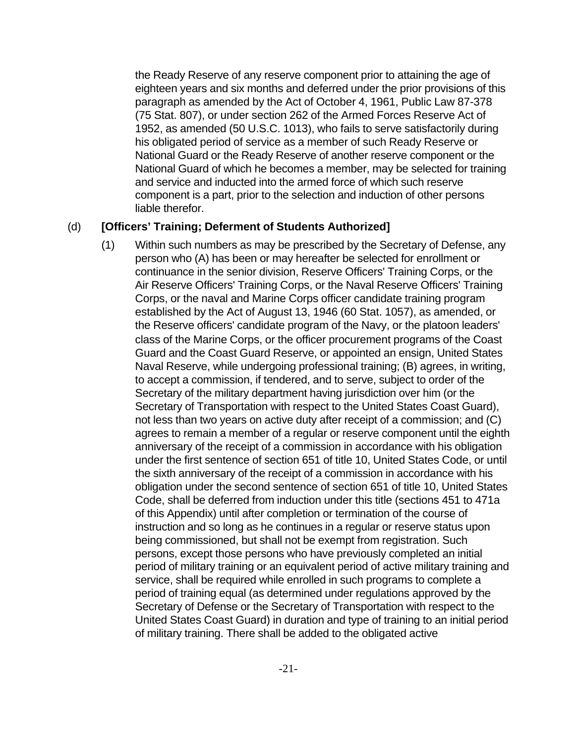the Ready Reserve of any reserve component prior to attaining the age of eighteen years and six months and deferred under the prior provisions of this paragraph as amended by the Act of October 4, 1961, Public Law 87-378 (75 Stat. 807), or under section 262 of the Armed Forces Reserve Act of 1952, as amended (50 U.S.C. 1013), who fails to serve satisfactorily during his obligated period of service as a member of such Ready Reserve or National Guard or the Ready Reserve of another reserve component or the National Guard of which he becomes a member, may be selected for training and service and inducted into the armed force of which such reserve component is a part, prior to the selection and induction of other persons liable therefor.

(d) **[Officers' Training; Deferment of Students Authorized]**

(1) Within such numbers as may be prescribed by the Secretary of Defense, any person who (A) has been or may hereafter be selected for enrollment or continuance in the senior division, Reserve Officers' Training Corps, or the Air Reserve Officers' Training Corps, or the Naval Reserve Officers' Training Corps, or the naval and Marine Corps officer candidate training program established by the Act of August 13, 1946 (60 Stat. 1057), as amended, or the Reserve officers' candidate program of the Navy, or the platoon leaders' class of the Marine Corps, or the officer procurement programs of the Coast Guard and the Coast Guard Reserve, or appointed an ensign, United States Naval Reserve, while undergoing professional training; (B) agrees, in writing, to accept a commission, if tendered, and to serve, subject to order of the Secretary of the military department having jurisdiction over him (or the Secretary of Transportation with respect to the United States Coast Guard), not less than two years on active duty after receipt of a commission; and (C) agrees to remain a member of a regular or reserve component until the eighth anniversary of the receipt of a commission in accordance with his obligation under the first sentence of section 651 of title 10, United States Code, or until the sixth anniversary of the receipt of a commission in accordance with his obligation under the second sentence of section 651 of title 10, United States Code, shall be deferred from induction under this title (sections 451 to 471a of this Appendix) until after completion or termination of the course of instruction and so long as he continues in a regular or reserve status upon being commissioned, but shall not be exempt from registration. Such persons, except those persons who have previously completed an initial period of military training or an equivalent period of active military training and service, shall be required while enrolled in such programs to complete a period of training equal (as determined under regulations approved by the Secretary of Defense or the Secretary of Transportation with respect to the United States Coast Guard) in duration and type of training to an initial period of military training. There shall be added to the obligated active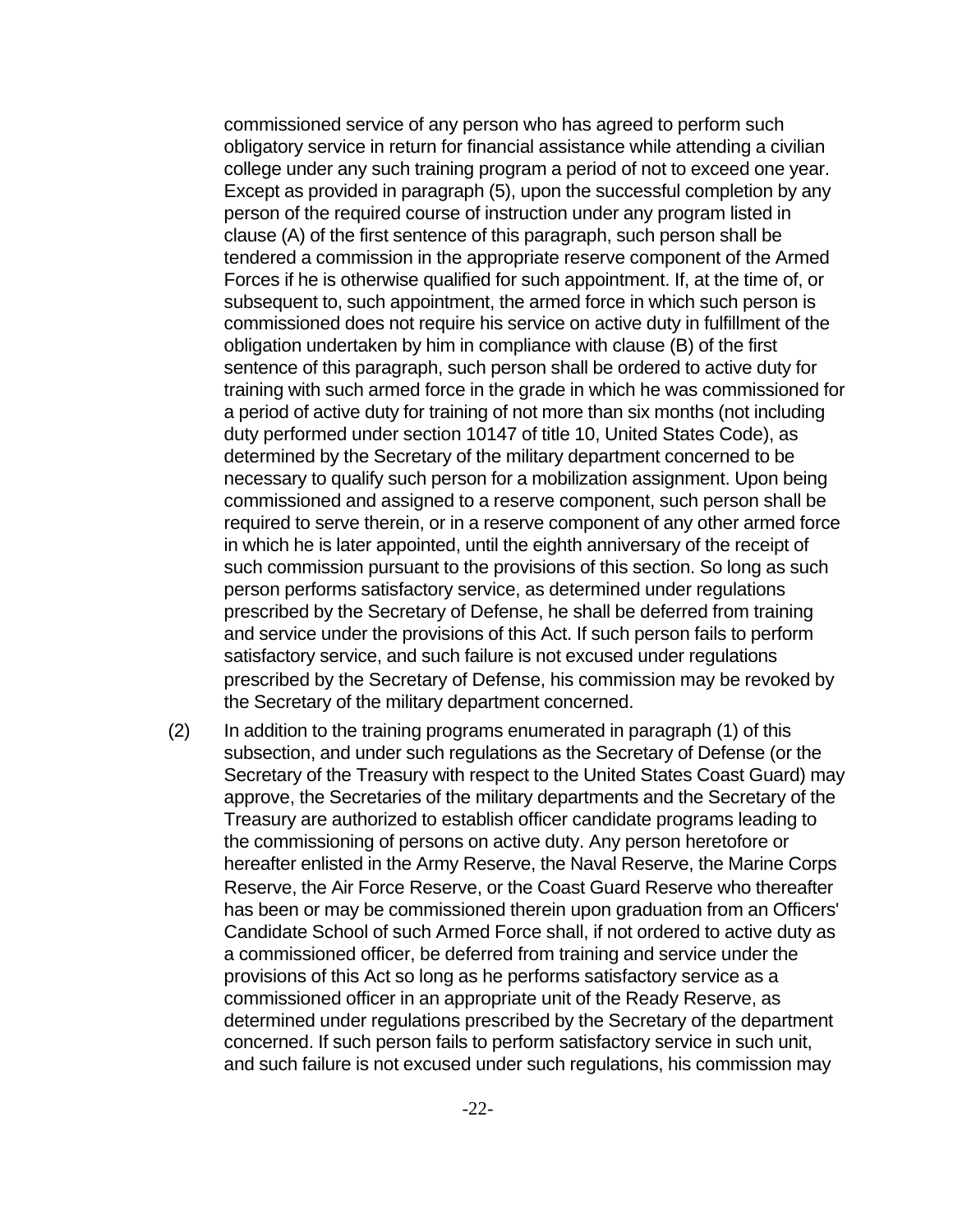commissioned service of any person who has agreed to perform such obligatory service in return for financial assistance while attending a civilian college under any such training program a period of not to exceed one year. Except as provided in paragraph (5), upon the successful completion by any person of the required course of instruction under any program listed in clause (A) of the first sentence of this paragraph, such person shall be tendered a commission in the appropriate reserve component of the Armed Forces if he is otherwise qualified for such appointment. If, at the time of, or subsequent to, such appointment, the armed force in which such person is commissioned does not require his service on active duty in fulfillment of the obligation undertaken by him in compliance with clause (B) of the first sentence of this paragraph, such person shall be ordered to active duty for training with such armed force in the grade in which he was commissioned for a period of active duty for training of not more than six months (not including duty performed under section 10147 of title 10, United States Code), as determined by the Secretary of the military department concerned to be necessary to qualify such person for a mobilization assignment. Upon being commissioned and assigned to a reserve component, such person shall be required to serve therein, or in a reserve component of any other armed force in which he is later appointed, until the eighth anniversary of the receipt of such commission pursuant to the provisions of this section. So long as such person performs satisfactory service, as determined under regulations prescribed by the Secretary of Defense, he shall be deferred from training and service under the provisions of this Act. If such person fails to perform satisfactory service, and such failure is not excused under regulations prescribed by the Secretary of Defense, his commission may be revoked by the Secretary of the military department concerned.

(2) In addition to the training programs enumerated in paragraph (1) of this subsection, and under such regulations as the Secretary of Defense (or the Secretary of the Treasury with respect to the United States Coast Guard) may approve, the Secretaries of the military departments and the Secretary of the Treasury are authorized to establish officer candidate programs leading to the commissioning of persons on active duty. Any person heretofore or hereafter enlisted in the Army Reserve, the Naval Reserve, the Marine Corps Reserve, the Air Force Reserve, or the Coast Guard Reserve who thereafter has been or may be commissioned therein upon graduation from an Officers' Candidate School of such Armed Force shall, if not ordered to active duty as a commissioned officer, be deferred from training and service under the provisions of this Act so long as he performs satisfactory service as a commissioned officer in an appropriate unit of the Ready Reserve, as determined under regulations prescribed by the Secretary of the department concerned. If such person fails to perform satisfactory service in such unit, and such failure is not excused under such regulations, his commission may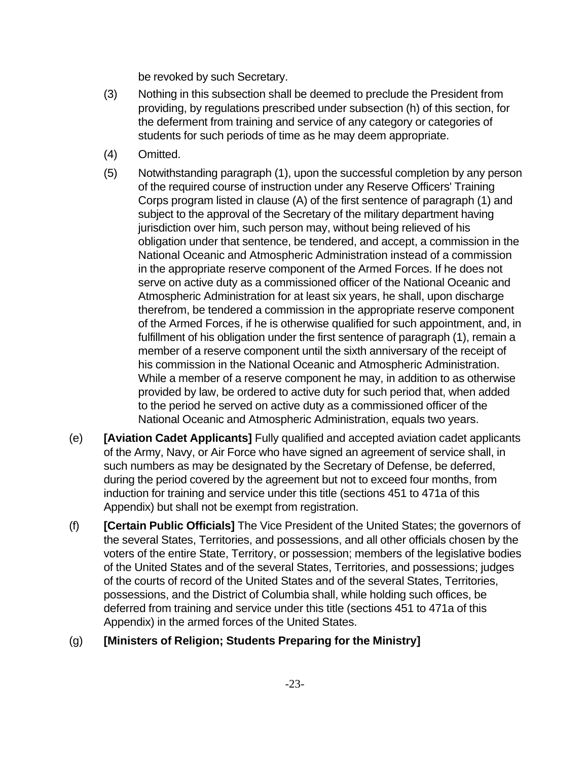be revoked by such Secretary.

(3) Nothing in this subsection shall be deemed to preclude the President from providing, by regulations prescribed under subsection (h) of this section, for the deferment from training and service of any category or categories of students for such periods of time as he may deem appropriate.

(4) Omitted.

(5) Notwithstanding paragraph (1), upon the successful completion by any person of the required course of instruction under any Reserve Officers' Training Corps program listed in clause (A) of the first sentence of paragraph (1) and subject to the approval of the Secretary of the military department having jurisdiction over him, such person may, without being relieved of his obligation under that sentence, be tendered, and accept, a commission in the National Oceanic and Atmospheric Administration instead of a commission in the appropriate reserve component of the Armed Forces. If he does not serve on active duty as a commissioned officer of the National Oceanic and Atmospheric Administration for at least six years, he shall, upon discharge therefrom, be tendered a commission in the appropriate reserve component of the Armed Forces, if he is otherwise qualified for such appointment, and, in fulfillment of his obligation under the first sentence of paragraph (1), remain a member of a reserve component until the sixth anniversary of the receipt of his commission in the National Oceanic and Atmospheric Administration. While a member of a reserve component he may, in addition to as otherwise provided by law, be ordered to active duty for such period that, when added to the period he served on active duty as a commissioned officer of the National Oceanic and Atmospheric Administration, equals two years.

(e) **[Aviation Cadet Applicants]** Fully qualified and accepted aviation cadet applicants of the Army, Navy, or Air Force who have signed an agreement of service shall, in such numbers as may be designated by the Secretary of Defense, be deferred, during the period covered by the agreement but not to exceed four months, from induction for training and service under this title (sections 451 to 471a of this Appendix) but shall not be exempt from registration.

(f) **[Certain Public Officials]** The Vice President of the United States; the governors of the several States, Territories, and possessions, and all other officials chosen by the voters of the entire State, Territory, or possession; members of the legislative bodies of the United States and of the several States, Territories, and possessions; judges of the courts of record of the United States and of the several States, Territories, possessions, and the District of Columbia shall, while holding such offices, be deferred from training and service under this title (sections 451 to 471a of this Appendix) in the armed forces of the United States.

(g) **[Ministers of Religion; Students Preparing for the Ministry]**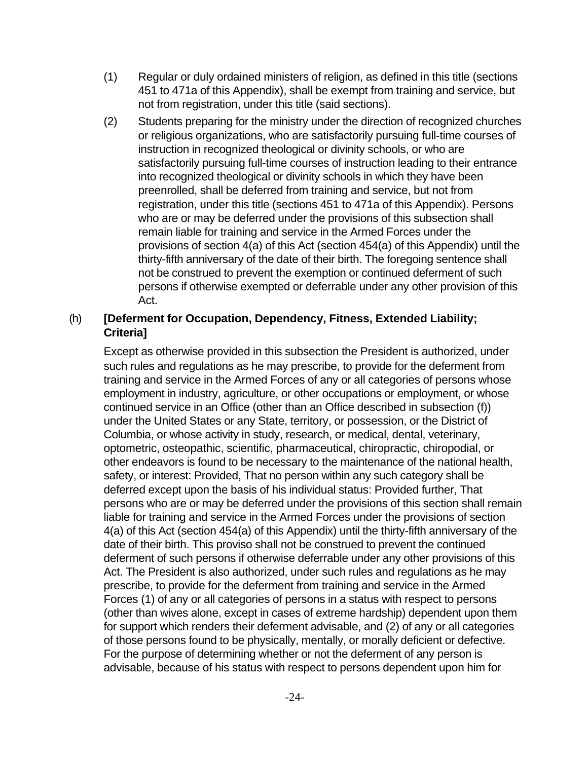(1) Regular or duly ordained ministers of religion, as defined in this title (sections 451 to 471a of this Appendix), shall be exempt from training and service, but not from registration, under this title (said sections).

(2) Students preparing for the ministry under the direction of recognized churches or religious organizations, who are satisfactorily pursuing full-time courses of instruction in recognized theological or divinity schools, or who are satisfactorily pursuing full-time courses of instruction leading to their entrance into recognized theological or divinity schools in which they have been preenrolled, shall be deferred from training and service, but not from registration, under this title (sections 451 to 471a of this Appendix). Persons who are or may be deferred under the provisions of this subsection shall remain liable for training and service in the Armed Forces under the provisions of section 4(a) of this Act (section 454(a) of this Appendix) until the thirty-fifth anniversary of the date of their birth. The foregoing sentence shall not be construed to prevent the exemption or continued deferment of such persons if otherwise exempted or deferrable under any other provision of this Act.

(h) **[Deferment for Occupation, Dependency, Fitness, Extended Liability; Criteria]**

Except as otherwise provided in this subsection the President is authorized, under such rules and regulations as he may prescribe, to provide for the deferment from training and service in the Armed Forces of any or all categories of persons whose employment in industry, agriculture, or other occupations or employment, or whose continued service in an Office (other than an Office described in subsection (f)) under the United States or any State, territory, or possession, or the District of Columbia, or whose activity in study, research, or medical, dental, veterinary, optometric, osteopathic, scientific, pharmaceutical, chiropractic, chiropodial, or other endeavors is found to be necessary to the maintenance of the national health, safety, or interest: Provided, That no person within any such category shall be deferred except upon the basis of his individual status: Provided further, That persons who are or may be deferred under the provisions of this section shall remain liable for training and service in the Armed Forces under the provisions of section 4(a) of this Act (section 454(a) of this Appendix) until the thirty-fifth anniversary of the date of their birth. This proviso shall not be construed to prevent the continued deferment of such persons if otherwise deferrable under any other provisions of this Act. The President is also authorized, under such rules and regulations as he may prescribe, to provide for the deferment from training and service in the Armed Forces (1) of any or all categories of persons in a status with respect to persons (other than wives alone, except in cases of extreme hardship) dependent upon them for support which renders their deferment advisable, and (2) of any or all categories of those persons found to be physically, mentally, or morally deficient or defective. For the purpose of determining whether or not the deferment of any person is advisable, because of his status with respect to persons dependent upon him for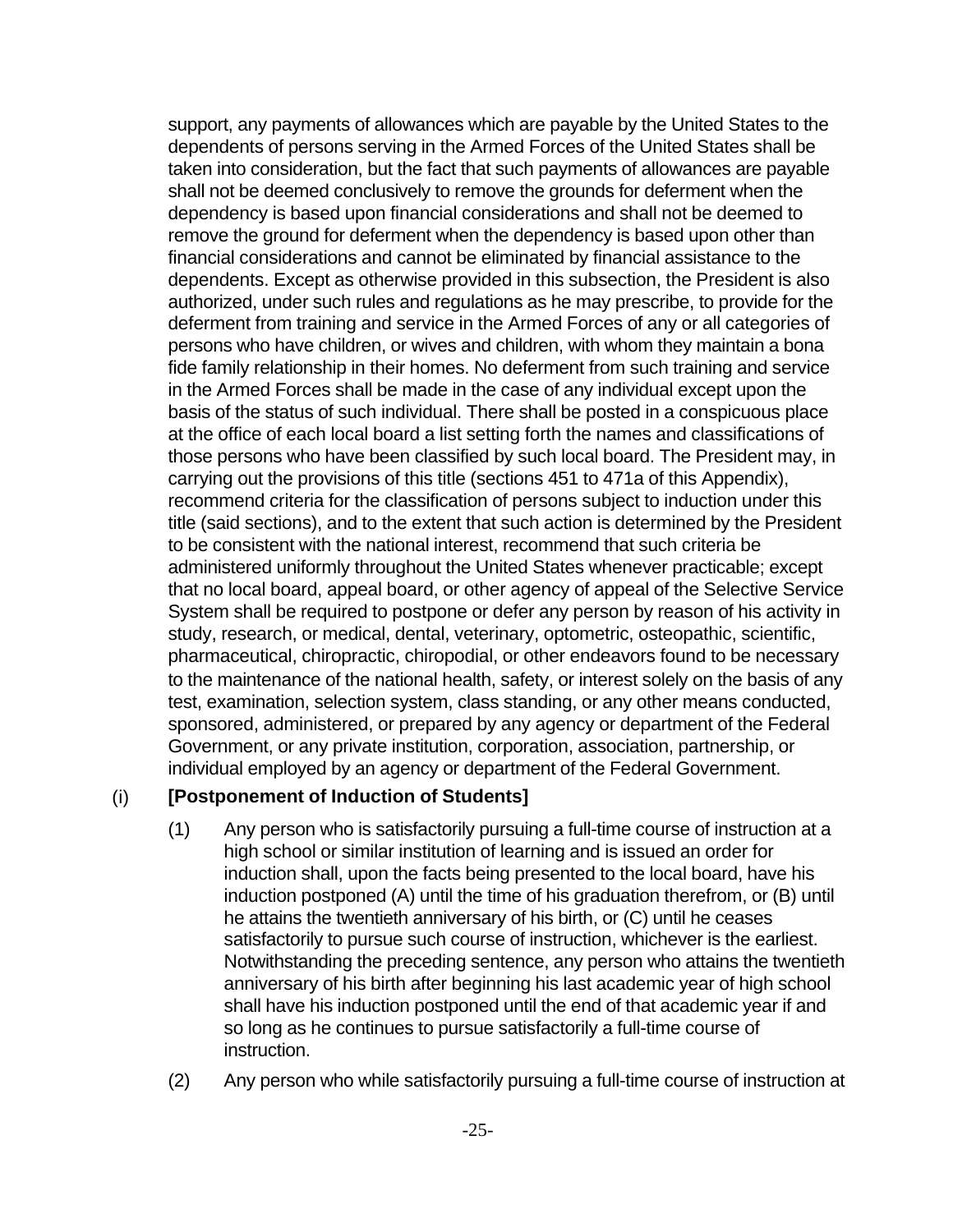support, any payments of allowances which are payable by the United States to the dependents of persons serving in the Armed Forces of the United States shall be taken into consideration, but the fact that such payments of allowances are payable shall not be deemed conclusively to remove the grounds for deferment when the dependency is based upon financial considerations and shall not be deemed to remove the ground for deferment when the dependency is based upon other than financial considerations and cannot be eliminated by financial assistance to the dependents. Except as otherwise provided in this subsection, the President is also authorized, under such rules and regulations as he may prescribe, to provide for the deferment from training and service in the Armed Forces of any or all categories of persons who have children, or wives and children, with whom they maintain a bona fide family relationship in their homes. No deferment from such training and service in the Armed Forces shall be made in the case of any individual except upon the basis of the status of such individual. There shall be posted in a conspicuous place at the office of each local board a list setting forth the names and classifications of those persons who have been classified by such local board. The President may, in carrying out the provisions of this title (sections 451 to 471a of this Appendix), recommend criteria for the classification of persons subject to induction under this title (said sections), and to the extent that such action is determined by the President to be consistent with the national interest, recommend that such criteria be administered uniformly throughout the United States whenever practicable; except that no local board, appeal board, or other agency of appeal of the Selective Service System shall be required to postpone or defer any person by reason of his activity in study, research, or medical, dental, veterinary, optometric, osteopathic, scientific, pharmaceutical, chiropractic, chiropodial, or other endeavors found to be necessary to the maintenance of the national health, safety, or interest solely on the basis of any test, examination, selection system, class standing, or any other means conducted, sponsored, administered, or prepared by any agency or department of the Federal Government, or any private institution, corporation, association, partnership, or individual employed by an agency or department of the Federal Government.

(i) **[Postponement of Induction of Students]**

(1) Any person who is satisfactorily pursuing a full-time course of instruction at a high school or similar institution of learning and is issued an order for induction shall, upon the facts being presented to the local board, have his induction postponed (A) until the time of his graduation therefrom, or (B) until he attains the twentieth anniversary of his birth, or (C) until he ceases satisfactorily to pursue such course of instruction, whichever is the earliest. Notwithstanding the preceding sentence, any person who attains the twentieth anniversary of his birth after beginning his last academic year of high school shall have his induction postponed until the end of that academic year if and so long as he continues to pursue satisfactorily a full-time course of instruction.

(2) Any person who while satisfactorily pursuing a full-time course of instruction at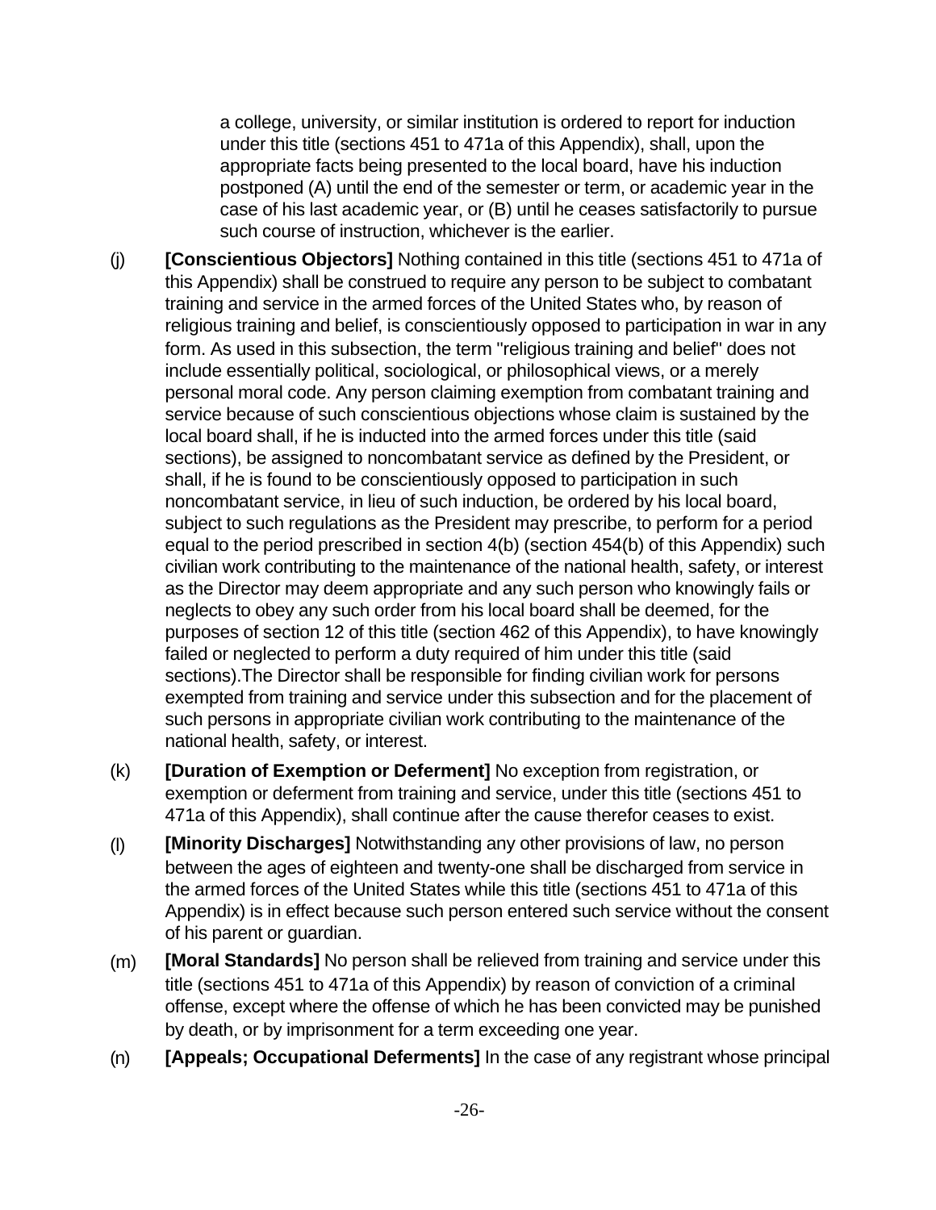a college, university, or similar institution is ordered to report for induction under this title (sections 451 to 471a of this Appendix), shall, upon the appropriate facts being presented to the local board, have his induction postponed (A) until the end of the semester or term, or academic year in the case of his last academic year, or (B) until he ceases satisfactorily to pursue such course of instruction, whichever is the earlier.

(j) **[Conscientious Objectors]** Nothing contained in this title (sections 451 to 471a of this Appendix) shall be construed to require any person to be subject to combatant training and service in the armed forces of the United States who, by reason of religious training and belief, is conscientiously opposed to participation in war in any form. As used in this subsection, the term "religious training and belief" does not include essentially political, sociological, or philosophical views, or a merely personal moral code. Any person claiming exemption from combatant training and service because of such conscientious objections whose claim is sustained by the local board shall, if he is inducted into the armed forces under this title (said sections), be assigned to noncombatant service as defined by the President, or shall, if he is found to be conscientiously opposed to participation in such noncombatant service, in lieu of such induction, be ordered by his local board, subject to such regulations as the President may prescribe, to perform for a period equal to the period prescribed in section 4(b) (section 454(b) of this Appendix) such civilian work contributing to the maintenance of the national health, safety, or interest as the Director may deem appropriate and any such person who knowingly fails or neglects to obey any such order from his local board shall be deemed, for the purposes of section 12 of this title (section 462 of this Appendix), to have knowingly failed or neglected to perform a duty required of him under this title (said sections).The Director shall be responsible for finding civilian work for persons exempted from training and service under this subsection and for the placement of such persons in appropriate civilian work contributing to the maintenance of the national health, safety, or interest.

(k) **[Duration of Exemption or Deferment]** No exception from registration, or exemption or deferment from training and service, under this title (sections 451 to 471a of this Appendix), shall continue after the cause therefor ceases to exist.

(l) **[Minority Discharges]** Notwithstanding any other provisions of law, no person between the ages of eighteen and twenty-one shall be discharged from service in the armed forces of the United States while this title (sections 451 to 471a of this Appendix) is in effect because such person entered such service without the consent of his parent or guardian.

(m) **[Moral Standards]** No person shall be relieved from training and service under this title (sections 451 to 471a of this Appendix) by reason of conviction of a criminal offense, except where the offense of which he has been convicted may be punished by death, or by imprisonment for a term exceeding one year.

(n) **[Appeals; Occupational Deferments]** In the case of any registrant whose principal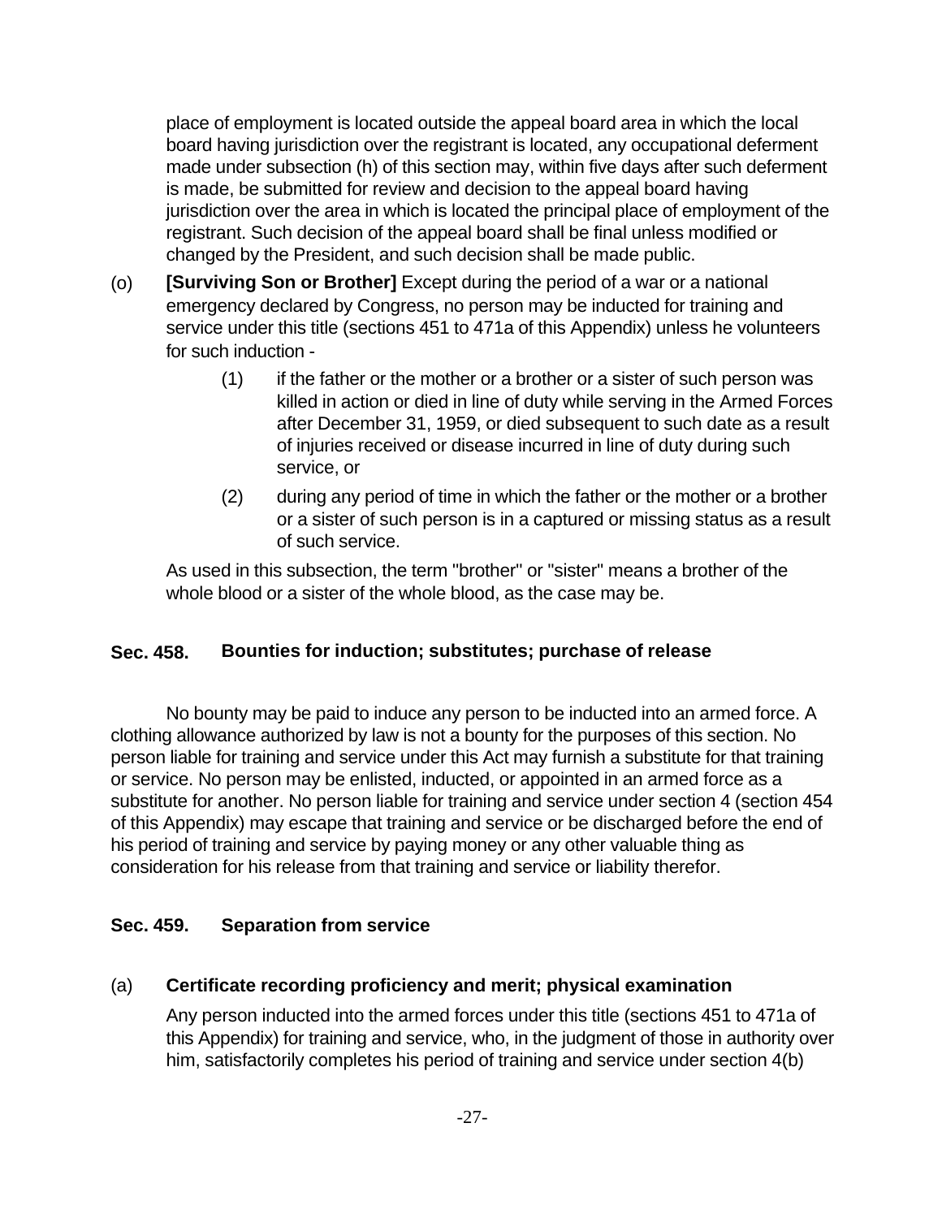place of employment is located outside the appeal board area in which the local board having jurisdiction over the registrant is located, any occupational deferment made under subsection (h) of this section may, within five days after such deferment is made, be submitted for review and decision to the appeal board having jurisdiction over the area in which is located the principal place of employment of the registrant. Such decision of the appeal board shall be final unless modified or changed by the President, and such decision shall be made public.

(o) **[Surviving Son or Brother]** Except during the period of a war or a national emergency declared by Congress, no person may be inducted for training and service under this title (sections 451 to 471a of this Appendix) unless he volunteers for such induction -

(1) if the father or the mother or a brother or a sister of such person was killed in action or died in line of duty while serving in the Armed Forces after December 31, 1959, or died subsequent to such date as a result of injuries received or disease incurred in line of duty during such service, or

(2) during any period of time in which the father or the mother or a brother or a sister of such person is in a captured or missing status as a result of such service.

As used in this subsection, the term "brother" or "sister" means a brother of the whole blood or a sister of the whole blood, as the case may be.

## Sec. 458. Bounties for induction; substitutes; purchase of release

No bounty may be paid to induce any person to be inducted into an armed force. A clothing allowance authorized by law is not a bounty for the purposes of this section. No person liable for training and service under this Act may furnish a substitute for that training or service. No person may be enlisted, inducted, or appointed in an armed force as a substitute for another. No person liable for training and service under section 4 (section 454 of this Appendix) may escape that training and service or be discharged before the end of his period of training and service by paying money or any other valuable thing as consideration for his release from that training and service or liability therefor.

## Sec. 459. Separation from service

### (a) Certificate recording proficiency and merit; physical examination

Any person inducted into the armed forces under this title (sections 451 to 471a of this Appendix) for training and service, who, in the judgment of those in authority over him, satisfactorily completes his period of training and service under section 4(b)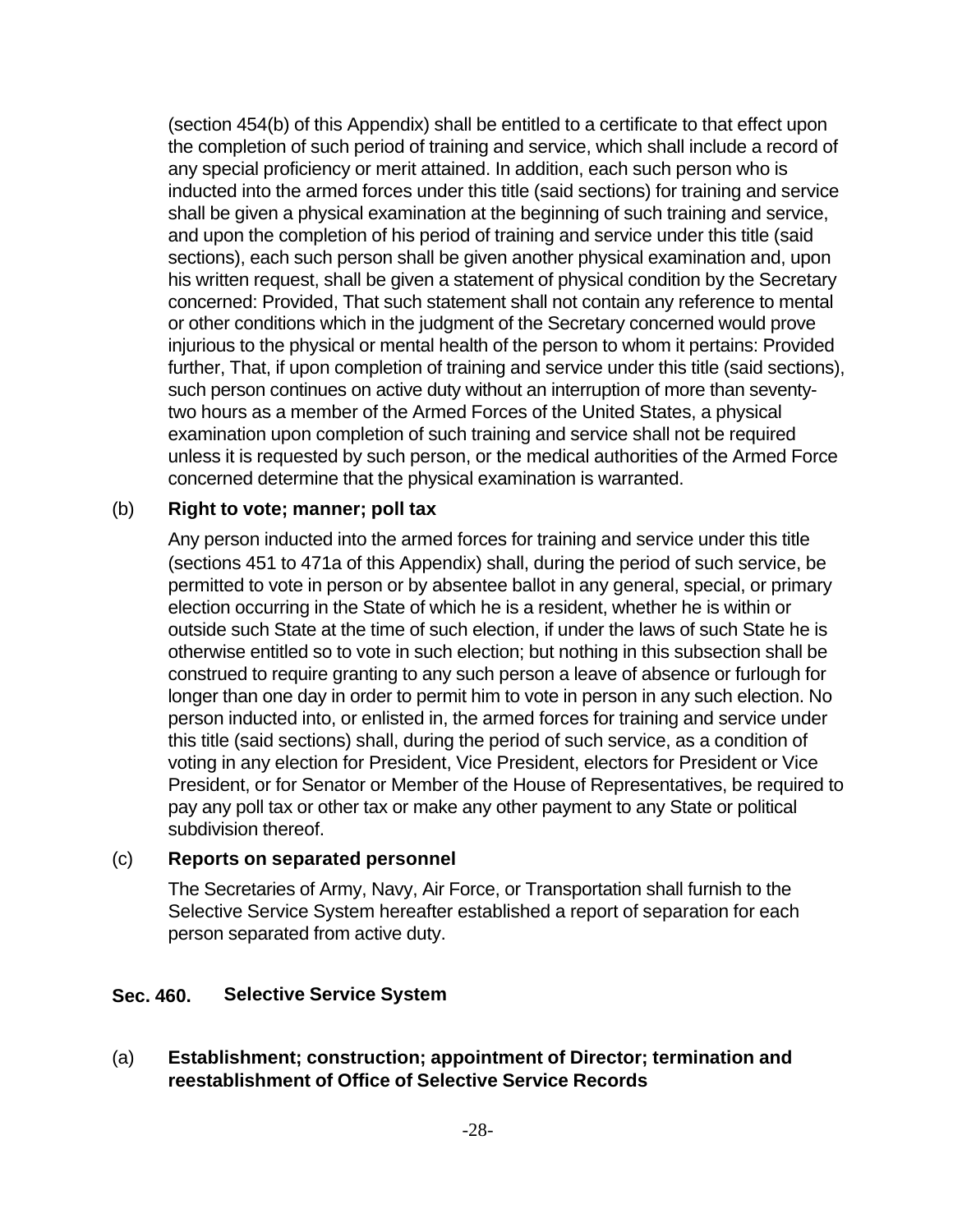(section 454(b) of this Appendix) shall be entitled to a certificate to that effect upon the completion of such period of training and service, which shall include a record of any special proficiency or merit attained. In addition, each such person who is inducted into the armed forces under this title (said sections) for training and service shall be given a physical examination at the beginning of such training and service, and upon the completion of his period of training and service under this title (said sections), each such person shall be given another physical examination and, upon his written request, shall be given a statement of physical condition by the Secretary concerned: Provided, That such statement shall not contain any reference to mental or other conditions which in the judgment of the Secretary concerned would prove injurious to the physical or mental health of the person to whom it pertains: Provided further, That, if upon completion of training and service under this title (said sections), such person continues on active duty without an interruption of more than seventy-two hours as a member of the Armed Forces of the United States, a physical examination upon completion of such training and service shall not be required unless it is requested by such person, or the medical authorities of the Armed Force concerned determine that the physical examination is warranted.

(b) **Right to vote; manner; poll tax**

Any person inducted into the armed forces for training and service under this title (sections 451 to 471a of this Appendix) shall, during the period of such service, be permitted to vote in person or by absentee ballot in any general, special, or primary election occurring in the State of which he is a resident, whether he is within or outside such State at the time of such election, if under the laws of such State he is otherwise entitled so to vote in such election; but nothing in this subsection shall be construed to require granting to any such person a leave of absence or furlough for longer than one day in order to permit him to vote in person in any such election. No person inducted into, or enlisted in, the armed forces for training and service under this title (said sections) shall, during the period of such service, as a condition of voting in any election for President, Vice President, electors for President or Vice President, or for Senator or Member of the House of Representatives, be required to pay any poll tax or other tax or make any other payment to any State or political subdivision thereof.

(c) **Reports on separated personnel**

The Secretaries of Army, Navy, Air Force, or Transportation shall furnish to the Selective Service System hereafter established a report of separation for each person separated from active duty.

## Sec. 460. Selective Service System

(a) **Establishment; construction; appointment of Director; termination and reestablishment of Office of Selective Service Records**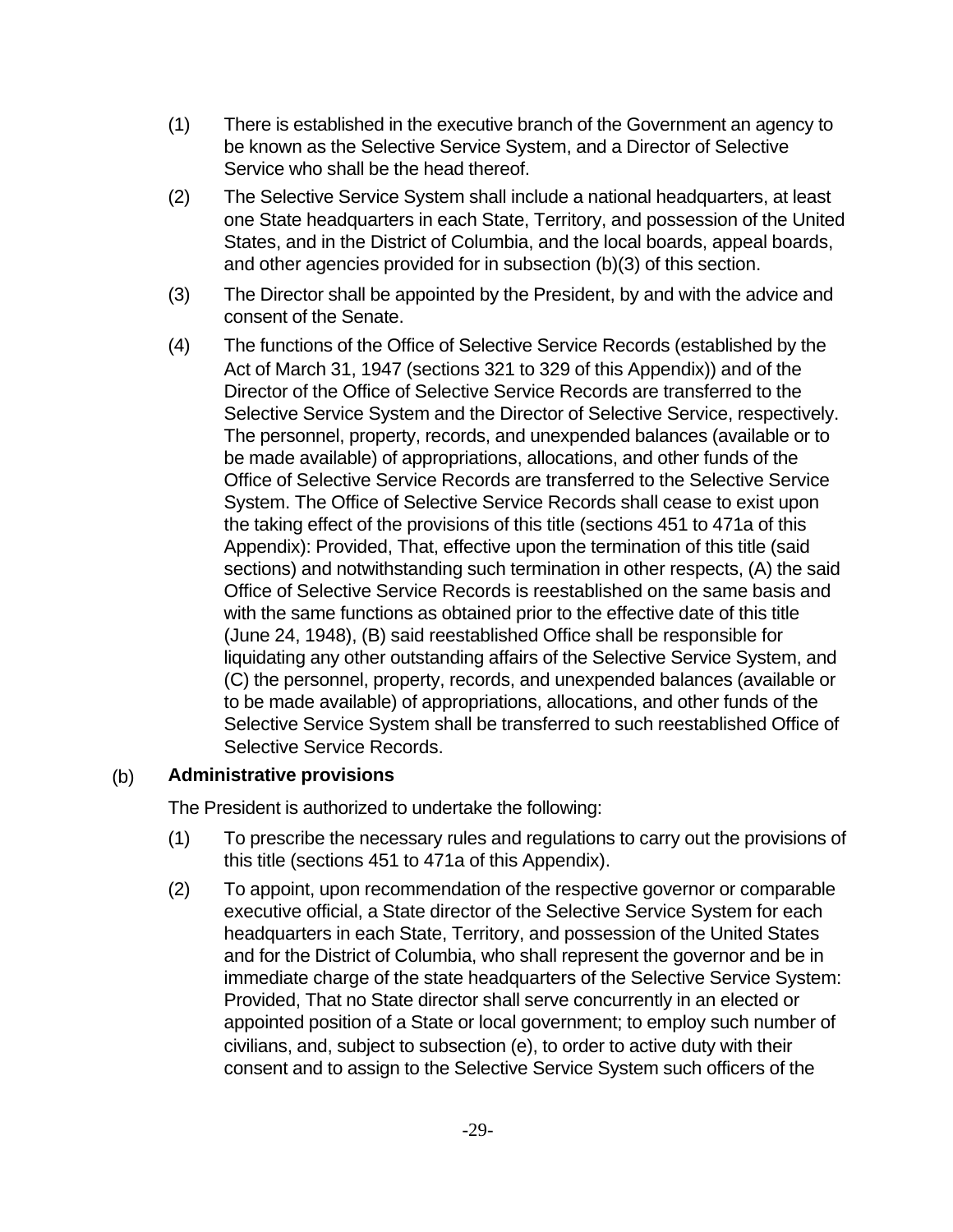(1) There is established in the executive branch of the Government an agency to be known as the Selective Service System, and a Director of Selective Service who shall be the head thereof.

(2) The Selective Service System shall include a national headquarters, at least one State headquarters in each State, Territory, and possession of the United States, and in the District of Columbia, and the local boards, appeal boards, and other agencies provided for in subsection (b)(3) of this section.

(3) The Director shall be appointed by the President, by and with the advice and consent of the Senate.

(4) The functions of the Office of Selective Service Records (established by the Act of March 31, 1947 (sections 321 to 329 of this Appendix)) and of the Director of the Office of Selective Service Records are transferred to the Selective Service System and the Director of Selective Service, respectively. The personnel, property, records, and unexpended balances (available or to be made available) of appropriations, allocations, and other funds of the Office of Selective Service Records are transferred to the Selective Service System. The Office of Selective Service Records shall cease to exist upon the taking effect of the provisions of this title (sections 451 to 471a of this Appendix): Provided, That, effective upon the termination of this title (said sections) and notwithstanding such termination in other respects, (A) the said Office of Selective Service Records is reestablished on the same basis and with the same functions as obtained prior to the effective date of this title (June 24, 1948), (B) said reestablished Office shall be responsible for liquidating any other outstanding affairs of the Selective Service System, and (C) the personnel, property, records, and unexpended balances (available or to be made available) of appropriations, allocations, and other funds of the Selective Service System shall be transferred to such reestablished Office of Selective Service Records.

(b) **Administrative provisions**

The President is authorized to undertake the following:

(1) To prescribe the necessary rules and regulations to carry out the provisions of this title (sections 451 to 471a of this Appendix).

(2) To appoint, upon recommendation of the respective governor or comparable executive official, a State director of the Selective Service System for each headquarters in each State, Territory, and possession of the United States and for the District of Columbia, who shall represent the governor and be in immediate charge of the state headquarters of the Selective Service System: Provided, That no State director shall serve concurrently in an elected or appointed position of a State or local government; to employ such number of civilians, and, subject to subsection (e), to order to active duty with their consent and to assign to the Selective Service System such officers of the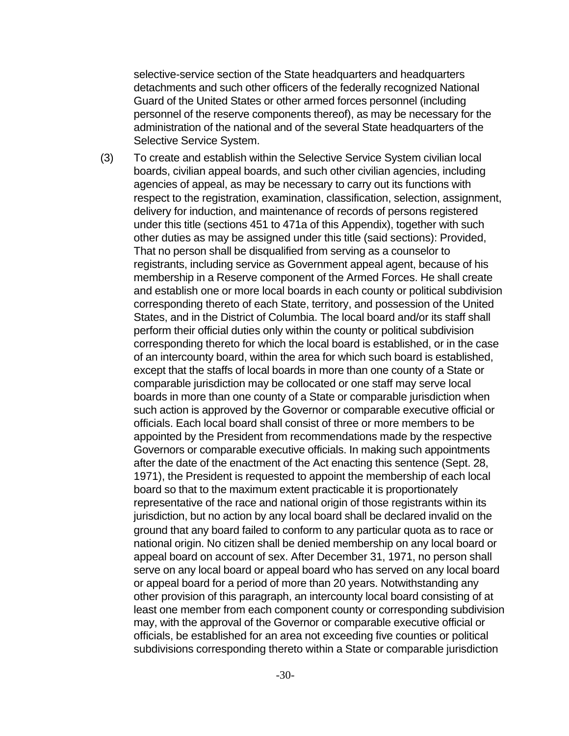selective-service section of the State headquarters and headquarters detachments and such other officers of the federally recognized National Guard of the United States or other armed forces personnel (including personnel of the reserve components thereof), as may be necessary for the administration of the national and of the several State headquarters of the Selective Service System.

(3) To create and establish within the Selective Service System civilian local boards, civilian appeal boards, and such other civilian agencies, including agencies of appeal, as may be necessary to carry out its functions with respect to the registration, examination, classification, selection, assignment, delivery for induction, and maintenance of records of persons registered under this title (sections 451 to 471a of this Appendix), together with such other duties as may be assigned under this title (said sections): Provided, That no person shall be disqualified from serving as a counselor to registrants, including service as Government appeal agent, because of his membership in a Reserve component of the Armed Forces. He shall create and establish one or more local boards in each county or political subdivision corresponding thereto of each State, territory, and possession of the United States, and in the District of Columbia. The local board and/or its staff shall perform their official duties only within the county or political subdivision corresponding thereto for which the local board is established, or in the case of an intercounty board, within the area for which such board is established, except that the staffs of local boards in more than one county of a State or comparable jurisdiction may be collocated or one staff may serve local boards in more than one county of a State or comparable jurisdiction when such action is approved by the Governor or comparable executive official or officials. Each local board shall consist of three or more members to be appointed by the President from recommendations made by the respective Governors or comparable executive officials. In making such appointments after the date of the enactment of the Act enacting this sentence (Sept. 28, 1971), the President is requested to appoint the membership of each local board so that to the maximum extent practicable it is proportionately representative of the race and national origin of those registrants within its jurisdiction, but no action by any local board shall be declared invalid on the ground that any board failed to conform to any particular quota as to race or national origin. No citizen shall be denied membership on any local board or appeal board on account of sex. After December 31, 1971, no person shall serve on any local board or appeal board who has served on any local board or appeal board for a period of more than 20 years. Notwithstanding any other provision of this paragraph, an intercounty local board consisting of at least one member from each component county or corresponding subdivision may, with the approval of the Governor or comparable executive official or officials, be established for an area not exceeding five counties or political subdivisions corresponding thereto within a State or comparable jurisdiction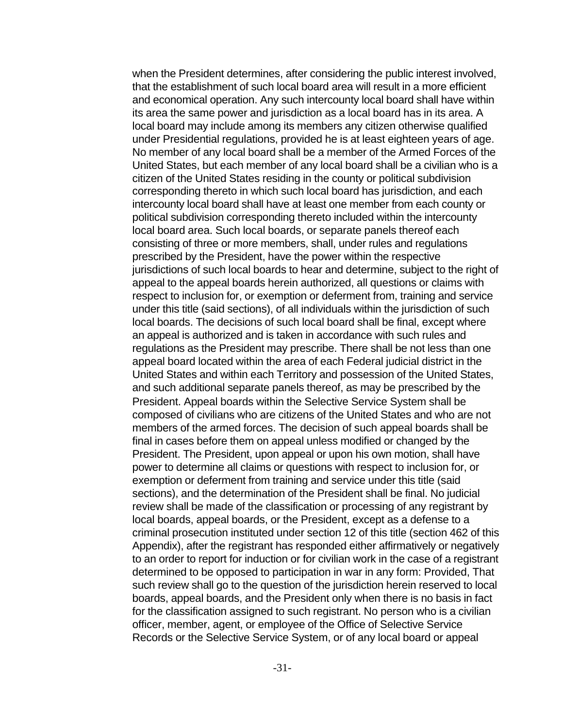when the President determines, after considering the public interest involved, that the establishment of such local board area will result in a more efficient and economical operation. Any such intercounty local board shall have within its area the same power and jurisdiction as a local board has in its area. A local board may include among its members any citizen otherwise qualified under Presidential regulations, provided he is at least eighteen years of age. No member of any local board shall be a member of the Armed Forces of the United States, but each member of any local board shall be a civilian who is a citizen of the United States residing in the county or political subdivision corresponding thereto in which such local board has jurisdiction, and each intercounty local board shall have at least one member from each county or political subdivision corresponding thereto included within the intercounty local board area. Such local boards, or separate panels thereof each consisting of three or more members, shall, under rules and regulations prescribed by the President, have the power within the respective jurisdictions of such local boards to hear and determine, subject to the right of appeal to the appeal boards herein authorized, all questions or claims with respect to inclusion for, or exemption or deferment from, training and service under this title (said sections), of all individuals within the jurisdiction of such local boards. The decisions of such local board shall be final, except where an appeal is authorized and is taken in accordance with such rules and regulations as the President may prescribe. There shall be not less than one appeal board located within the area of each Federal judicial district in the United States and within each Territory and possession of the United States, and such additional separate panels thereof, as may be prescribed by the President. Appeal boards within the Selective Service System shall be composed of civilians who are citizens of the United States and who are not members of the armed forces. The decision of such appeal boards shall be final in cases before them on appeal unless modified or changed by the President. The President, upon appeal or upon his own motion, shall have power to determine all claims or questions with respect to inclusion for, or exemption or deferment from training and service under this title (said sections), and the determination of the President shall be final. No judicial review shall be made of the classification or processing of any registrant by local boards, appeal boards, or the President, except as a defense to a criminal prosecution instituted under section 12 of this title (section 462 of this Appendix), after the registrant has responded either affirmatively or negatively to an order to report for induction or for civilian work in the case of a registrant determined to be opposed to participation in war in any form: Provided, That such review shall go to the question of the jurisdiction herein reserved to local boards, appeal boards, and the President only when there is no basis in fact for the classification assigned to such registrant. No person who is a civilian officer, member, agent, or employee of the Office of Selective Service Records or the Selective Service System, or of any local board or appeal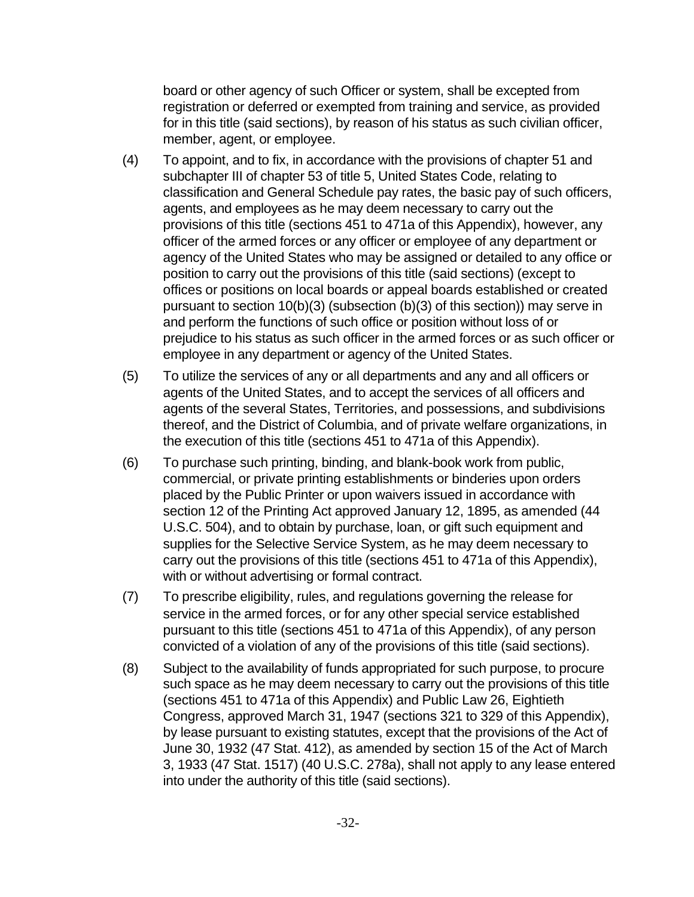board or other agency of such Officer or system, shall be excepted from registration or deferred or exempted from training and service, as provided for in this title (said sections), by reason of his status as such civilian officer, member, agent, or employee.

(4) To appoint, and to fix, in accordance with the provisions of chapter 51 and subchapter III of chapter 53 of title 5, United States Code, relating to classification and General Schedule pay rates, the basic pay of such officers, agents, and employees as he may deem necessary to carry out the provisions of this title (sections 451 to 471a of this Appendix), however, any officer of the armed forces or any officer or employee of any department or agency of the United States who may be assigned or detailed to any office or position to carry out the provisions of this title (said sections) (except to offices or positions on local boards or appeal boards established or created pursuant to section 10(b)(3) (subsection (b)(3) of this section)) may serve in and perform the functions of such office or position without loss of or prejudice to his status as such officer in the armed forces or as such officer or employee in any department or agency of the United States.

(5) To utilize the services of any or all departments and any and all officers or agents of the United States, and to accept the services of all officers and agents of the several States, Territories, and possessions, and subdivisions thereof, and the District of Columbia, and of private welfare organizations, in the execution of this title (sections 451 to 471a of this Appendix).

(6) To purchase such printing, binding, and blank-book work from public, commercial, or private printing establishments or binderies upon orders placed by the Public Printer or upon waivers issued in accordance with section 12 of the Printing Act approved January 12, 1895, as amended (44 U.S.C. 504), and to obtain by purchase, loan, or gift such equipment and supplies for the Selective Service System, as he may deem necessary to carry out the provisions of this title (sections 451 to 471a of this Appendix), with or without advertising or formal contract.

(7) To prescribe eligibility, rules, and regulations governing the release for service in the armed forces, or for any other special service established pursuant to this title (sections 451 to 471a of this Appendix), of any person convicted of a violation of any of the provisions of this title (said sections).

(8) Subject to the availability of funds appropriated for such purpose, to procure such space as he may deem necessary to carry out the provisions of this title (sections 451 to 471a of this Appendix) and Public Law 26, Eightieth Congress, approved March 31, 1947 (sections 321 to 329 of this Appendix), by lease pursuant to existing statutes, except that the provisions of the Act of June 30, 1932 (47 Stat. 412), as amended by section 15 of the Act of March 3, 1933 (47 Stat. 1517) (40 U.S.C. 278a), shall not apply to any lease entered into under the authority of this title (said sections).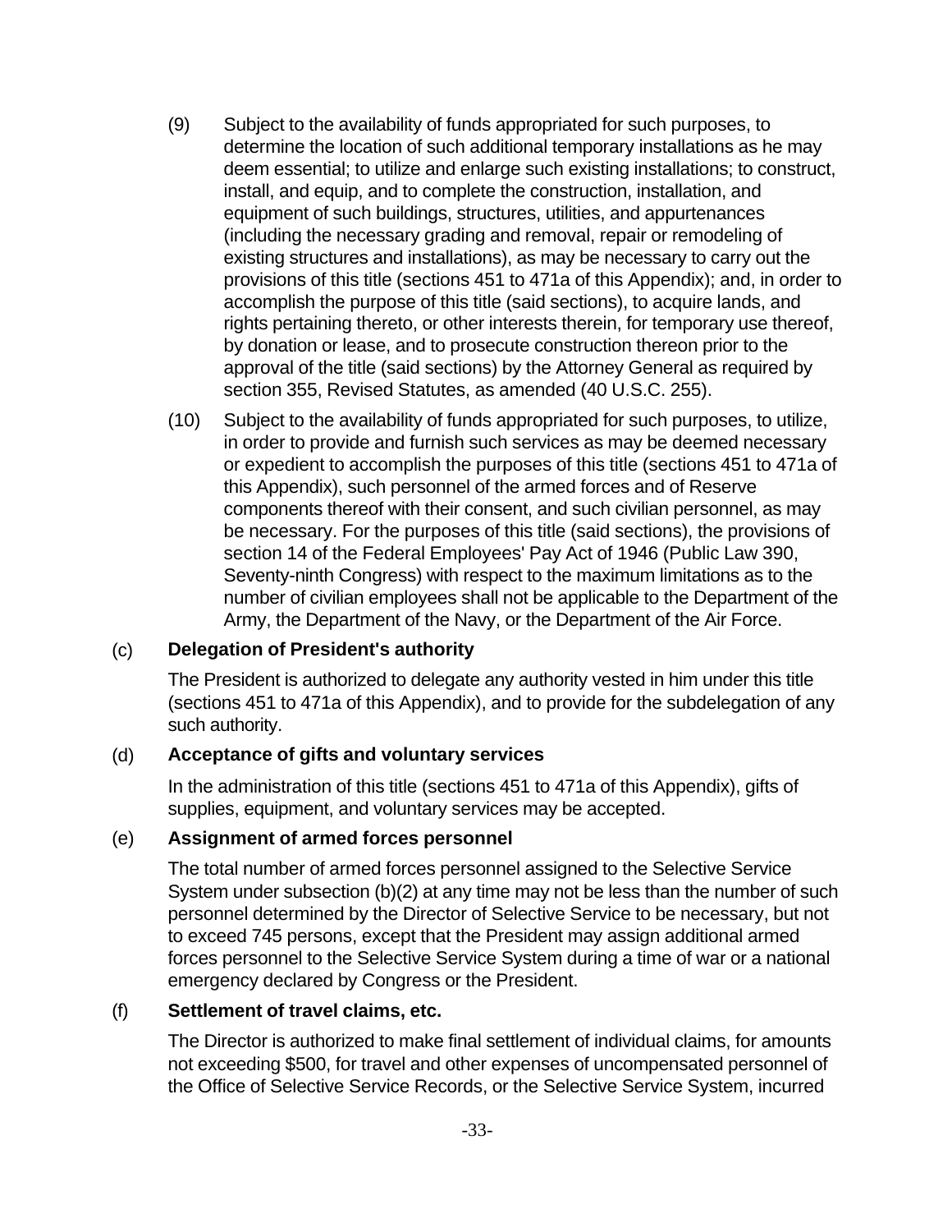(9) Subject to the availability of funds appropriated for such purposes, to determine the location of such additional temporary installations as he may deem essential; to utilize and enlarge such existing installations; to construct, install, and equip, and to complete the construction, installation, and equipment of such buildings, structures, utilities, and appurtenances (including the necessary grading and removal, repair or remodeling of existing structures and installations), as may be necessary to carry out the provisions of this title (sections 451 to 471a of this Appendix); and, in order to accomplish the purpose of this title (said sections), to acquire lands, and rights pertaining thereto, or other interests therein, for temporary use thereof, by donation or lease, and to prosecute construction thereon prior to the approval of the title (said sections) by the Attorney General as required by section 355, Revised Statutes, as amended (40 U.S.C. 255).

(10) Subject to the availability of funds appropriated for such purposes, to utilize, in order to provide and furnish such services as may be deemed necessary or expedient to accomplish the purposes of this title (sections 451 to 471a of this Appendix), such personnel of the armed forces and of Reserve components thereof with their consent, and such civilian personnel, as may be necessary. For the purposes of this title (said sections), the provisions of section 14 of the Federal Employees' Pay Act of 1946 (Public Law 390, Seventy-ninth Congress) with respect to the maximum limitations as to the number of civilian employees shall not be applicable to the Department of the Army, the Department of the Navy, or the Department of the Air Force.

(c) **Delegation of President's authority**

The President is authorized to delegate any authority vested in him under this title (sections 451 to 471a of this Appendix), and to provide for the subdelegation of any such authority.

(d) **Acceptance of gifts and voluntary services**

In the administration of this title (sections 451 to 471a of this Appendix), gifts of supplies, equipment, and voluntary services may be accepted.

(e) **Assignment of armed forces personnel**

The total number of armed forces personnel assigned to the Selective Service System under subsection (b)(2) at any time may not be less than the number of such personnel determined by the Director of Selective Service to be necessary, but not to exceed 745 persons, except that the President may assign additional armed forces personnel to the Selective Service System during a time of war or a national emergency declared by Congress or the President.

(f) **Settlement of travel claims, etc.**

The Director is authorized to make final settlement of individual claims, for amounts not exceeding $500, for travel and other expenses of uncompensated personnel of the Office of Selective Service Records, or the Selective Service System, incurred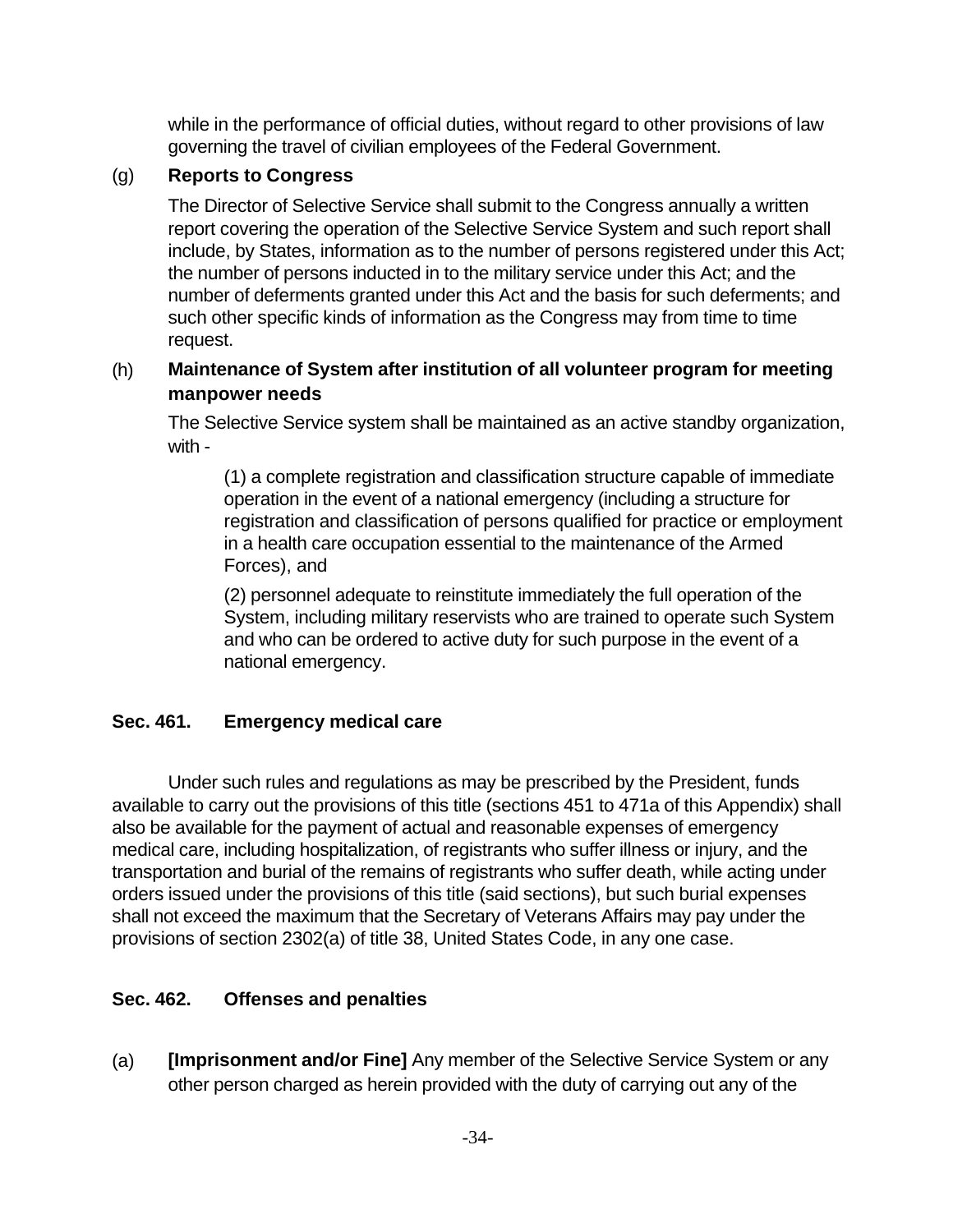while in the performance of official duties, without regard to other provisions of law governing the travel of civilian employees of the Federal Government.

(g) **Reports to Congress**

The Director of Selective Service shall submit to the Congress annually a written report covering the operation of the Selective Service System and such report shall include, by States, information as to the number of persons registered under this Act; the number of persons inducted in to the military service under this Act; and the number of deferments granted under this Act and the basis for such deferments; and such other specific kinds of information as the Congress may from time to time request.

(h) **Maintenance of System after institution of all volunteer program for meeting manpower needs**

The Selective Service system shall be maintained as an active standby organization, with -

(1) a complete registration and classification structure capable of immediate operation in the event of a national emergency (including a structure for registration and classification of persons qualified for practice or employment in a health care occupation essential to the maintenance of the Armed Forces), and

(2) personnel adequate to reinstitute immediately the full operation of the System, including military reservists who are trained to operate such System and who can be ordered to active duty for such purpose in the event of a national emergency.

### Sec. 461. Emergency medical care

Under such rules and regulations as may be prescribed by the President, funds available to carry out the provisions of this title (sections 451 to 471a of this Appendix) shall also be available for the payment of actual and reasonable expenses of emergency medical care, including hospitalization, of registrants who suffer illness or injury, and the transportation and burial of the remains of registrants who suffer death, while acting under orders issued under the provisions of this title (said sections), but such burial expenses shall not exceed the maximum that the Secretary of Veterans Affairs may pay under the provisions of section 2302(a) of title 38, United States Code, in any one case.

### Sec. 462. Offenses and penalties

(a) **[Imprisonment and/or Fine]** Any member of the Selective Service System or any other person charged as herein provided with the duty of carrying out any of the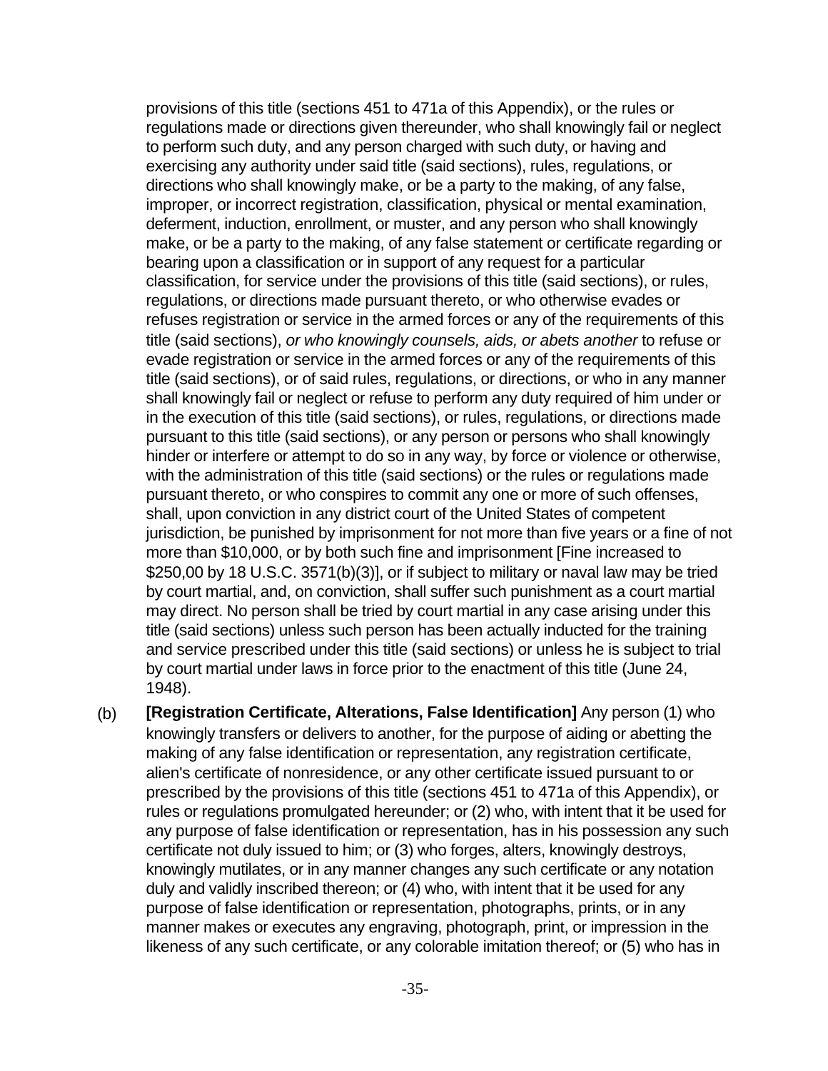provisions of this title (sections 451 to 471a of this Appendix), or the rules or regulations made or directions given thereunder, who shall knowingly fail or neglect to perform such duty, and any person charged with such duty, or having and exercising any authority under said title (said sections), rules, regulations, or directions who shall knowingly make, or be a party to the making, of any false, improper, or incorrect registration, classification, physical or mental examination, deferment, induction, enrollment, or muster, and any person who shall knowingly make, or be a party to the making, of any false statement or certificate regarding or bearing upon a classification or in support of any request for a particular classification, for service under the provisions of this title (said sections), or rules, regulations, or directions made pursuant thereto, or who otherwise evades or refuses registration or service in the armed forces or any of the requirements of this title (said sections), *or who knowingly counsels, aids, or abets another* to refuse or evade registration or service in the armed forces or any of the requirements of this title (said sections), or of said rules, regulations, or directions, or who in any manner shall knowingly fail or neglect or refuse to perform any duty required of him under or in the execution of this title (said sections), or rules, regulations, or directions made pursuant to this title (said sections), or any person or persons who shall knowingly hinder or interfere or attempt to do so in any way, by force or violence or otherwise, with the administration of this title (said sections) or the rules or regulations made pursuant thereto, or who conspires to commit any one or more of such offenses, shall, upon conviction in any district court of the United States of competent jurisdiction, be punished by imprisonment for not more than five years or a fine of not more than $10,000, or by both such fine and imprisonment [Fine increased to $250,00 by 18 U.S.C. 3571(b)(3)], or if subject to military or naval law may be tried by court martial, and, on conviction, shall suffer such punishment as a court martial may direct. No person shall be tried by court martial in any case arising under this title (said sections) unless such person has been actually inducted for the training and service prescribed under this title (said sections) or unless he is subject to trial by court martial under laws in force prior to the enactment of this title (June 24, 1948).

(b) **[Registration Certificate, Alterations, False Identification]** Any person (1) who knowingly transfers or delivers to another, for the purpose of aiding or abetting the making of any false identification or representation, any registration certificate, alien's certificate of nonresidence, or any other certificate issued pursuant to or prescribed by the provisions of this title (sections 451 to 471a of this Appendix), or rules or regulations promulgated hereunder; or (2) who, with intent that it be used for any purpose of false identification or representation, has in his possession any such certificate not duly issued to him; or (3) who forges, alters, knowingly destroys, knowingly mutilates, or in any manner changes any such certificate or any notation duly and validly inscribed thereon; or (4) who, with intent that it be used for any purpose of false identification or representation, photographs, prints, or in any manner makes or executes any engraving, photograph, print, or impression in the likeness of any such certificate, or any colorable imitation thereof; or (5) who has in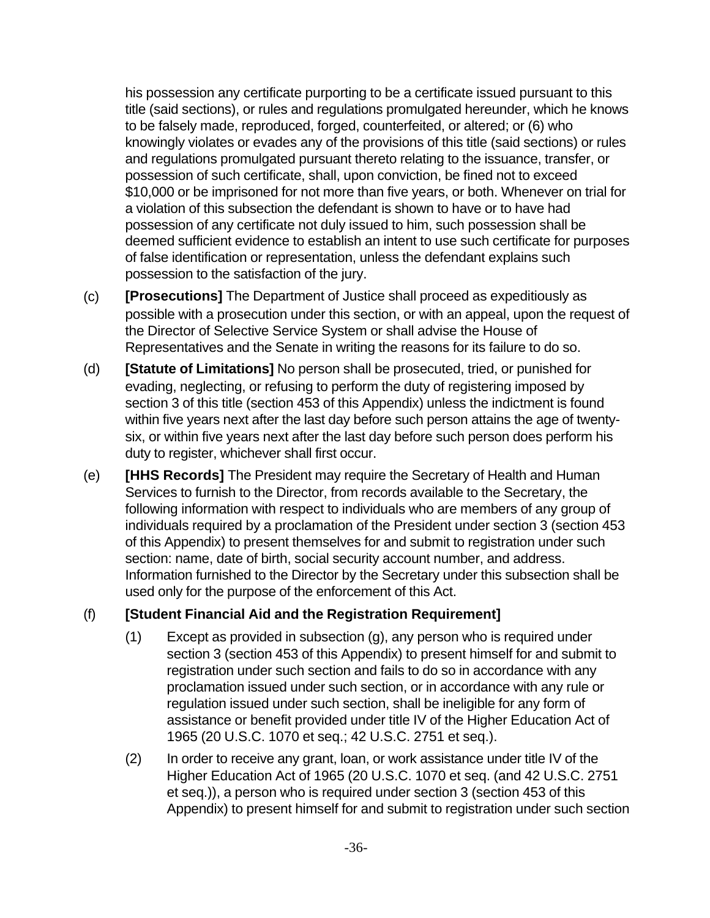his possession any certificate purporting to be a certificate issued pursuant to this title (said sections), or rules and regulations promulgated hereunder, which he knows to be falsely made, reproduced, forged, counterfeited, or altered; or (6) who knowingly violates or evades any of the provisions of this title (said sections) or rules and regulations promulgated pursuant thereto relating to the issuance, transfer, or possession of such certificate, shall, upon conviction, be fined not to exceed $10,000 or be imprisoned for not more than five years, or both. Whenever on trial for a violation of this subsection the defendant is shown to have or to have had possession of any certificate not duly issued to him, such possession shall be deemed sufficient evidence to establish an intent to use such certificate for purposes of false identification or representation, unless the defendant explains such possession to the satisfaction of the jury.

(c) **[Prosecutions]** The Department of Justice shall proceed as expeditiously as possible with a prosecution under this section, or with an appeal, upon the request of the Director of Selective Service System or shall advise the House of Representatives and the Senate in writing the reasons for its failure to do so.

(d) **[Statute of Limitations]** No person shall be prosecuted, tried, or punished for evading, neglecting, or refusing to perform the duty of registering imposed by section 3 of this title (section 453 of this Appendix) unless the indictment is found within five years next after the last day before such person attains the age of twenty-six, or within five years next after the last day before such person does perform his duty to register, whichever shall first occur.

(e) **[HHS Records]** The President may require the Secretary of Health and Human Services to furnish to the Director, from records available to the Secretary, the following information with respect to individuals who are members of any group of individuals required by a proclamation of the President under section 3 (section 453 of this Appendix) to present themselves for and submit to registration under such section: name, date of birth, social security account number, and address. Information furnished to the Director by the Secretary under this subsection shall be used only for the purpose of the enforcement of this Act.

(f) **[Student Financial Aid and the Registration Requirement]**

(1) Except as provided in subsection (g), any person who is required under section 3 (section 453 of this Appendix) to present himself for and submit to registration under such section and fails to do so in accordance with any proclamation issued under such section, or in accordance with any rule or regulation issued under such section, shall be ineligible for any form of assistance or benefit provided under title IV of the Higher Education Act of 1965 (20 U.S.C. 1070 et seq.; 42 U.S.C. 2751 et seq.).

(2) In order to receive any grant, loan, or work assistance under title IV of the Higher Education Act of 1965 (20 U.S.C. 1070 et seq. (and 42 U.S.C. 2751 et seq.)), a person who is required under section 3 (section 453 of this Appendix) to present himself for and submit to registration under such section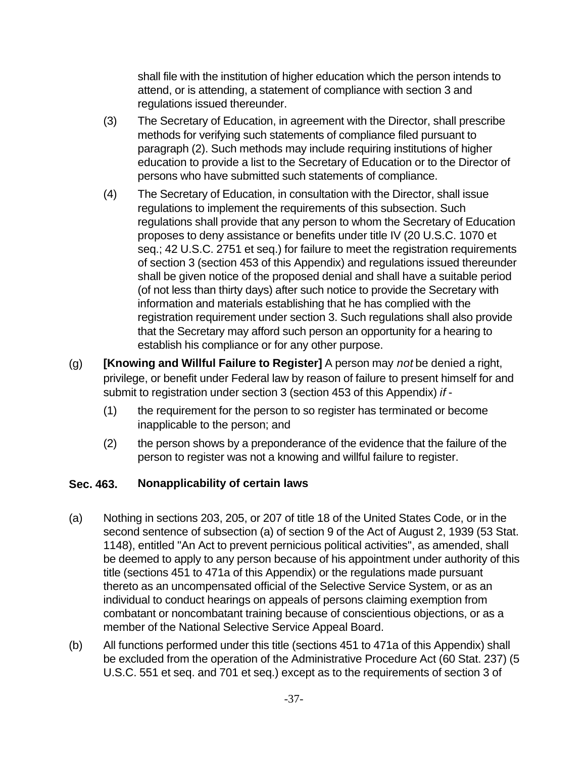shall file with the institution of higher education which the person intends to attend, or is attending, a statement of compliance with section 3 and regulations issued thereunder.

(3) The Secretary of Education, in agreement with the Director, shall prescribe methods for verifying such statements of compliance filed pursuant to paragraph (2). Such methods may include requiring institutions of higher education to provide a list to the Secretary of Education or to the Director of persons who have submitted such statements of compliance.

(4) The Secretary of Education, in consultation with the Director, shall issue regulations to implement the requirements of this subsection. Such regulations shall provide that any person to whom the Secretary of Education proposes to deny assistance or benefits under title IV (20 U.S.C. 1070 et seq.; 42 U.S.C. 2751 et seq.) for failure to meet the registration requirements of section 3 (section 453 of this Appendix) and regulations issued thereunder shall be given notice of the proposed denial and shall have a suitable period (of not less than thirty days) after such notice to provide the Secretary with information and materials establishing that he has complied with the registration requirement under section 3. Such regulations shall also provide that the Secretary may afford such person an opportunity for a hearing to establish his compliance or for any other purpose.

(g) **[Knowing and Willful Failure to Register]** A person may *not* be denied a right, privilege, or benefit under Federal law by reason of failure to present himself for and submit to registration under section 3 (section 453 of this Appendix) *if* -

(1) the requirement for the person to so register has terminated or become inapplicable to the person; and

(2) the person shows by a preponderance of the evidence that the failure of the person to register was not a knowing and willful failure to register.

### Sec. 463. Nonapplicability of certain laws

(a) Nothing in sections 203, 205, or 207 of title 18 of the United States Code, or in the second sentence of subsection (a) of section 9 of the Act of August 2, 1939 (53 Stat. 1148), entitled "An Act to prevent pernicious political activities", as amended, shall be deemed to apply to any person because of his appointment under authority of this title (sections 451 to 471a of this Appendix) or the regulations made pursuant thereto as an uncompensated official of the Selective Service System, or as an individual to conduct hearings on appeals of persons claiming exemption from combatant or noncombatant training because of conscientious objections, or as a member of the National Selective Service Appeal Board.

(b) All functions performed under this title (sections 451 to 471a of this Appendix) shall be excluded from the operation of the Administrative Procedure Act (60 Stat. 237) (5 U.S.C. 551 et seq. and 701 et seq.) except as to the requirements of section 3 of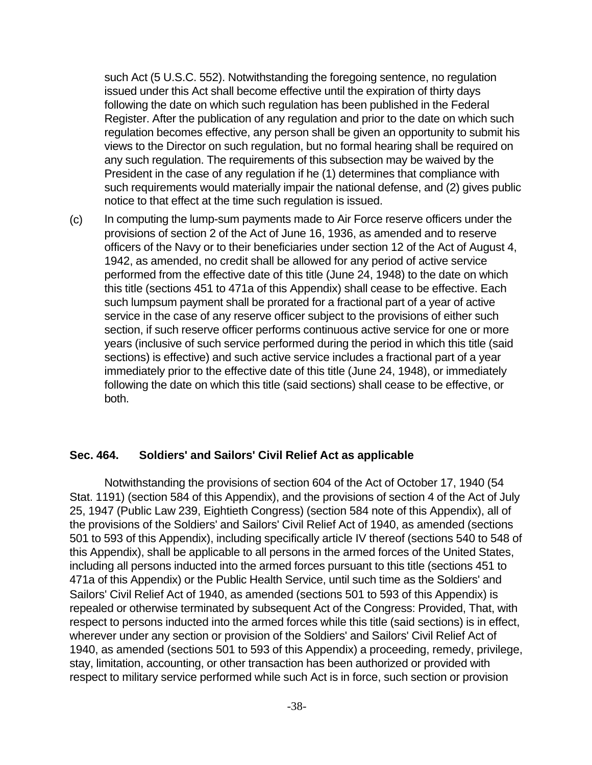such Act (5 U.S.C. 552). Notwithstanding the foregoing sentence, no regulation issued under this Act shall become effective until the expiration of thirty days following the date on which such regulation has been published in the Federal Register. After the publication of any regulation and prior to the date on which such regulation becomes effective, any person shall be given an opportunity to submit his views to the Director on such regulation, but no formal hearing shall be required on any such regulation. The requirements of this subsection may be waived by the President in the case of any regulation if he (1) determines that compliance with such requirements would materially impair the national defense, and (2) gives public notice to that effect at the time such regulation is issued.

(c) In computing the lump-sum payments made to Air Force reserve officers under the provisions of section 2 of the Act of June 16, 1936, as amended and to reserve officers of the Navy or to their beneficiaries under section 12 of the Act of August 4, 1942, as amended, no credit shall be allowed for any period of active service performed from the effective date of this title (June 24, 1948) to the date on which this title (sections 451 to 471a of this Appendix) shall cease to be effective. Each such lumpsum payment shall be prorated for a fractional part of a year of active service in the case of any reserve officer subject to the provisions of either such section, if such reserve officer performs continuous active service for one or more years (inclusive of such service performed during the period in which this title (said sections) is effective) and such active service includes a fractional part of a year immediately prior to the effective date of this title (June 24, 1948), or immediately following the date on which this title (said sections) shall cease to be effective, or both.

### Sec. 464. Soldiers' and Sailors' Civil Relief Act as applicable

Notwithstanding the provisions of section 604 of the Act of October 17, 1940 (54 Stat. 1191) (section 584 of this Appendix), and the provisions of section 4 of the Act of July 25, 1947 (Public Law 239, Eightieth Congress) (section 584 note of this Appendix), all of the provisions of the Soldiers' and Sailors' Civil Relief Act of 1940, as amended (sections 501 to 593 of this Appendix), including specifically article IV thereof (sections 540 to 548 of this Appendix), shall be applicable to all persons in the armed forces of the United States, including all persons inducted into the armed forces pursuant to this title (sections 451 to 471a of this Appendix) or the Public Health Service, until such time as the Soldiers' and Sailors' Civil Relief Act of 1940, as amended (sections 501 to 593 of this Appendix) is repealed or otherwise terminated by subsequent Act of the Congress: Provided, That, with respect to persons inducted into the armed forces while this title (said sections) is in effect, wherever under any section or provision of the Soldiers' and Sailors' Civil Relief Act of 1940, as amended (sections 501 to 593 of this Appendix) a proceeding, remedy, privilege, stay, limitation, accounting, or other transaction has been authorized or provided with respect to military service performed while such Act is in force, such section or provision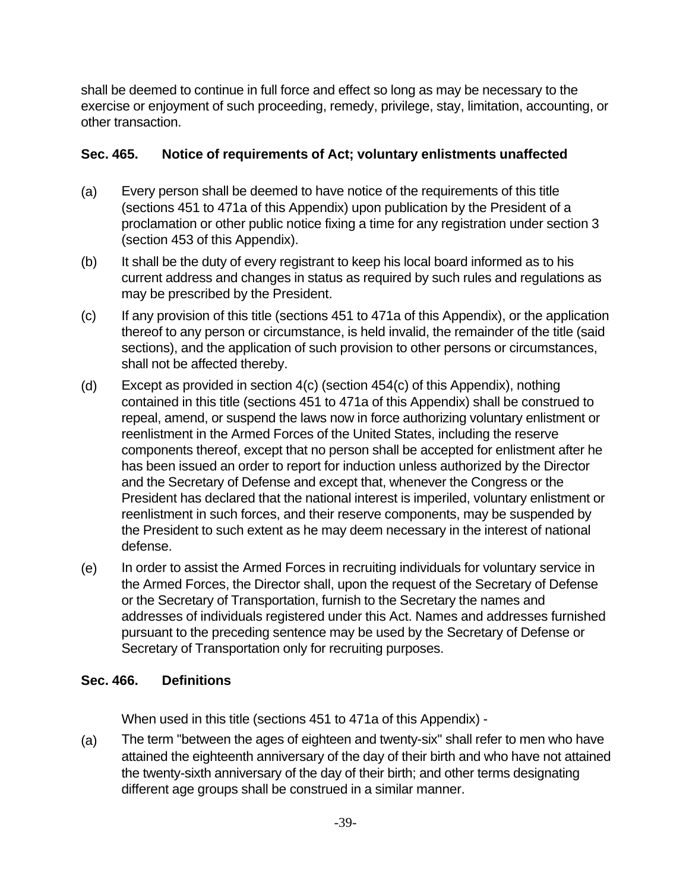shall be deemed to continue in full force and effect so long as may be necessary to the exercise or enjoyment of such proceeding, remedy, privilege, stay, limitation, accounting, or other transaction.

### Sec. 465. Notice of requirements of Act; voluntary enlistments unaffected

(a) Every person shall be deemed to have notice of the requirements of this title (sections 451 to 471a of this Appendix) upon publication by the President of a proclamation or other public notice fixing a time for any registration under section 3 (section 453 of this Appendix).

(b) It shall be the duty of every registrant to keep his local board informed as to his current address and changes in status as required by such rules and regulations as may be prescribed by the President.

(c) If any provision of this title (sections 451 to 471a of this Appendix), or the application thereof to any person or circumstance, is held invalid, the remainder of the title (said sections), and the application of such provision to other persons or circumstances, shall not be affected thereby.

(d) Except as provided in section 4(c) (section 454(c) of this Appendix), nothing contained in this title (sections 451 to 471a of this Appendix) shall be construed to repeal, amend, or suspend the laws now in force authorizing voluntary enlistment or reenlistment in the Armed Forces of the United States, including the reserve components thereof, except that no person shall be accepted for enlistment after he has been issued an order to report for induction unless authorized by the Director and the Secretary of Defense and except that, whenever the Congress or the President has declared that the national interest is imperiled, voluntary enlistment or reenlistment in such forces, and their reserve components, may be suspended by the President to such extent as he may deem necessary in the interest of national defense.

(e) In order to assist the Armed Forces in recruiting individuals for voluntary service in the Armed Forces, the Director shall, upon the request of the Secretary of Defense or the Secretary of Transportation, furnish to the Secretary the names and addresses of individuals registered under this Act. Names and addresses furnished pursuant to the preceding sentence may be used by the Secretary of Defense or Secretary of Transportation only for recruiting purposes.

### Sec. 466. Definitions

When used in this title (sections 451 to 471a of this Appendix) -

(a) The term "between the ages of eighteen and twenty-six" shall refer to men who have attained the eighteenth anniversary of the day of their birth and who have not attained the twenty-sixth anniversary of the day of their birth; and other terms designating different age groups shall be construed in a similar manner.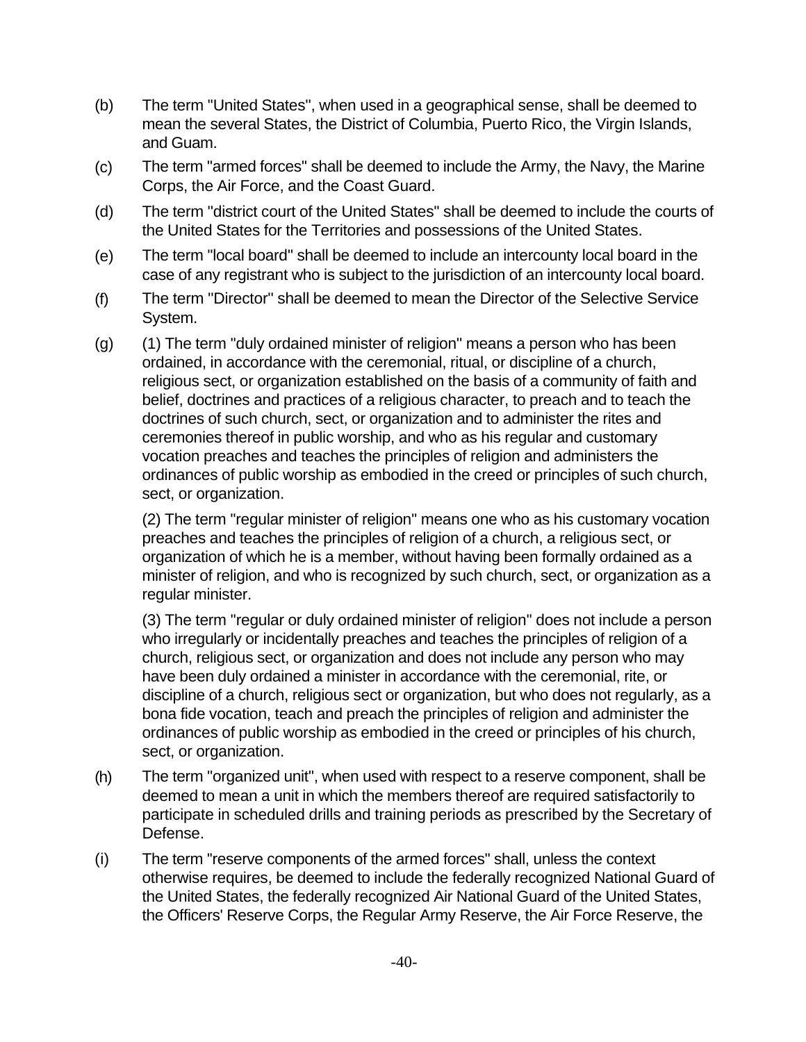(b) The term "United States", when used in a geographical sense, shall be deemed to mean the several States, the District of Columbia, Puerto Rico, the Virgin Islands, and Guam.

(c) The term "armed forces" shall be deemed to include the Army, the Navy, the Marine Corps, the Air Force, and the Coast Guard.

(d) The term "district court of the United States" shall be deemed to include the courts of the United States for the Territories and possessions of the United States.

(e) The term "local board" shall be deemed to include an intercounty local board in the case of any registrant who is subject to the jurisdiction of an intercounty local board.

(f) The term "Director" shall be deemed to mean the Director of the Selective Service System.

(g) (1) The term "duly ordained minister of religion" means a person who has been ordained, in accordance with the ceremonial, ritual, or discipline of a church, religious sect, or organization established on the basis of a community of faith and belief, doctrines and practices of a religious character, to preach and to teach the doctrines of such church, sect, or organization and to administer the rites and ceremonies thereof in public worship, and who as his regular and customary vocation preaches and teaches the principles of religion and administers the ordinances of public worship as embodied in the creed or principles of such church, sect, or organization.

(2) The term "regular minister of religion" means one who as his customary vocation preaches and teaches the principles of religion of a church, a religious sect, or organization of which he is a member, without having been formally ordained as a minister of religion, and who is recognized by such church, sect, or organization as a regular minister.

(3) The term "regular or duly ordained minister of religion" does not include a person who irregularly or incidentally preaches and teaches the principles of religion of a church, religious sect, or organization and does not include any person who may have been duly ordained a minister in accordance with the ceremonial, rite, or discipline of a church, religious sect or organization, but who does not regularly, as a bona fide vocation, teach and preach the principles of religion and administer the ordinances of public worship as embodied in the creed or principles of his church, sect, or organization.

(h) The term "organized unit", when used with respect to a reserve component, shall be deemed to mean a unit in which the members thereof are required satisfactorily to participate in scheduled drills and training periods as prescribed by the Secretary of Defense.

(i) The term "reserve components of the armed forces" shall, unless the context otherwise requires, be deemed to include the federally recognized National Guard of the United States, the federally recognized Air National Guard of the United States, the Officers' Reserve Corps, the Regular Army Reserve, the Air Force Reserve, the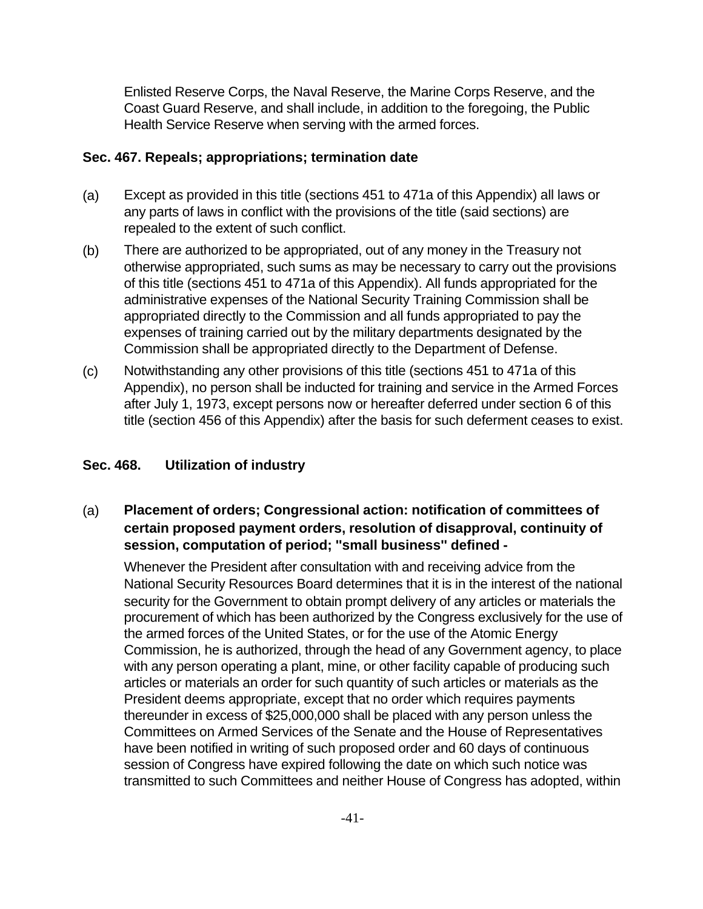Enlisted Reserve Corps, the Naval Reserve, the Marine Corps Reserve, and the Coast Guard Reserve, and shall include, in addition to the foregoing, the Public Health Service Reserve when serving with the armed forces.

### Sec. 467. Repeals; appropriations; termination date

(a) Except as provided in this title (sections 451 to 471a of this Appendix) all laws or any parts of laws in conflict with the provisions of the title (said sections) are repealed to the extent of such conflict.

(b) There are authorized to be appropriated, out of any money in the Treasury not otherwise appropriated, such sums as may be necessary to carry out the provisions of this title (sections 451 to 471a of this Appendix). All funds appropriated for the administrative expenses of the National Security Training Commission shall be appropriated directly to the Commission and all funds appropriated to pay the expenses of training carried out by the military departments designated by the Commission shall be appropriated directly to the Department of Defense.

(c) Notwithstanding any other provisions of this title (sections 451 to 471a of this Appendix), no person shall be inducted for training and service in the Armed Forces after July 1, 1973, except persons now or hereafter deferred under section 6 of this title (section 456 of this Appendix) after the basis for such deferment ceases to exist.

### Sec. 468. Utilization of industry

(a) **Placement of orders; Congressional action: notification of committees of certain proposed payment orders, resolution of disapproval, continuity of session, computation of period; "small business" defined -**

Whenever the President after consultation with and receiving advice from the National Security Resources Board determines that it is in the interest of the national security for the Government to obtain prompt delivery of any articles or materials the procurement of which has been authorized by the Congress exclusively for the use of the armed forces of the United States, or for the use of the Atomic Energy Commission, he is authorized, through the head of any Government agency, to place with any person operating a plant, mine, or other facility capable of producing such articles or materials an order for such quantity of such articles or materials as the President deems appropriate, except that no order which requires payments thereunder in excess of $25,000,000 shall be placed with any person unless the Committees on Armed Services of the Senate and the House of Representatives have been notified in writing of such proposed order and 60 days of continuous session of Congress have expired following the date on which such notice was transmitted to such Committees and neither House of Congress has adopted, within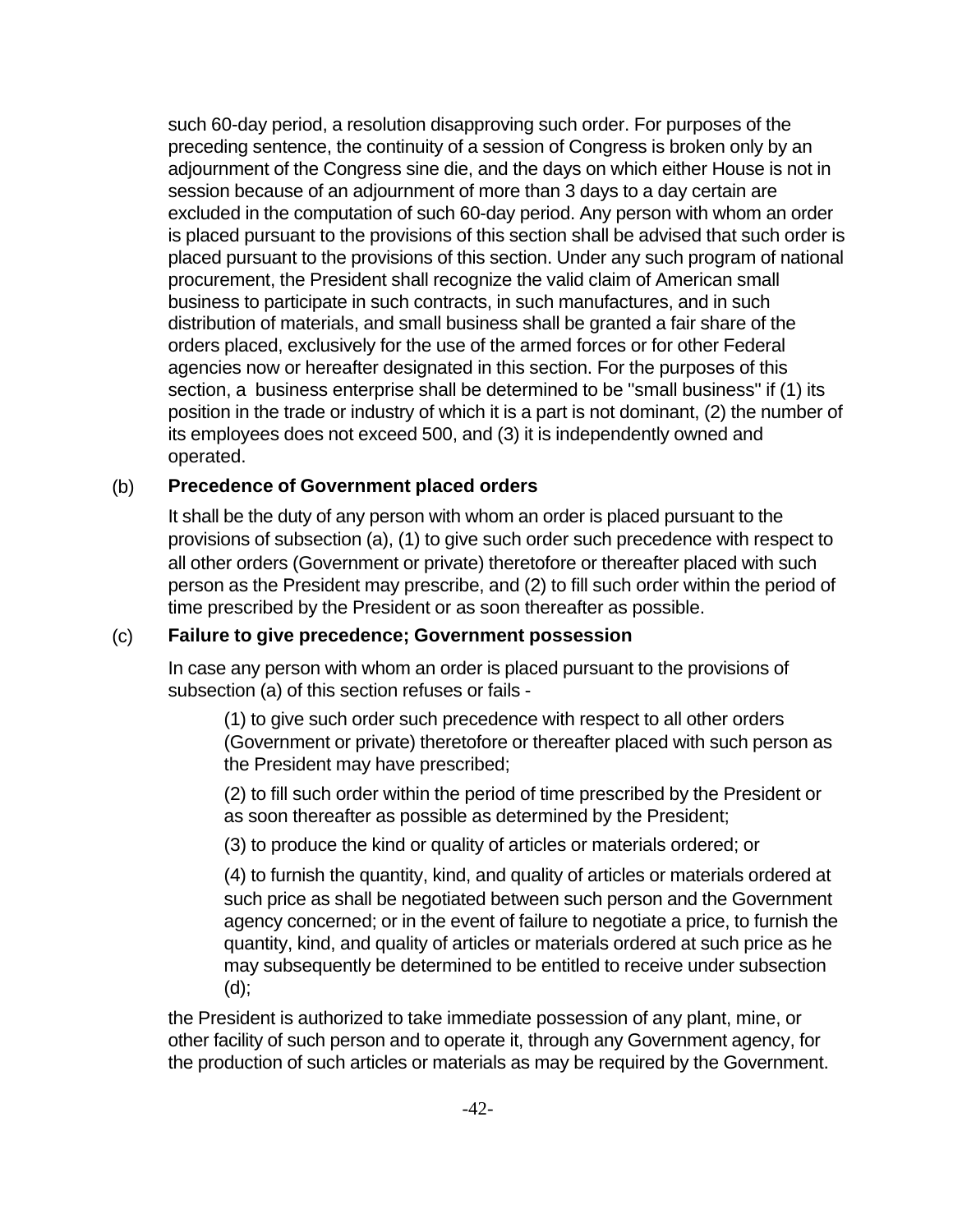such 60-day period, a resolution disapproving such order. For purposes of the preceding sentence, the continuity of a session of Congress is broken only by an adjournment of the Congress sine die, and the days on which either House is not in session because of an adjournment of more than 3 days to a day certain are excluded in the computation of such 60-day period. Any person with whom an order is placed pursuant to the provisions of this section shall be advised that such order is placed pursuant to the provisions of this section. Under any such program of national procurement, the President shall recognize the valid claim of American small business to participate in such contracts, in such manufactures, and in such distribution of materials, and small business shall be granted a fair share of the orders placed, exclusively for the use of the armed forces or for other Federal agencies now or hereafter designated in this section. For the purposes of this section, a business enterprise shall be determined to be "small business" if (1) its position in the trade or industry of which it is a part is not dominant, (2) the number of its employees does not exceed 500, and (3) it is independently owned and operated.

(b) **Precedence of Government placed orders**

It shall be the duty of any person with whom an order is placed pursuant to the provisions of subsection (a), (1) to give such order such precedence with respect to all other orders (Government or private) theretofore or thereafter placed with such person as the President may prescribe, and (2) to fill such order within the period of time prescribed by the President or as soon thereafter as possible.

(c) **Failure to give precedence; Government possession**

In case any person with whom an order is placed pursuant to the provisions of subsection (a) of this section refuses or fails -

(1) to give such order such precedence with respect to all other orders (Government or private) theretofore or thereafter placed with such person as the President may have prescribed;

(2) to fill such order within the period of time prescribed by the President or as soon thereafter as possible as determined by the President;

(3) to produce the kind or quality of articles or materials ordered; or

(4) to furnish the quantity, kind, and quality of articles or materials ordered at such price as shall be negotiated between such person and the Government agency concerned; or in the event of failure to negotiate a price, to furnish the quantity, kind, and quality of articles or materials ordered at such price as he may subsequently be determined to be entitled to receive under subsection (d);

the President is authorized to take immediate possession of any plant, mine, or other facility of such person and to operate it, through any Government agency, for the production of such articles or materials as may be required by the Government.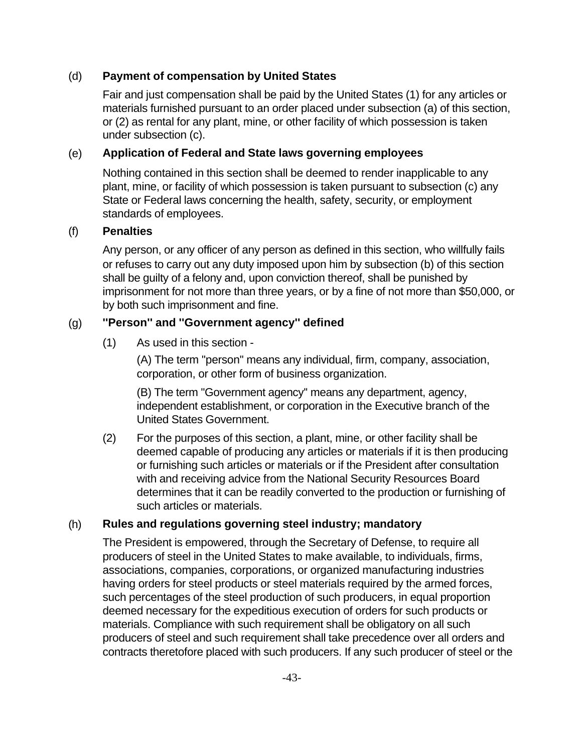(d) **Payment of compensation by United States**

Fair and just compensation shall be paid by the United States (1) for any articles or materials furnished pursuant to an order placed under subsection (a) of this section, or (2) as rental for any plant, mine, or other facility of which possession is taken under subsection (c).

(e) **Application of Federal and State laws governing employees**

Nothing contained in this section shall be deemed to render inapplicable to any plant, mine, or facility of which possession is taken pursuant to subsection (c) any State or Federal laws concerning the health, safety, security, or employment standards of employees.

(f) **Penalties**

Any person, or any officer of any person as defined in this section, who willfully fails or refuses to carry out any duty imposed upon him by subsection (b) of this section shall be guilty of a felony and, upon conviction thereof, shall be punished by imprisonment for not more than three years, or by a fine of not more than $50,000, or by both such imprisonment and fine.

(g) **''Person'' and ''Government agency'' defined**

(1) As used in this section -

(A) The term "person" means any individual, firm, company, association, corporation, or other form of business organization.

(B) The term "Government agency" means any department, agency, independent establishment, or corporation in the Executive branch of the United States Government.

(2) For the purposes of this section, a plant, mine, or other facility shall be deemed capable of producing any articles or materials if it is then producing or furnishing such articles or materials or if the President after consultation with and receiving advice from the National Security Resources Board determines that it can be readily converted to the production or furnishing of such articles or materials.

(h) **Rules and regulations governing steel industry; mandatory**

The President is empowered, through the Secretary of Defense, to require all producers of steel in the United States to make available, to individuals, firms, associations, companies, corporations, or organized manufacturing industries having orders for steel products or steel materials required by the armed forces, such percentages of the steel production of such producers, in equal proportion deemed necessary for the expeditious execution of orders for such products or materials. Compliance with such requirement shall be obligatory on all such producers of steel and such requirement shall take precedence over all orders and contracts theretofore placed with such producers. If any such producer of steel or the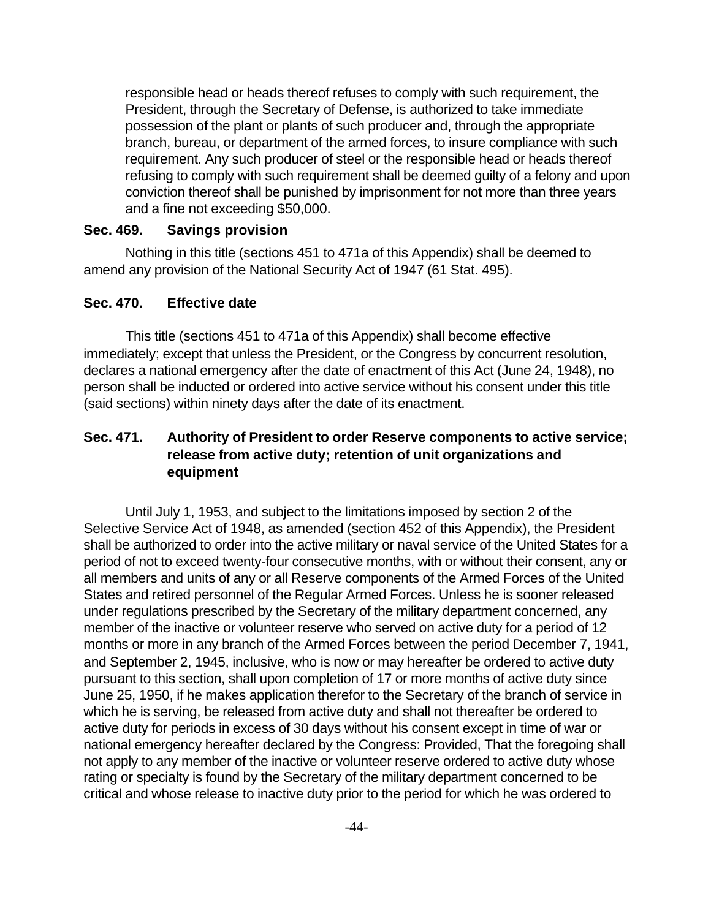responsible head or heads thereof refuses to comply with such requirement, the President, through the Secretary of Defense, is authorized to take immediate possession of the plant or plants of such producer and, through the appropriate branch, bureau, or department of the armed forces, to insure compliance with such requirement. Any such producer of steel or the responsible head or heads thereof refusing to comply with such requirement shall be deemed guilty of a felony and upon conviction thereof shall be punished by imprisonment for not more than three years and a fine not exceeding $50,000.

### Sec. 469. Savings provision

Nothing in this title (sections 451 to 471a of this Appendix) shall be deemed to amend any provision of the National Security Act of 1947 (61 Stat. 495).

### Sec. 470. Effective date

This title (sections 451 to 471a of this Appendix) shall become effective immediately; except that unless the President, or the Congress by concurrent resolution, declares a national emergency after the date of enactment of this Act (June 24, 1948), no person shall be inducted or ordered into active service without his consent under this title (said sections) within ninety days after the date of its enactment.

### Sec. 471. Authority of President to order Reserve components to active service; release from active duty; retention of unit organizations and equipment

Until July 1, 1953, and subject to the limitations imposed by section 2 of the Selective Service Act of 1948, as amended (section 452 of this Appendix), the President shall be authorized to order into the active military or naval service of the United States for a period of not to exceed twenty-four consecutive months, with or without their consent, any or all members and units of any or all Reserve components of the Armed Forces of the United States and retired personnel of the Regular Armed Forces. Unless he is sooner released under regulations prescribed by the Secretary of the military department concerned, any member of the inactive or volunteer reserve who served on active duty for a period of 12 months or more in any branch of the Armed Forces between the period December 7, 1941, and September 2, 1945, inclusive, who is now or may hereafter be ordered to active duty pursuant to this section, shall upon completion of 17 or more months of active duty since June 25, 1950, if he makes application therefor to the Secretary of the branch of service in which he is serving, be released from active duty and shall not thereafter be ordered to active duty for periods in excess of 30 days without his consent except in time of war or national emergency hereafter declared by the Congress: Provided, That the foregoing shall not apply to any member of the inactive or volunteer reserve ordered to active duty whose rating or specialty is found by the Secretary of the military department concerned to be critical and whose release to inactive duty prior to the period for which he was ordered to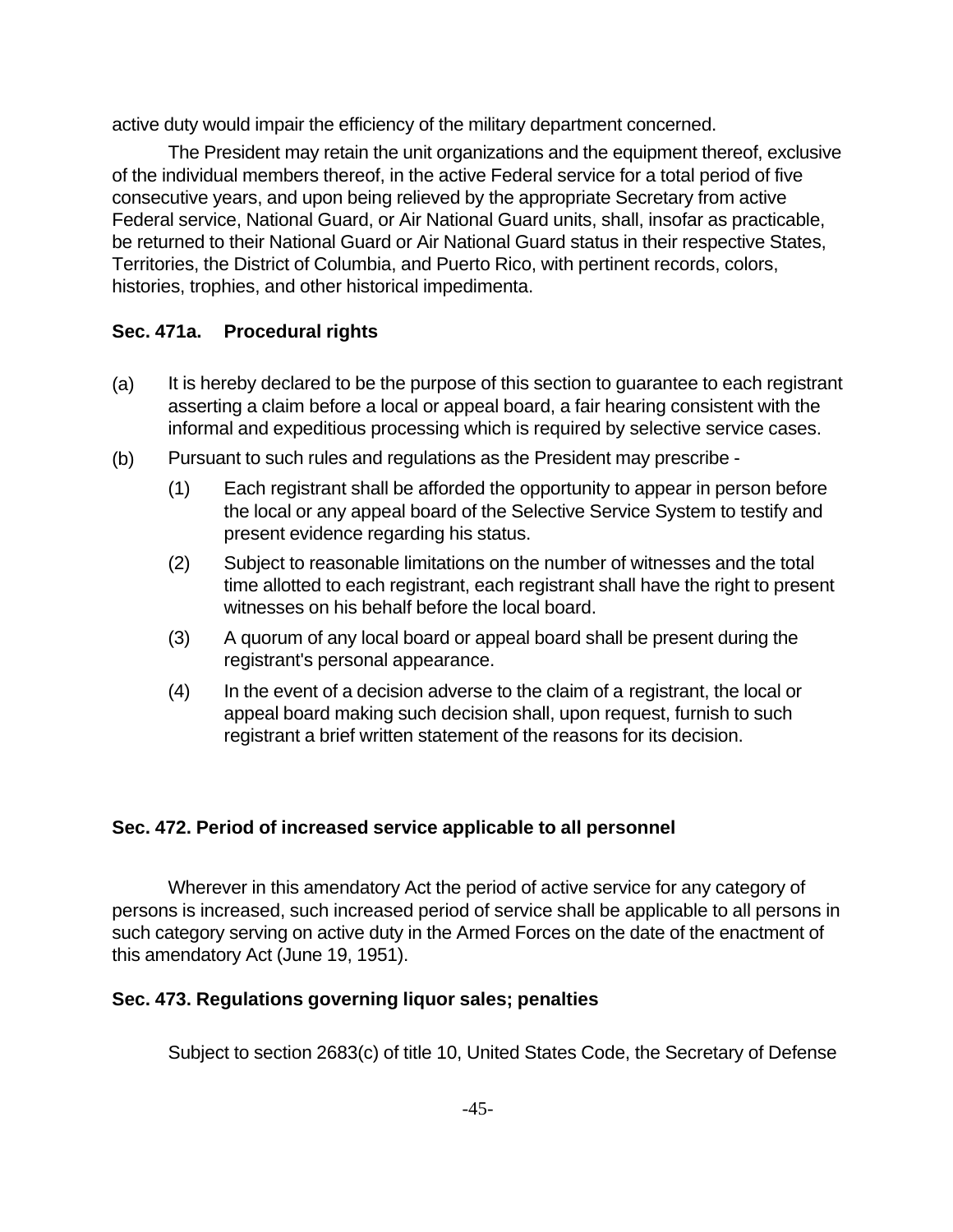active duty would impair the efficiency of the military department concerned.

The President may retain the unit organizations and the equipment thereof, exclusive of the individual members thereof, in the active Federal service for a total period of five consecutive years, and upon being relieved by the appropriate Secretary from active Federal service, National Guard, or Air National Guard units, shall, insofar as practicable, be returned to their National Guard or Air National Guard status in their respective States, Territories, the District of Columbia, and Puerto Rico, with pertinent records, colors, histories, trophies, and other historical impedimenta.

### Sec. 471a. Procedural rights

(a) It is hereby declared to be the purpose of this section to guarantee to each registrant asserting a claim before a local or appeal board, a fair hearing consistent with the informal and expeditious processing which is required by selective service cases.

(b) Pursuant to such rules and regulations as the President may prescribe -

  (1) Each registrant shall be afforded the opportunity to appear in person before the local or any appeal board of the Selective Service System to testify and present evidence regarding his status.

  (2) Subject to reasonable limitations on the number of witnesses and the total time allotted to each registrant, each registrant shall have the right to present witnesses on his behalf before the local board.

  (3) A quorum of any local board or appeal board shall be present during the registrant's personal appearance.

  (4) In the event of a decision adverse to the claim of a registrant, the local or appeal board making such decision shall, upon request, furnish to such registrant a brief written statement of the reasons for its decision.

### Sec. 472. Period of increased service applicable to all personnel

Wherever in this amendatory Act the period of active service for any category of persons is increased, such increased period of service shall be applicable to all persons in such category serving on active duty in the Armed Forces on the date of the enactment of this amendatory Act (June 19, 1951).

### Sec. 473. Regulations governing liquor sales; penalties

Subject to section 2683(c) of title 10, United States Code, the Secretary of Defense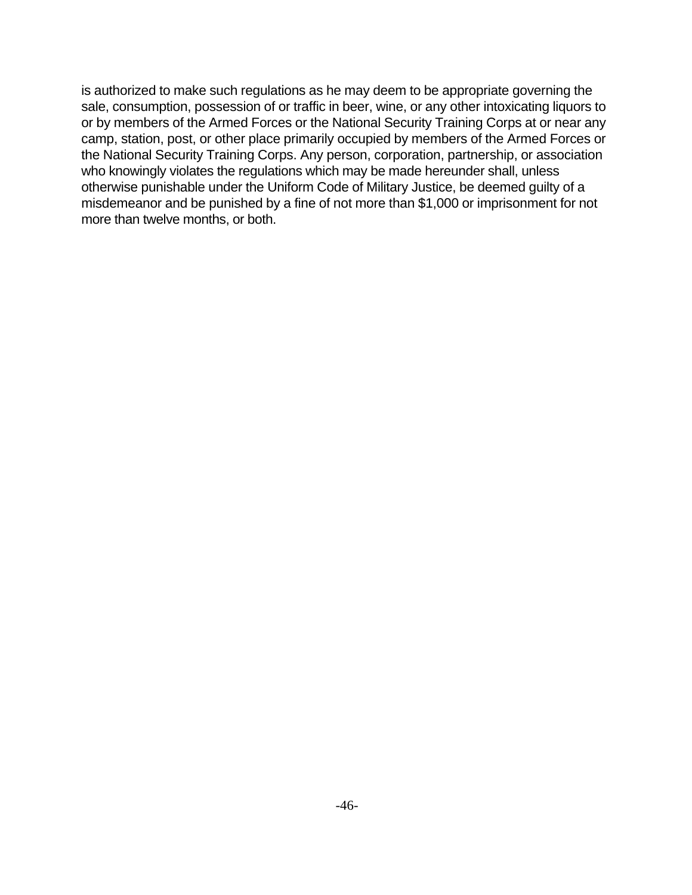is authorized to make such regulations as he may deem to be appropriate governing the sale, consumption, possession of or traffic in beer, wine, or any other intoxicating liquors to or by members of the Armed Forces or the National Security Training Corps at or near any camp, station, post, or other place primarily occupied by members of the Armed Forces or the National Security Training Corps. Any person, corporation, partnership, or association who knowingly violates the regulations which may be made hereunder shall, unless otherwise punishable under the Uniform Code of Military Justice, be deemed guilty of a misdemeanor and be punished by a fine of not more than $1,000 or imprisonment for not more than twelve months, or both.